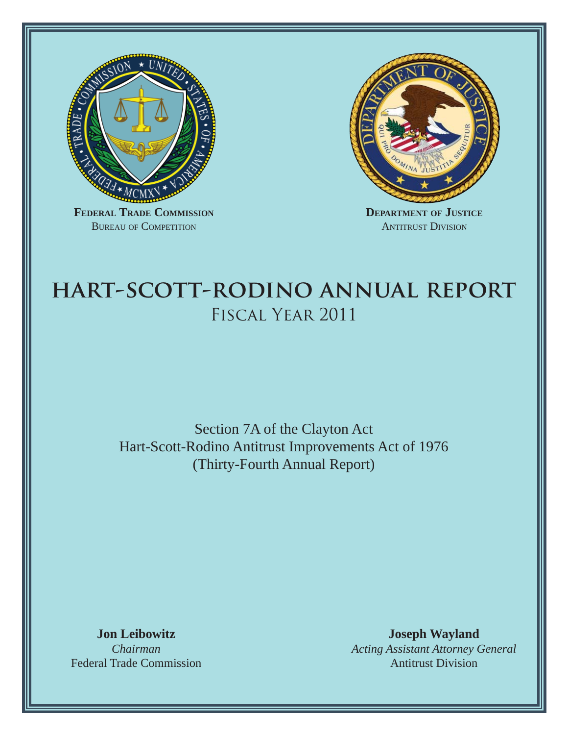**Federal Trade Commission**
Bureau of Competition

**Department of Justice**
Antitrust Division

# HART-SCOTT-RODINO ANNUAL REPORT
## Fiscal Year 2011

Section 7A of the Clayton Act
Hart-Scott-Rodino Antitrust Improvements Act of 1976
(Thirty-Fourth Annual Report)

**Jon Leibowitz**
*Chairman*
Federal Trade Commission

**Joseph Wayland**
*Acting Assistant Attorney General*
Antitrust Division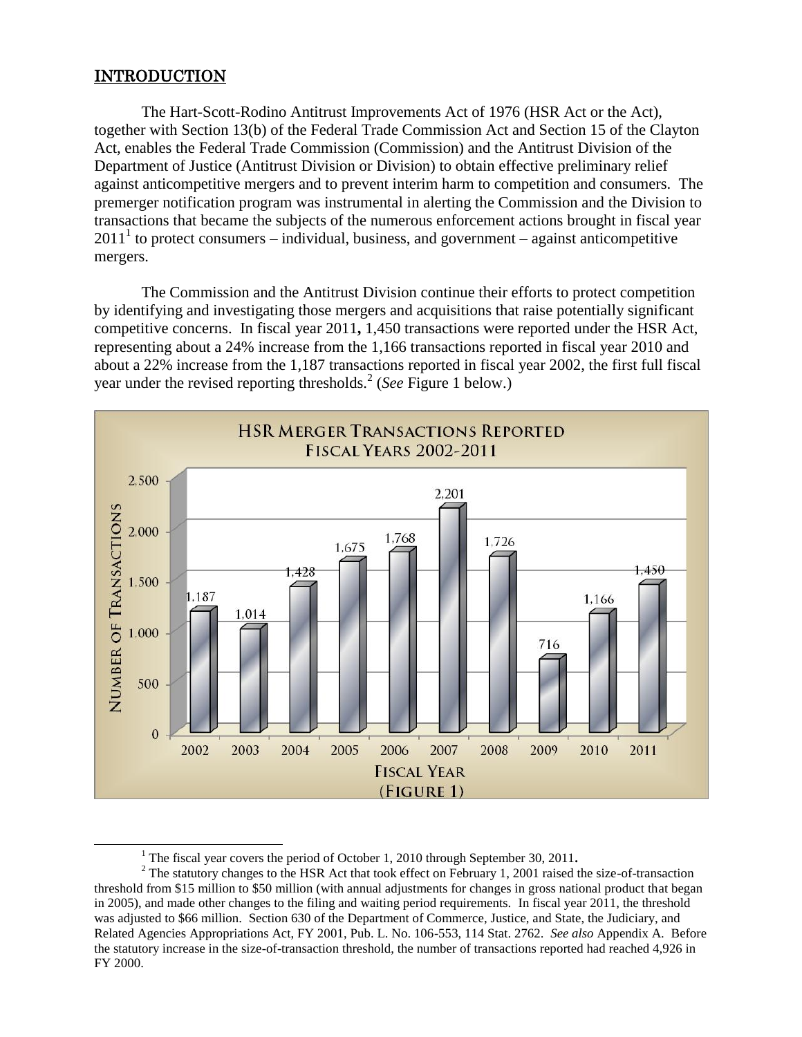# INTRODUCTION

The Hart-Scott-Rodino Antitrust Improvements Act of 1976 (HSR Act or the Act), together with Section 13(b) of the Federal Trade Commission Act and Section 15 of the Clayton Act, enables the Federal Trade Commission (Commission) and the Antitrust Division of the Department of Justice (Antitrust Division or Division) to obtain effective preliminary relief against anticompetitive mergers and to prevent interim harm to competition and consumers. The premerger notification program was instrumental in alerting the Commission and the Division to transactions that became the subjects of the numerous enforcement actions brought in fiscal year 2011[1] to protect consumers – individual, business, and government – against anticompetitive mergers.

The Commission and the Antitrust Division continue their efforts to protect competition by identifying and investigating those mergers and acquisitions that raise potentially significant competitive concerns. In fiscal year 2011**,** 1,450 transactions were reported under the HSR Act, representing about a 24% increase from the 1,166 transactions reported in fiscal year 2010 and about a 22% increase from the 1,187 transactions reported in fiscal year 2002, the first full fiscal year under the revised reporting thresholds.[2] (*See* Figure 1 below.)

**HSR MERGER TRANSACTIONS REPORTED**
**FISCAL YEARS 2002-2011**

| Fiscal Year | Number of Transactions |
|---|---|
| 2002 | 1,187 |
| 2003 | 1,014 |
| 2004 | 1,428 |
| 2005 | 1,675 |
| 2006 | 1,768 |
| 2007 | 2,201 |
| 2008 | 1,726 |
| 2009 | 716 |
| 2010 | 1,166 |
| 2011 | 1,450 |

(FIGURE 1)

---

[1] The fiscal year covers the period of October 1, 2010 through September 30, 2011.

[2] The statutory changes to the HSR Act that took effect on February 1, 2001 raised the size-of-transaction threshold from $15 million to $50 million (with annual adjustments for changes in gross national product that began in 2005), and made other changes to the filing and waiting period requirements. In fiscal year 2011, the threshold was adjusted to $66 million. Section 630 of the Department of Commerce, Justice, and State, the Judiciary, and Related Agencies Appropriations Act, FY 2001, Pub. L. No. 106-553, 114 Stat. 2762. *See also* Appendix A. Before the statutory increase in the size-of-transaction threshold, the number of transactions reported had reached 4,926 in FY 2000.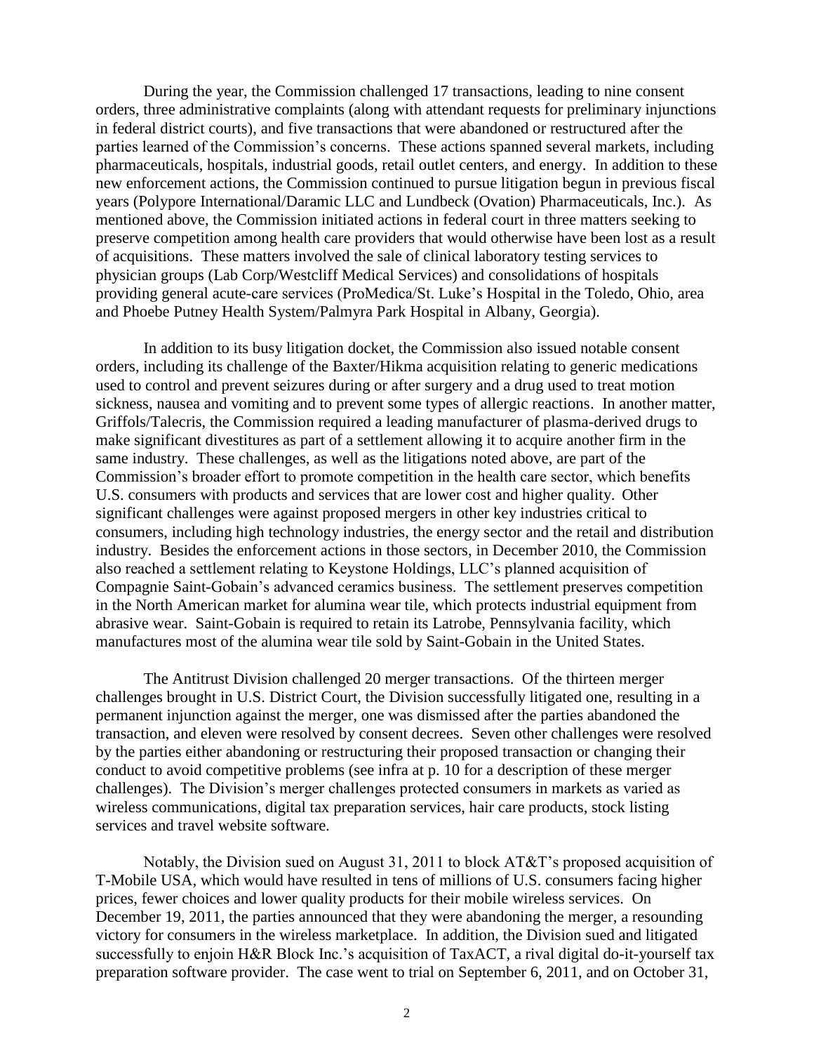During the year, the Commission challenged 17 transactions, leading to nine consent orders, three administrative complaints (along with attendant requests for preliminary injunctions in federal district courts), and five transactions that were abandoned or restructured after the parties learned of the Commission's concerns. These actions spanned several markets, including pharmaceuticals, hospitals, industrial goods, retail outlet centers, and energy. In addition to these new enforcement actions, the Commission continued to pursue litigation begun in previous fiscal years (Polypore International/Daramic LLC and Lundbeck (Ovation) Pharmaceuticals, Inc.). As mentioned above, the Commission initiated actions in federal court in three matters seeking to preserve competition among health care providers that would otherwise have been lost as a result of acquisitions. These matters involved the sale of clinical laboratory testing services to physician groups (Lab Corp/Westcliff Medical Services) and consolidations of hospitals providing general acute-care services (ProMedica/St. Luke's Hospital in the Toledo, Ohio, area and Phoebe Putney Health System/Palmyra Park Hospital in Albany, Georgia).

In addition to its busy litigation docket, the Commission also issued notable consent orders, including its challenge of the Baxter/Hikma acquisition relating to generic medications used to control and prevent seizures during or after surgery and a drug used to treat motion sickness, nausea and vomiting and to prevent some types of allergic reactions. In another matter, Griffols/Talecris, the Commission required a leading manufacturer of plasma-derived drugs to make significant divestitures as part of a settlement allowing it to acquire another firm in the same industry. These challenges, as well as the litigations noted above, are part of the Commission's broader effort to promote competition in the health care sector, which benefits U.S. consumers with products and services that are lower cost and higher quality. Other significant challenges were against proposed mergers in other key industries critical to consumers, including high technology industries, the energy sector and the retail and distribution industry. Besides the enforcement actions in those sectors, in December 2010, the Commission also reached a settlement relating to Keystone Holdings, LLC's planned acquisition of Compagnie Saint-Gobain's advanced ceramics business. The settlement preserves competition in the North American market for alumina wear tile, which protects industrial equipment from abrasive wear. Saint-Gobain is required to retain its Latrobe, Pennsylvania facility, which manufactures most of the alumina wear tile sold by Saint-Gobain in the United States.

The Antitrust Division challenged 20 merger transactions. Of the thirteen merger challenges brought in U.S. District Court, the Division successfully litigated one, resulting in a permanent injunction against the merger, one was dismissed after the parties abandoned the transaction, and eleven were resolved by consent decrees. Seven other challenges were resolved by the parties either abandoning or restructuring their proposed transaction or changing their conduct to avoid competitive problems (see infra at p. 10 for a description of these merger challenges). The Division's merger challenges protected consumers in markets as varied as wireless communications, digital tax preparation services, hair care products, stock listing services and travel website software.

Notably, the Division sued on August 31, 2011 to block AT&T's proposed acquisition of T-Mobile USA, which would have resulted in tens of millions of U.S. consumers facing higher prices, fewer choices and lower quality products for their mobile wireless services. On December 19, 2011, the parties announced that they were abandoning the merger, a resounding victory for consumers in the wireless marketplace. In addition, the Division sued and litigated successfully to enjoin H&R Block Inc.'s acquisition of TaxACT, a rival digital do-it-yourself tax preparation software provider. The case went to trial on September 6, 2011, and on October 31,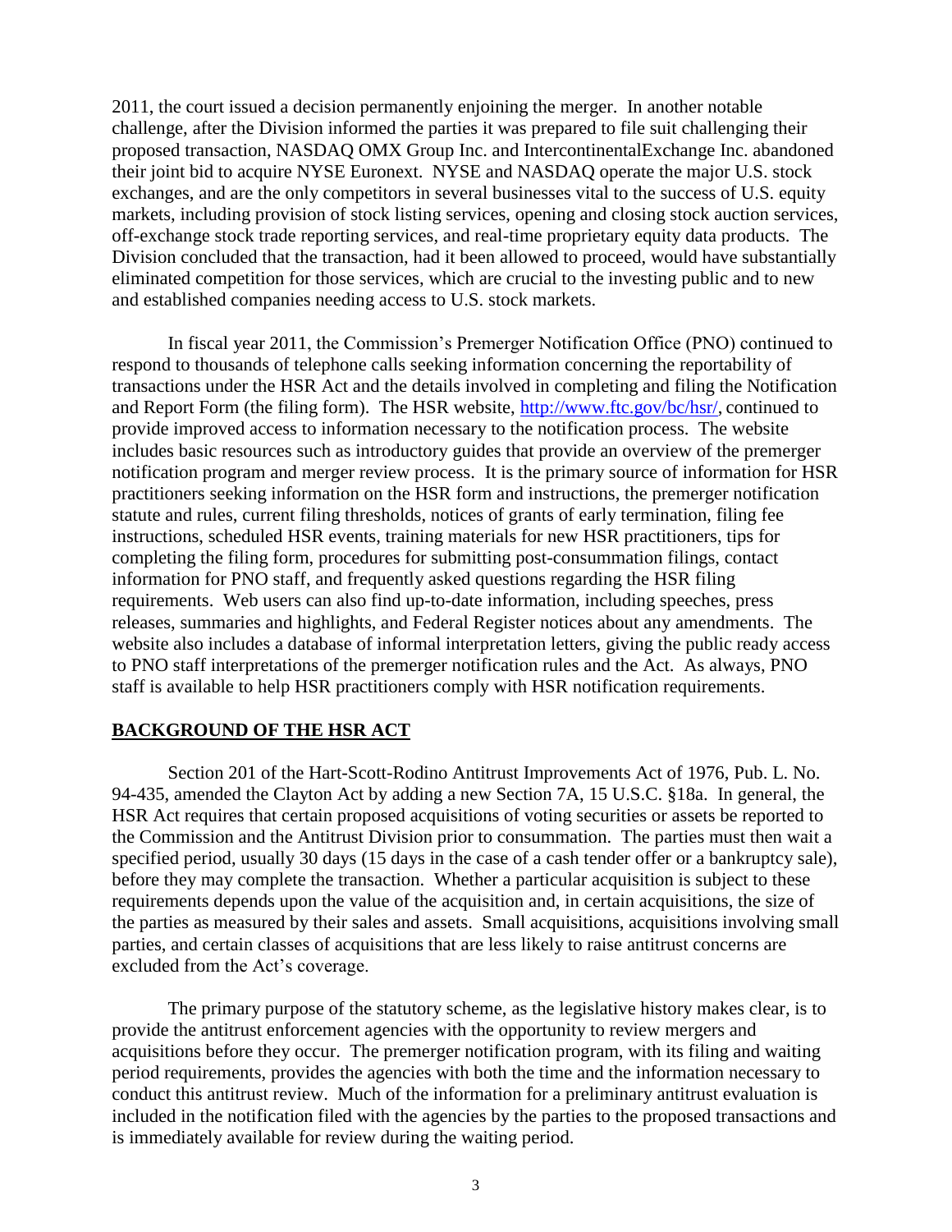2011, the court issued a decision permanently enjoining the merger. In another notable challenge, after the Division informed the parties it was prepared to file suit challenging their proposed transaction, NASDAQ OMX Group Inc. and IntercontinentalExchange Inc. abandoned their joint bid to acquire NYSE Euronext. NYSE and NASDAQ operate the major U.S. stock exchanges, and are the only competitors in several businesses vital to the success of U.S. equity markets, including provision of stock listing services, opening and closing stock auction services, off-exchange stock trade reporting services, and real-time proprietary equity data products. The Division concluded that the transaction, had it been allowed to proceed, would have substantially eliminated competition for those services, which are crucial to the investing public and to new and established companies needing access to U.S. stock markets.

In fiscal year 2011, the Commission's Premerger Notification Office (PNO) continued to respond to thousands of telephone calls seeking information concerning the reportability of transactions under the HSR Act and the details involved in completing and filing the Notification and Report Form (the filing form). The HSR website, http://www.ftc.gov/bc/hsr/, continued to provide improved access to information necessary to the notification process. The website includes basic resources such as introductory guides that provide an overview of the premerger notification program and merger review process. It is the primary source of information for HSR practitioners seeking information on the HSR form and instructions, the premerger notification statute and rules, current filing thresholds, notices of grants of early termination, filing fee instructions, scheduled HSR events, training materials for new HSR practitioners, tips for completing the filing form, procedures for submitting post-consummation filings, contact information for PNO staff, and frequently asked questions regarding the HSR filing requirements. Web users can also find up-to-date information, including speeches, press releases, summaries and highlights, and Federal Register notices about any amendments. The website also includes a database of informal interpretation letters, giving the public ready access to PNO staff interpretations of the premerger notification rules and the Act. As always, PNO staff is available to help HSR practitioners comply with HSR notification requirements.

## BACKGROUND OF THE HSR ACT

Section 201 of the Hart-Scott-Rodino Antitrust Improvements Act of 1976, Pub. L. No. 94-435, amended the Clayton Act by adding a new Section 7A, 15 U.S.C. §18a. In general, the HSR Act requires that certain proposed acquisitions of voting securities or assets be reported to the Commission and the Antitrust Division prior to consummation. The parties must then wait a specified period, usually 30 days (15 days in the case of a cash tender offer or a bankruptcy sale), before they may complete the transaction. Whether a particular acquisition is subject to these requirements depends upon the value of the acquisition and, in certain acquisitions, the size of the parties as measured by their sales and assets. Small acquisitions, acquisitions involving small parties, and certain classes of acquisitions that are less likely to raise antitrust concerns are excluded from the Act's coverage.

The primary purpose of the statutory scheme, as the legislative history makes clear, is to provide the antitrust enforcement agencies with the opportunity to review mergers and acquisitions before they occur. The premerger notification program, with its filing and waiting period requirements, provides the agencies with both the time and the information necessary to conduct this antitrust review. Much of the information for a preliminary antitrust evaluation is included in the notification filed with the agencies by the parties to the proposed transactions and is immediately available for review during the waiting period.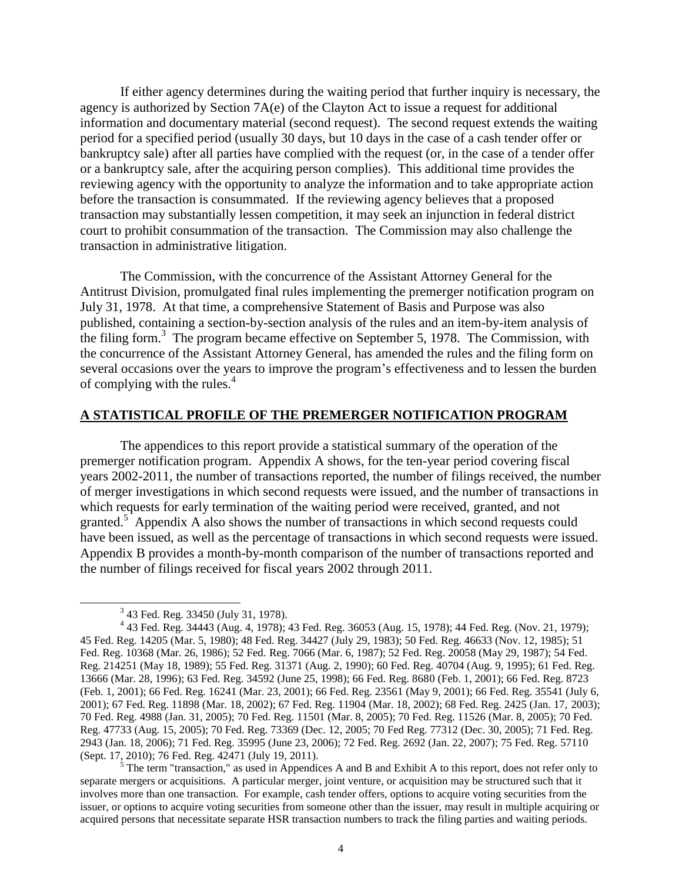If either agency determines during the waiting period that further inquiry is necessary, the agency is authorized by Section 7A(e) of the Clayton Act to issue a request for additional information and documentary material (second request). The second request extends the waiting period for a specified period (usually 30 days, but 10 days in the case of a cash tender offer or bankruptcy sale) after all parties have complied with the request (or, in the case of a tender offer or a bankruptcy sale, after the acquiring person complies). This additional time provides the reviewing agency with the opportunity to analyze the information and to take appropriate action before the transaction is consummated. If the reviewing agency believes that a proposed transaction may substantially lessen competition, it may seek an injunction in federal district court to prohibit consummation of the transaction. The Commission may also challenge the transaction in administrative litigation.

The Commission, with the concurrence of the Assistant Attorney General for the Antitrust Division, promulgated final rules implementing the premerger notification program on July 31, 1978. At that time, a comprehensive Statement of Basis and Purpose was also published, containing a section-by-section analysis of the rules and an item-by-item analysis of the filing form.[3] The program became effective on September 5, 1978. The Commission, with the concurrence of the Assistant Attorney General, has amended the rules and the filing form on several occasions over the years to improve the program's effectiveness and to lessen the burden of complying with the rules.[4]

## A STATISTICAL PROFILE OF THE PREMERGER NOTIFICATION PROGRAM

The appendices to this report provide a statistical summary of the operation of the premerger notification program. Appendix A shows, for the ten-year period covering fiscal years 2002-2011, the number of transactions reported, the number of filings received, the number of merger investigations in which second requests were issued, and the number of transactions in which requests for early termination of the waiting period were received, granted, and not granted.[5] Appendix A also shows the number of transactions in which second requests could have been issued, as well as the percentage of transactions in which second requests were issued. Appendix B provides a month-by-month comparison of the number of transactions reported and the number of filings received for fiscal years 2002 through 2011.

---

[3] 43 Fed. Reg. 33450 (July 31, 1978).

[4] 43 Fed. Reg. 34443 (Aug. 4, 1978); 43 Fed. Reg. 36053 (Aug. 15, 1978); 44 Fed. Reg. (Nov. 21, 1979); 45 Fed. Reg. 14205 (Mar. 5, 1980); 48 Fed. Reg. 34427 (July 29, 1983); 50 Fed. Reg. 46633 (Nov. 12, 1985); 51 Fed. Reg. 10368 (Mar. 26, 1986); 52 Fed. Reg. 7066 (Mar. 6, 1987); 52 Fed. Reg. 20058 (May 29, 1987); 54 Fed. Reg. 214251 (May 18, 1989); 55 Fed. Reg. 31371 (Aug. 2, 1990); 60 Fed. Reg. 40704 (Aug. 9, 1995); 61 Fed. Reg. 13666 (Mar. 28, 1996); 63 Fed. Reg. 34592 (June 25, 1998); 66 Fed. Reg. 8680 (Feb. 1, 2001); 66 Fed. Reg. 8723 (Feb. 1, 2001); 66 Fed. Reg. 16241 (Mar. 23, 2001); 66 Fed. Reg. 23561 (May 9, 2001); 66 Fed. Reg. 35541 (July 6, 2001); 67 Fed. Reg. 11898 (Mar. 18, 2002); 67 Fed. Reg. 11904 (Mar. 18, 2002); 68 Fed. Reg. 2425 (Jan. 17, 2003); 70 Fed. Reg. 4988 (Jan. 31, 2005); 70 Fed. Reg. 11501 (Mar. 8, 2005); 70 Fed. Reg. 11526 (Mar. 8, 2005); 70 Fed. Reg. 47733 (Aug. 15, 2005); 70 Fed. Reg. 73369 (Dec. 12, 2005; 70 Fed Reg. 77312 (Dec. 30, 2005); 71 Fed. Reg. 2943 (Jan. 18, 2006); 71 Fed. Reg. 35995 (June 23, 2006); 72 Fed. Reg. 2692 (Jan. 22, 2007); 75 Fed. Reg. 57110 (Sept. 17, 2010); 76 Fed. Reg. 42471 (July 19, 2011).

[5] The term "transaction," as used in Appendices A and B and Exhibit A to this report, does not refer only to separate mergers or acquisitions. A particular merger, joint venture, or acquisition may be structured such that it involves more than one transaction. For example, cash tender offers, options to acquire voting securities from the issuer, or options to acquire voting securities from someone other than the issuer, may result in multiple acquiring or acquired persons that necessitate separate HSR transaction numbers to track the filing parties and waiting periods.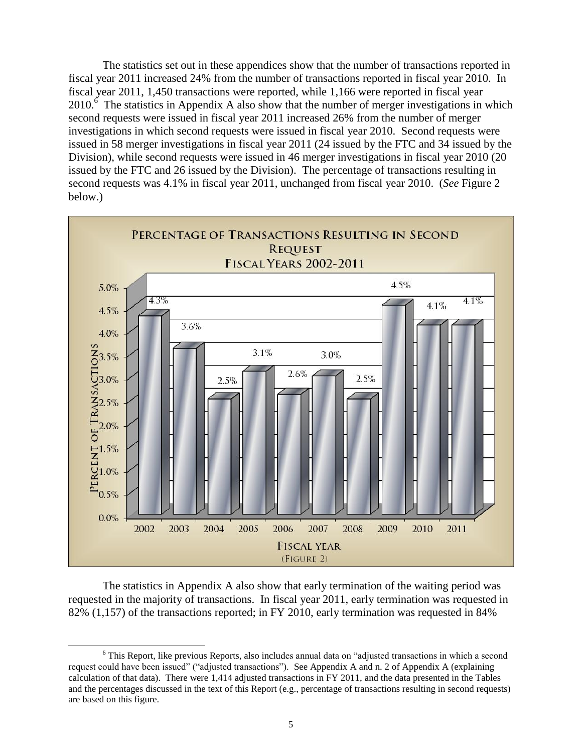The statistics set out in these appendices show that the number of transactions reported in fiscal year 2011 increased 24% from the number of transactions reported in fiscal year 2010. In fiscal year 2011, 1,450 transactions were reported, while 1,166 were reported in fiscal year 2010.[6] The statistics in Appendix A also show that the number of merger investigations in which second requests were issued in fiscal year 2011 increased 26% from the number of merger investigations in which second requests were issued in fiscal year 2010. Second requests were issued in 58 merger investigations in fiscal year 2011 (24 issued by the FTC and 34 issued by the Division), while second requests were issued in 46 merger investigations in fiscal year 2010 (20 issued by the FTC and 26 issued by the Division). The percentage of transactions resulting in second requests was 4.1% in fiscal year 2011, unchanged from fiscal year 2010. (*See* Figure 2 below.)

**Percentage of Transactions Resulting in Second Request**
**Fiscal Years 2002-2011**

| Fiscal Year | Percent of Transactions |
|---|---|
| 2002 | 4.3% |
| 2003 | 3.6% |
| 2004 | 2.5% |
| 2005 | 3.1% |
| 2006 | 2.6% |
| 2007 | 3.0% |
| 2008 | 2.5% |
| 2009 | 4.5% |
| 2010 | 4.1% |
| 2011 | 4.1% |

(Figure 2)

The statistics in Appendix A also show that early termination of the waiting period was requested in the majority of transactions. In fiscal year 2011, early termination was requested in 82% (1,157) of the transactions reported; in FY 2010, early termination was requested in 84%

[6] This Report, like previous Reports, also includes annual data on "adjusted transactions in which a second request could have been issued" ("adjusted transactions"). See Appendix A and n. 2 of Appendix A (explaining calculation of that data). There were 1,414 adjusted transactions in FY 2011, and the data presented in the Tables and the percentages discussed in the text of this Report (e.g., percentage of transactions resulting in second requests) are based on this figure.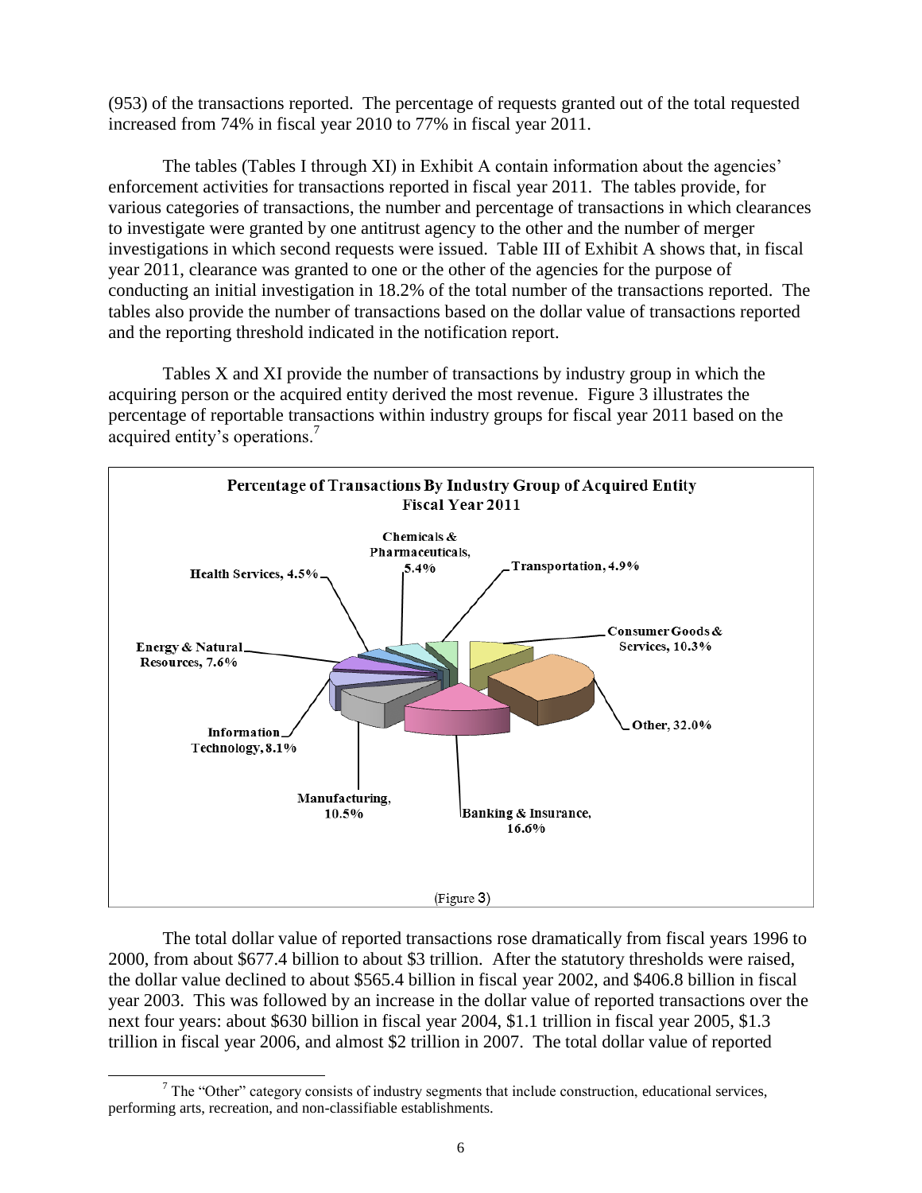(953) of the transactions reported. The percentage of requests granted out of the total requested increased from 74% in fiscal year 2010 to 77% in fiscal year 2011.

The tables (Tables I through XI) in Exhibit A contain information about the agencies' enforcement activities for transactions reported in fiscal year 2011. The tables provide, for various categories of transactions, the number and percentage of transactions in which clearances to investigate were granted by one antitrust agency to the other and the number of merger investigations in which second requests were issued. Table III of Exhibit A shows that, in fiscal year 2011, clearance was granted to one or the other of the agencies for the purpose of conducting an initial investigation in 18.2% of the total number of the transactions reported. The tables also provide the number of transactions based on the dollar value of transactions reported and the reporting threshold indicated in the notification report.

Tables X and XI provide the number of transactions by industry group in which the acquiring person or the acquired entity derived the most revenue. Figure 3 illustrates the percentage of reportable transactions within industry groups for fiscal year 2011 based on the acquired entity's operations.[7]

**Percentage of Transactions By Industry Group of Acquired Entity**
**Fiscal Year 2011**

| Industry Group | Percentage |
|---|---|
| Other | 32.0% |
| Banking & Insurance | 16.6% |
| Manufacturing | 10.5% |
| Consumer Goods & Services | 10.3% |
| Information Technology | 8.1% |
| Energy & Natural Resources | 7.6% |
| Chemicals & Pharmaceuticals | 5.4% |
| Transportation | 4.9% |
| Health Services | 4.5% |

(Figure 3)

The total dollar value of reported transactions rose dramatically from fiscal years 1996 to 2000, from about \$677.4 billion to about \$3 trillion. After the statutory thresholds were raised, the dollar value declined to about \$565.4 billion in fiscal year 2002, and \$406.8 billion in fiscal year 2003. This was followed by an increase in the dollar value of reported transactions over the next four years: about \$630 billion in fiscal year 2004, \$1.1 trillion in fiscal year 2005, \$1.3 trillion in fiscal year 2006, and almost \$2 trillion in 2007. The total dollar value of reported

[7] The "Other" category consists of industry segments that include construction, educational services, performing arts, recreation, and non-classifiable establishments.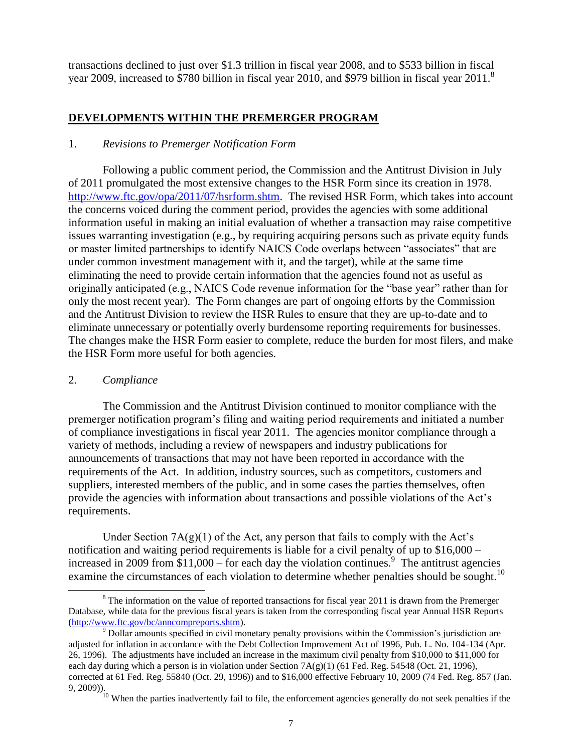transactions declined to just over \$1.3 trillion in fiscal year 2008, and to \$533 billion in fiscal year 2009, increased to \$780 billion in fiscal year 2010, and \$979 billion in fiscal year 2011.[8]

## **DEVELOPMENTS WITHIN THE PREMERGER PROGRAM**

### 1. *Revisions to Premerger Notification Form*

Following a public comment period, the Commission and the Antitrust Division in July of 2011 promulgated the most extensive changes to the HSR Form since its creation in 1978. http://www.ftc.gov/opa/2011/07/hsrform.shtm. The revised HSR Form, which takes into account the concerns voiced during the comment period, provides the agencies with some additional information useful in making an initial evaluation of whether a transaction may raise competitive issues warranting investigation (e.g., by requiring acquiring persons such as private equity funds or master limited partnerships to identify NAICS Code overlaps between "associates" that are under common investment management with it, and the target), while at the same time eliminating the need to provide certain information that the agencies found not as useful as originally anticipated (e.g., NAICS Code revenue information for the "base year" rather than for only the most recent year). The Form changes are part of ongoing efforts by the Commission and the Antitrust Division to review the HSR Rules to ensure that they are up-to-date and to eliminate unnecessary or potentially overly burdensome reporting requirements for businesses. The changes make the HSR Form easier to complete, reduce the burden for most filers, and make the HSR Form more useful for both agencies.

### 2. *Compliance*

The Commission and the Antitrust Division continued to monitor compliance with the premerger notification program's filing and waiting period requirements and initiated a number of compliance investigations in fiscal year 2011. The agencies monitor compliance through a variety of methods, including a review of newspapers and industry publications for announcements of transactions that may not have been reported in accordance with the requirements of the Act. In addition, industry sources, such as competitors, customers and suppliers, interested members of the public, and in some cases the parties themselves, often provide the agencies with information about transactions and possible violations of the Act's requirements.

Under Section 7A(g)(1) of the Act, any person that fails to comply with the Act's notification and waiting period requirements is liable for a civil penalty of up to \$16,000 – increased in 2009 from \$11,000 – for each day the violation continues.[9] The antitrust agencies examine the circumstances of each violation to determine whether penalties should be sought.[10]

---

[8] The information on the value of reported transactions for fiscal year 2011 is drawn from the Premerger Database, while data for the previous fiscal years is taken from the corresponding fiscal year Annual HSR Reports (http://www.ftc.gov/bc/anncompreports.shtm).

[9] Dollar amounts specified in civil monetary penalty provisions within the Commission's jurisdiction are adjusted for inflation in accordance with the Debt Collection Improvement Act of 1996, Pub. L. No. 104-134 (Apr. 26, 1996). The adjustments have included an increase in the maximum civil penalty from \$10,000 to \$11,000 for each day during which a person is in violation under Section 7A(g)(1) (61 Fed. Reg. 54548 (Oct. 21, 1996), corrected at 61 Fed. Reg. 55840 (Oct. 29, 1996)) and to \$16,000 effective February 10, 2009 (74 Fed. Reg. 857 (Jan. 9, 2009)).

[10] When the parties inadvertently fail to file, the enforcement agencies generally do not seek penalties if the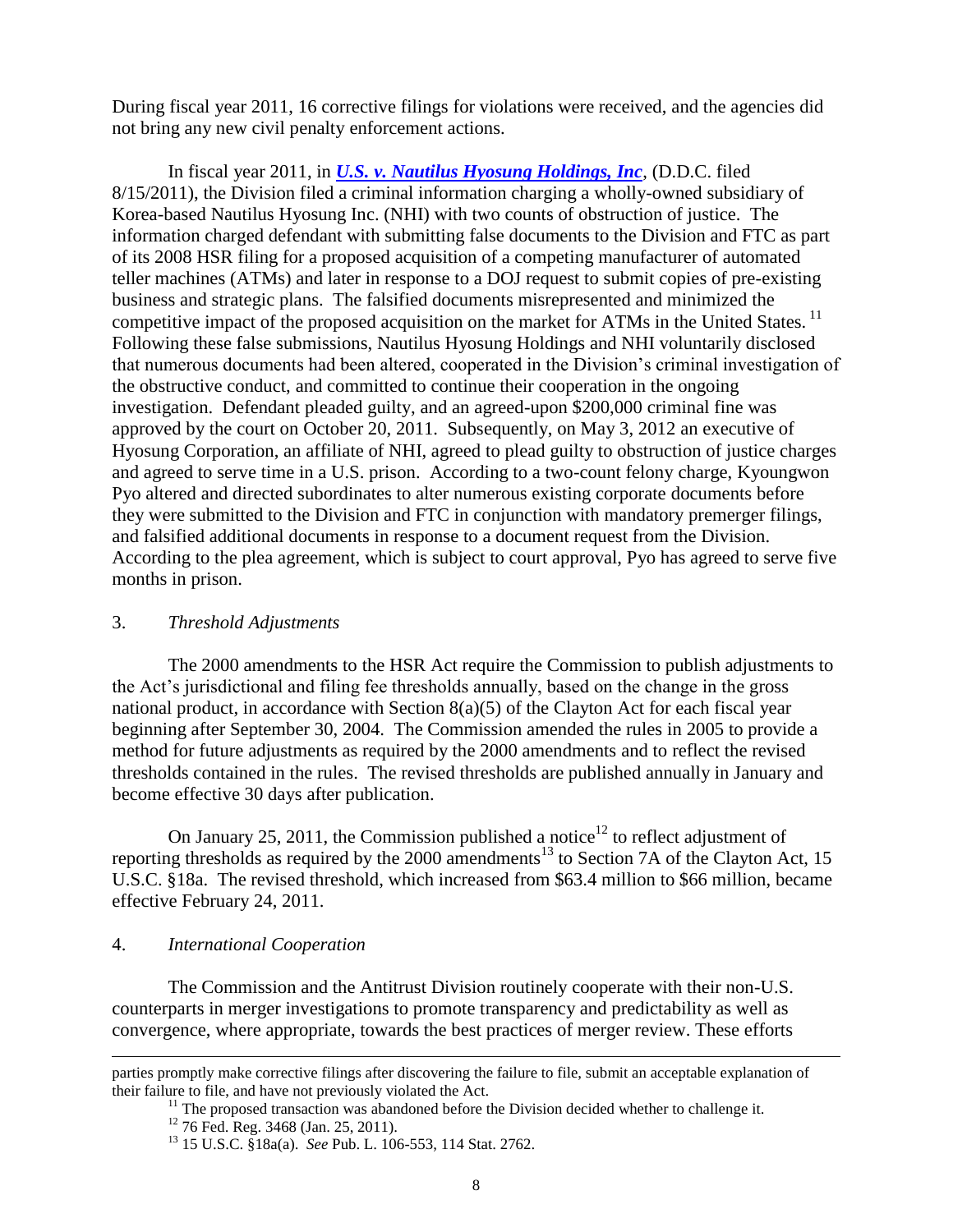During fiscal year 2011, 16 corrective filings for violations were received, and the agencies did not bring any new civil penalty enforcement actions.

In fiscal year 2011, in ***U.S. v. Nautilus Hyosung Holdings, Inc***, (D.D.C. filed 8/15/2011), the Division filed a criminal information charging a wholly-owned subsidiary of Korea-based Nautilus Hyosung Inc. (NHI) with two counts of obstruction of justice. The information charged defendant with submitting false documents to the Division and FTC as part of its 2008 HSR filing for a proposed acquisition of a competing manufacturer of automated teller machines (ATMs) and later in response to a DOJ request to submit copies of pre-existing business and strategic plans. The falsified documents misrepresented and minimized the competitive impact of the proposed acquisition on the market for ATMs in the United States.[11] Following these false submissions, Nautilus Hyosung Holdings and NHI voluntarily disclosed that numerous documents had been altered, cooperated in the Division's criminal investigation of the obstructive conduct, and committed to continue their cooperation in the ongoing investigation. Defendant pleaded guilty, and an agreed-upon $200,000 criminal fine was approved by the court on October 20, 2011. Subsequently, on May 3, 2012 an executive of Hyosung Corporation, an affiliate of NHI, agreed to plead guilty to obstruction of justice charges and agreed to serve time in a U.S. prison. According to a two-count felony charge, Kyoungwon Pyo altered and directed subordinates to alter numerous existing corporate documents before they were submitted to the Division and FTC in conjunction with mandatory premerger filings, and falsified additional documents in response to a document request from the Division. According to the plea agreement, which is subject to court approval, Pyo has agreed to serve five months in prison.

3. *Threshold Adjustments*

The 2000 amendments to the HSR Act require the Commission to publish adjustments to the Act's jurisdictional and filing fee thresholds annually, based on the change in the gross national product, in accordance with Section 8(a)(5) of the Clayton Act for each fiscal year beginning after September 30, 2004. The Commission amended the rules in 2005 to provide a method for future adjustments as required by the 2000 amendments and to reflect the revised thresholds contained in the rules. The revised thresholds are published annually in January and become effective 30 days after publication.

On January 25, 2011, the Commission published a notice[12] to reflect adjustment of reporting thresholds as required by the 2000 amendments[13] to Section 7A of the Clayton Act, 15 U.S.C. §18a. The revised threshold, which increased from $63.4 million to $66 million, became effective February 24, 2011.

4. *International Cooperation*

The Commission and the Antitrust Division routinely cooperate with their non-U.S. counterparts in merger investigations to promote transparency and predictability as well as convergence, where appropriate, towards the best practices of merger review. These efforts

---

parties promptly make corrective filings after discovering the failure to file, submit an acceptable explanation of their failure to file, and have not previously violated the Act.

[11] The proposed transaction was abandoned before the Division decided whether to challenge it.

[12] 76 Fed. Reg. 3468 (Jan. 25, 2011).

[13] 15 U.S.C. §18a(a). *See* Pub. L. 106-553, 114 Stat. 2762.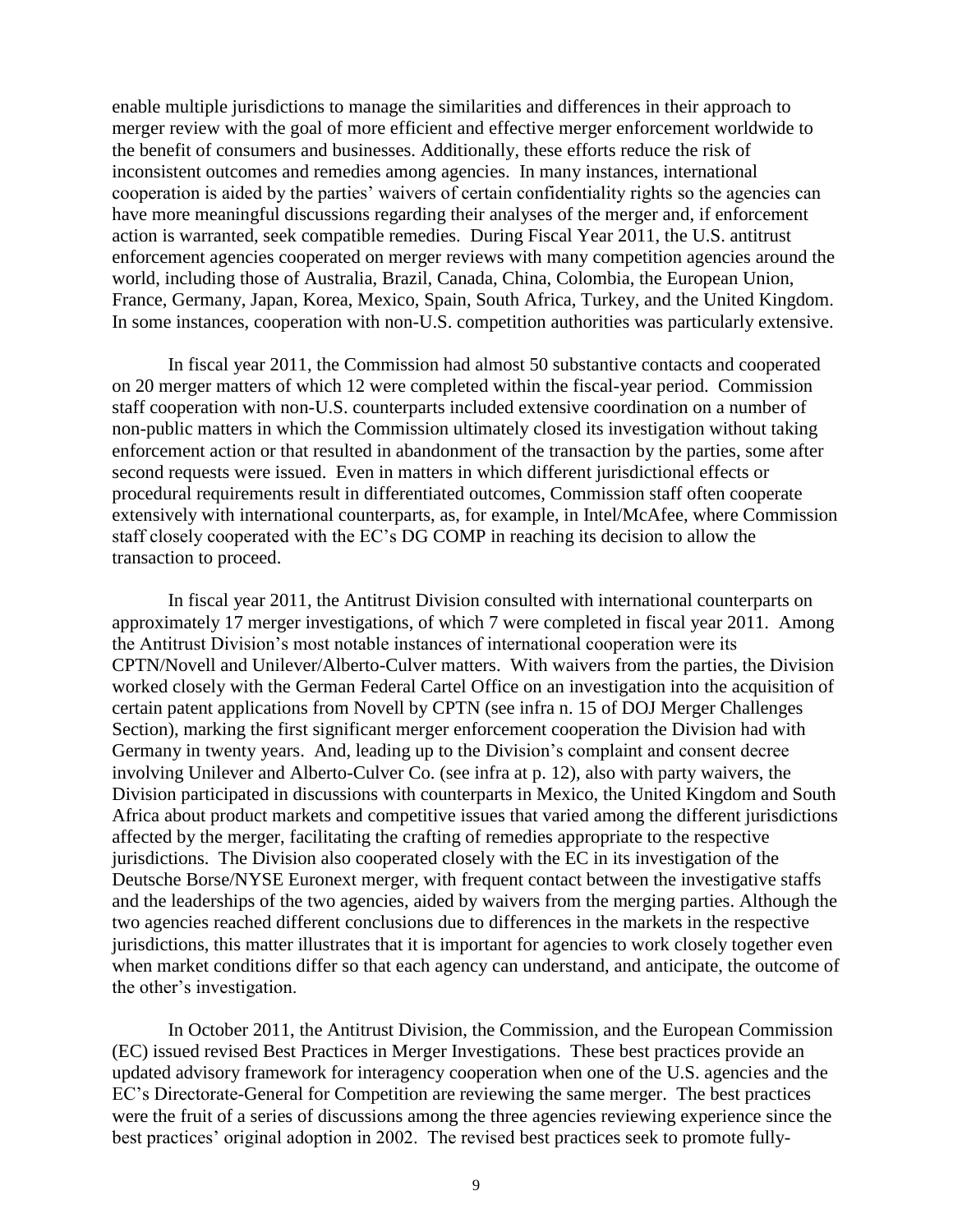enable multiple jurisdictions to manage the similarities and differences in their approach to merger review with the goal of more efficient and effective merger enforcement worldwide to the benefit of consumers and businesses. Additionally, these efforts reduce the risk of inconsistent outcomes and remedies among agencies. In many instances, international cooperation is aided by the parties' waivers of certain confidentiality rights so the agencies can have more meaningful discussions regarding their analyses of the merger and, if enforcement action is warranted, seek compatible remedies. During Fiscal Year 2011, the U.S. antitrust enforcement agencies cooperated on merger reviews with many competition agencies around the world, including those of Australia, Brazil, Canada, China, Colombia, the European Union, France, Germany, Japan, Korea, Mexico, Spain, South Africa, Turkey, and the United Kingdom. In some instances, cooperation with non-U.S. competition authorities was particularly extensive.

In fiscal year 2011, the Commission had almost 50 substantive contacts and cooperated on 20 merger matters of which 12 were completed within the fiscal-year period. Commission staff cooperation with non-U.S. counterparts included extensive coordination on a number of non-public matters in which the Commission ultimately closed its investigation without taking enforcement action or that resulted in abandonment of the transaction by the parties, some after second requests were issued. Even in matters in which different jurisdictional effects or procedural requirements result in differentiated outcomes, Commission staff often cooperate extensively with international counterparts, as, for example, in Intel/McAfee, where Commission staff closely cooperated with the EC's DG COMP in reaching its decision to allow the transaction to proceed.

In fiscal year 2011, the Antitrust Division consulted with international counterparts on approximately 17 merger investigations, of which 7 were completed in fiscal year 2011. Among the Antitrust Division's most notable instances of international cooperation were its CPTN/Novell and Unilever/Alberto-Culver matters. With waivers from the parties, the Division worked closely with the German Federal Cartel Office on an investigation into the acquisition of certain patent applications from Novell by CPTN (see infra n. 15 of DOJ Merger Challenges Section), marking the first significant merger enforcement cooperation the Division had with Germany in twenty years. And, leading up to the Division's complaint and consent decree involving Unilever and Alberto-Culver Co. (see infra at p. 12), also with party waivers, the Division participated in discussions with counterparts in Mexico, the United Kingdom and South Africa about product markets and competitive issues that varied among the different jurisdictions affected by the merger, facilitating the crafting of remedies appropriate to the respective jurisdictions. The Division also cooperated closely with the EC in its investigation of the Deutsche Borse/NYSE Euronext merger, with frequent contact between the investigative staffs and the leaderships of the two agencies, aided by waivers from the merging parties. Although the two agencies reached different conclusions due to differences in the markets in the respective jurisdictions, this matter illustrates that it is important for agencies to work closely together even when market conditions differ so that each agency can understand, and anticipate, the outcome of the other's investigation.

In October 2011, the Antitrust Division, the Commission, and the European Commission (EC) issued revised Best Practices in Merger Investigations. These best practices provide an updated advisory framework for interagency cooperation when one of the U.S. agencies and the EC's Directorate-General for Competition are reviewing the same merger. The best practices were the fruit of a series of discussions among the three agencies reviewing experience since the best practices' original adoption in 2002. The revised best practices seek to promote fully-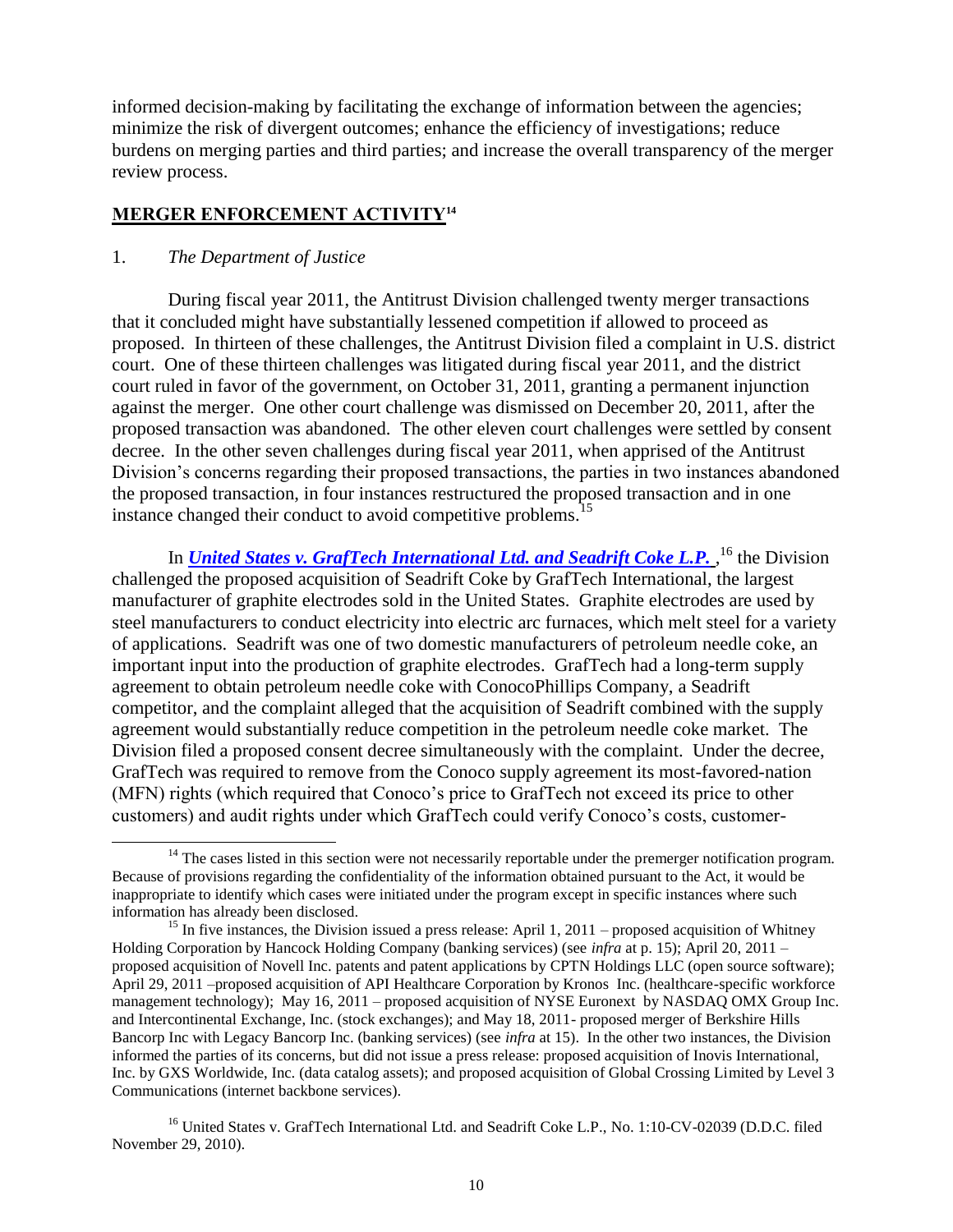informed decision-making by facilitating the exchange of information between the agencies; minimize the risk of divergent outcomes; enhance the efficiency of investigations; reduce burdens on merging parties and third parties; and increase the overall transparency of the merger review process.

## MERGER ENFORCEMENT ACTIVITY[14]

### 1. *The Department of Justice*

During fiscal year 2011, the Antitrust Division challenged twenty merger transactions that it concluded might have substantially lessened competition if allowed to proceed as proposed. In thirteen of these challenges, the Antitrust Division filed a complaint in U.S. district court. One of these thirteen challenges was litigated during fiscal year 2011, and the district court ruled in favor of the government, on October 31, 2011, granting a permanent injunction against the merger. One other court challenge was dismissed on December 20, 2011, after the proposed transaction was abandoned. The other eleven court challenges were settled by consent decree. In the other seven challenges during fiscal year 2011, when apprised of the Antitrust Division's concerns regarding their proposed transactions, the parties in two instances abandoned the proposed transaction, in four instances restructured the proposed transaction and in one instance changed their conduct to avoid competitive problems.[15]

In ***United States v. GrafTech International Ltd. and Seadrift Coke L.P.*** ,[16] the Division challenged the proposed acquisition of Seadrift Coke by GrafTech International, the largest manufacturer of graphite electrodes sold in the United States. Graphite electrodes are used by steel manufacturers to conduct electricity into electric arc furnaces, which melt steel for a variety of applications. Seadrift was one of two domestic manufacturers of petroleum needle coke, an important input into the production of graphite electrodes. GrafTech had a long-term supply agreement to obtain petroleum needle coke with ConocoPhillips Company, a Seadrift competitor, and the complaint alleged that the acquisition of Seadrift combined with the supply agreement would substantially reduce competition in the petroleum needle coke market. The Division filed a proposed consent decree simultaneously with the complaint. Under the decree, GrafTech was required to remove from the Conoco supply agreement its most-favored-nation (MFN) rights (which required that Conoco's price to GrafTech not exceed its price to other customers) and audit rights under which GrafTech could verify Conoco's costs, customer-

---

[14] The cases listed in this section were not necessarily reportable under the premerger notification program. Because of provisions regarding the confidentiality of the information obtained pursuant to the Act, it would be inappropriate to identify which cases were initiated under the program except in specific instances where such information has already been disclosed.

[15] In five instances, the Division issued a press release: April 1, 2011 – proposed acquisition of Whitney Holding Corporation by Hancock Holding Company (banking services) (see *infra* at p. 15); April 20, 2011 – proposed acquisition of Novell Inc. patents and patent applications by CPTN Holdings LLC (open source software); April 29, 2011 –proposed acquisition of API Healthcare Corporation by Kronos Inc. (healthcare-specific workforce management technology); May 16, 2011 – proposed acquisition of NYSE Euronext by NASDAQ OMX Group Inc. and Intercontinental Exchange, Inc. (stock exchanges); and May 18, 2011- proposed merger of Berkshire Hills Bancorp Inc with Legacy Bancorp Inc. (banking services) (see *infra* at 15). In the other two instances, the Division informed the parties of its concerns, but did not issue a press release: proposed acquisition of Inovis International, Inc. by GXS Worldwide, Inc. (data catalog assets); and proposed acquisition of Global Crossing Limited by Level 3 Communications (internet backbone services).

[16] United States v. GrafTech International Ltd. and Seadrift Coke L.P., No. 1:10-CV-02039 (D.D.C. filed November 29, 2010).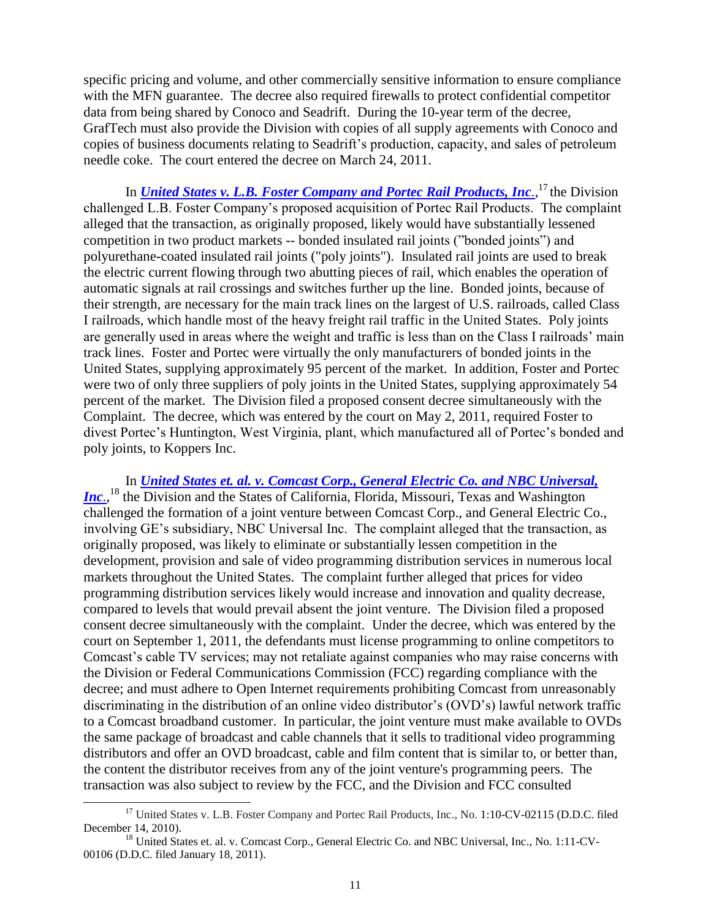specific pricing and volume, and other commercially sensitive information to ensure compliance with the MFN guarantee. The decree also required firewalls to protect confidential competitor data from being shared by Conoco and Seadrift. During the 10-year term of the decree, GrafTech must also provide the Division with copies of all supply agreements with Conoco and copies of business documents relating to Seadrift's production, capacity, and sales of petroleum needle coke. The court entered the decree on March 24, 2011.

In ***United States v. L.B. Foster Company and Portec Rail Products, Inc***.,[17] the Division challenged L.B. Foster Company's proposed acquisition of Portec Rail Products. The complaint alleged that the transaction, as originally proposed, likely would have substantially lessened competition in two product markets -- bonded insulated rail joints ("bonded joints") and polyurethane-coated insulated rail joints ("poly joints"). Insulated rail joints are used to break the electric current flowing through two abutting pieces of rail, which enables the operation of automatic signals at rail crossings and switches further up the line. Bonded joints, because of their strength, are necessary for the main track lines on the largest of U.S. railroads, called Class I railroads, which handle most of the heavy freight rail traffic in the United States. Poly joints are generally used in areas where the weight and traffic is less than on the Class I railroads' main track lines. Foster and Portec were virtually the only manufacturers of bonded joints in the United States, supplying approximately 95 percent of the market. In addition, Foster and Portec were two of only three suppliers of poly joints in the United States, supplying approximately 54 percent of the market. The Division filed a proposed consent decree simultaneously with the Complaint. The decree, which was entered by the court on May 2, 2011, required Foster to divest Portec's Huntington, West Virginia, plant, which manufactured all of Portec's bonded and poly joints, to Koppers Inc.

In ***United States et. al. v. Comcast Corp., General Electric Co. and NBC Universal, Inc***.,[18] the Division and the States of California, Florida, Missouri, Texas and Washington challenged the formation of a joint venture between Comcast Corp., and General Electric Co., involving GE's subsidiary, NBC Universal Inc. The complaint alleged that the transaction, as originally proposed, was likely to eliminate or substantially lessen competition in the development, provision and sale of video programming distribution services in numerous local markets throughout the United States. The complaint further alleged that prices for video programming distribution services likely would increase and innovation and quality decrease, compared to levels that would prevail absent the joint venture. The Division filed a proposed consent decree simultaneously with the complaint. Under the decree, which was entered by the court on September 1, 2011, the defendants must license programming to online competitors to Comcast's cable TV services; may not retaliate against companies who may raise concerns with the Division or Federal Communications Commission (FCC) regarding compliance with the decree; and must adhere to Open Internet requirements prohibiting Comcast from unreasonably discriminating in the distribution of an online video distributor's (OVD's) lawful network traffic to a Comcast broadband customer. In particular, the joint venture must make available to OVDs the same package of broadcast and cable channels that it sells to traditional video programming distributors and offer an OVD broadcast, cable and film content that is similar to, or better than, the content the distributor receives from any of the joint venture's programming peers. The transaction was also subject to review by the FCC, and the Division and FCC consulted

---

[17] United States v. L.B. Foster Company and Portec Rail Products, Inc., No. 1:10-CV-02115 (D.D.C. filed December 14, 2010).

[18] United States et. al. v. Comcast Corp., General Electric Co. and NBC Universal, Inc., No. 1:11-CV-00106 (D.D.C. filed January 18, 2011).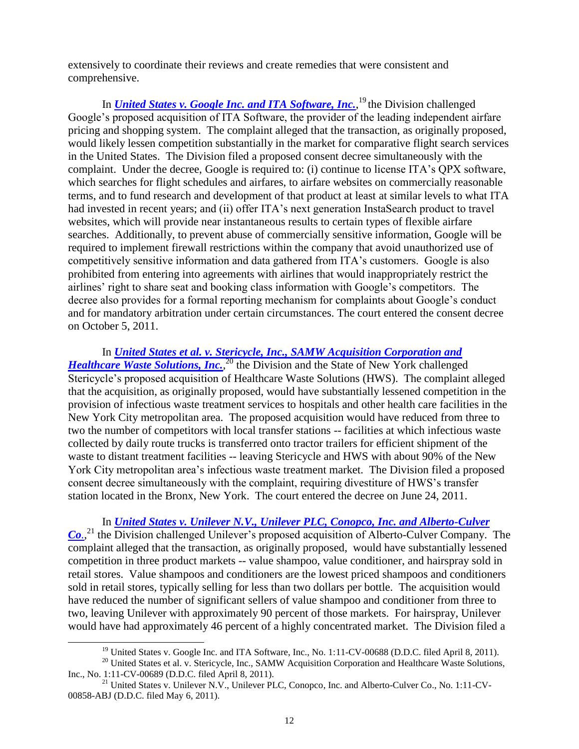extensively to coordinate their reviews and create remedies that were consistent and comprehensive.

In ***United States v. Google Inc. and ITA Software, Inc.***,[19] the Division challenged Google's proposed acquisition of ITA Software, the provider of the leading independent airfare pricing and shopping system. The complaint alleged that the transaction, as originally proposed, would likely lessen competition substantially in the market for comparative flight search services in the United States. The Division filed a proposed consent decree simultaneously with the complaint. Under the decree, Google is required to: (i) continue to license ITA's QPX software, which searches for flight schedules and airfares, to airfare websites on commercially reasonable terms, and to fund research and development of that product at least at similar levels to what ITA had invested in recent years; and (ii) offer ITA's next generation InstaSearch product to travel websites, which will provide near instantaneous results to certain types of flexible airfare searches. Additionally, to prevent abuse of commercially sensitive information, Google will be required to implement firewall restrictions within the company that avoid unauthorized use of competitively sensitive information and data gathered from ITA's customers. Google is also prohibited from entering into agreements with airlines that would inappropriately restrict the airlines' right to share seat and booking class information with Google's competitors. The decree also provides for a formal reporting mechanism for complaints about Google's conduct and for mandatory arbitration under certain circumstances. The court entered the consent decree on October 5, 2011.

In ***United States et al. v. Stericycle, Inc., SAMW Acquisition Corporation and Healthcare Waste Solutions, Inc.***,[20] the Division and the State of New York challenged Stericycle's proposed acquisition of Healthcare Waste Solutions (HWS). The complaint alleged that the acquisition, as originally proposed, would have substantially lessened competition in the provision of infectious waste treatment services to hospitals and other health care facilities in the New York City metropolitan area. The proposed acquisition would have reduced from three to two the number of competitors with local transfer stations -- facilities at which infectious waste collected by daily route trucks is transferred onto tractor trailers for efficient shipment of the waste to distant treatment facilities -- leaving Stericycle and HWS with about 90% of the New York City metropolitan area's infectious waste treatment market. The Division filed a proposed consent decree simultaneously with the complaint, requiring divestiture of HWS's transfer station located in the Bronx, New York. The court entered the decree on June 24, 2011.

In ***United States v. Unilever N.V., Unilever PLC, Conopco, Inc. and Alberto-Culver Co.***,[21] the Division challenged Unilever's proposed acquisition of Alberto-Culver Company. The complaint alleged that the transaction, as originally proposed, would have substantially lessened competition in three product markets -- value shampoo, value conditioner, and hairspray sold in retail stores. Value shampoos and conditioners are the lowest priced shampoos and conditioners sold in retail stores, typically selling for less than two dollars per bottle. The acquisition would have reduced the number of significant sellers of value shampoo and conditioner from three to two, leaving Unilever with approximately 90 percent of those markets. For hairspray, Unilever would have had approximately 46 percent of a highly concentrated market. The Division filed a

---

[19] United States v. Google Inc. and ITA Software, Inc., No. 1:11-CV-00688 (D.D.C. filed April 8, 2011).

[20] United States et al. v. Stericycle, Inc., SAMW Acquisition Corporation and Healthcare Waste Solutions, Inc., No. 1:11-CV-00689 (D.D.C. filed April 8, 2011).

[21] United States v. Unilever N.V., Unilever PLC, Conopco, Inc. and Alberto-Culver Co., No. 1:11-CV-00858-ABJ (D.D.C. filed May 6, 2011).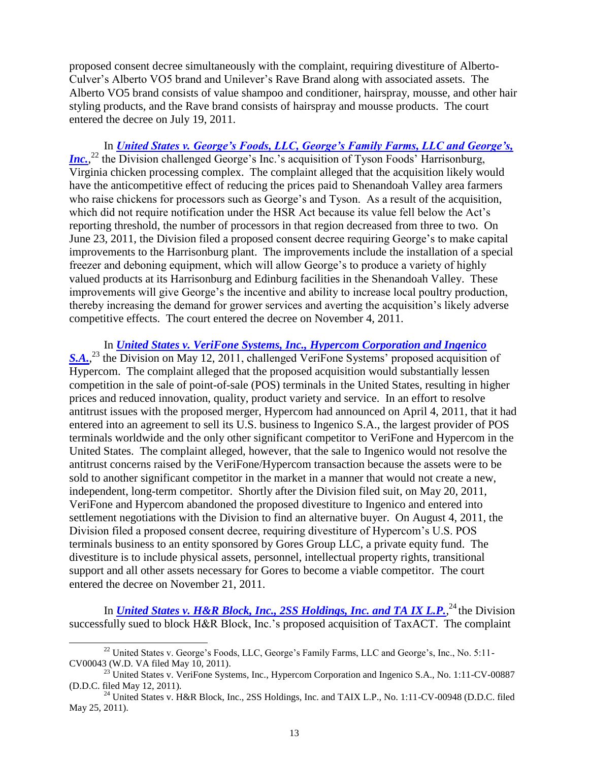proposed consent decree simultaneously with the complaint, requiring divestiture of Alberto-Culver's Alberto VO5 brand and Unilever's Rave Brand along with associated assets. The Alberto VO5 brand consists of value shampoo and conditioner, hairspray, mousse, and other hair styling products, and the Rave brand consists of hairspray and mousse products. The court entered the decree on July 19, 2011.

In ***United States v. George's Foods, LLC, George's Family Farms, LLC and George's, Inc.***,[22] the Division challenged George's Inc.'s acquisition of Tyson Foods' Harrisonburg, Virginia chicken processing complex. The complaint alleged that the acquisition likely would have the anticompetitive effect of reducing the prices paid to Shenandoah Valley area farmers who raise chickens for processors such as George's and Tyson. As a result of the acquisition, which did not require notification under the HSR Act because its value fell below the Act's reporting threshold, the number of processors in that region decreased from three to two. On June 23, 2011, the Division filed a proposed consent decree requiring George's to make capital improvements to the Harrisonburg plant. The improvements include the installation of a special freezer and deboning equipment, which will allow George's to produce a variety of highly valued products at its Harrisonburg and Edinburg facilities in the Shenandoah Valley. These improvements will give George's the incentive and ability to increase local poultry production, thereby increasing the demand for grower services and averting the acquisition's likely adverse competitive effects. The court entered the decree on November 4, 2011.

In ***United States v. VeriFone Systems, Inc., Hypercom Corporation and Ingenico S.A.***,[23] the Division on May 12, 2011, challenged VeriFone Systems' proposed acquisition of Hypercom. The complaint alleged that the proposed acquisition would substantially lessen competition in the sale of point-of-sale (POS) terminals in the United States, resulting in higher prices and reduced innovation, quality, product variety and service. In an effort to resolve antitrust issues with the proposed merger, Hypercom had announced on April 4, 2011, that it had entered into an agreement to sell its U.S. business to Ingenico S.A., the largest provider of POS terminals worldwide and the only other significant competitor to VeriFone and Hypercom in the United States. The complaint alleged, however, that the sale to Ingenico would not resolve the antitrust concerns raised by the VeriFone/Hypercom transaction because the assets were to be sold to another significant competitor in the market in a manner that would not create a new, independent, long-term competitor. Shortly after the Division filed suit, on May 20, 2011, VeriFone and Hypercom abandoned the proposed divestiture to Ingenico and entered into settlement negotiations with the Division to find an alternative buyer. On August 4, 2011, the Division filed a proposed consent decree, requiring divestiture of Hypercom's U.S. POS terminals business to an entity sponsored by Gores Group LLC, a private equity fund. The divestiture is to include physical assets, personnel, intellectual property rights, transitional support and all other assets necessary for Gores to become a viable competitor. The court entered the decree on November 21, 2011.

In ***United States v. H&R Block, Inc., 2SS Holdings, Inc. and TA IX L.P.***,[24] the Division successfully sued to block H&R Block, Inc.'s proposed acquisition of TaxACT. The complaint

---

[22] United States v. George's Foods, LLC, George's Family Farms, LLC and George's, Inc., No. 5:11-CV00043 (W.D. VA filed May 10, 2011).

[23] United States v. VeriFone Systems, Inc., Hypercom Corporation and Ingenico S.A., No. 1:11-CV-00887 (D.D.C. filed May 12, 2011).

[24] United States v. H&R Block, Inc., 2SS Holdings, Inc. and TAIX L.P., No. 1:11-CV-00948 (D.D.C. filed May 25, 2011).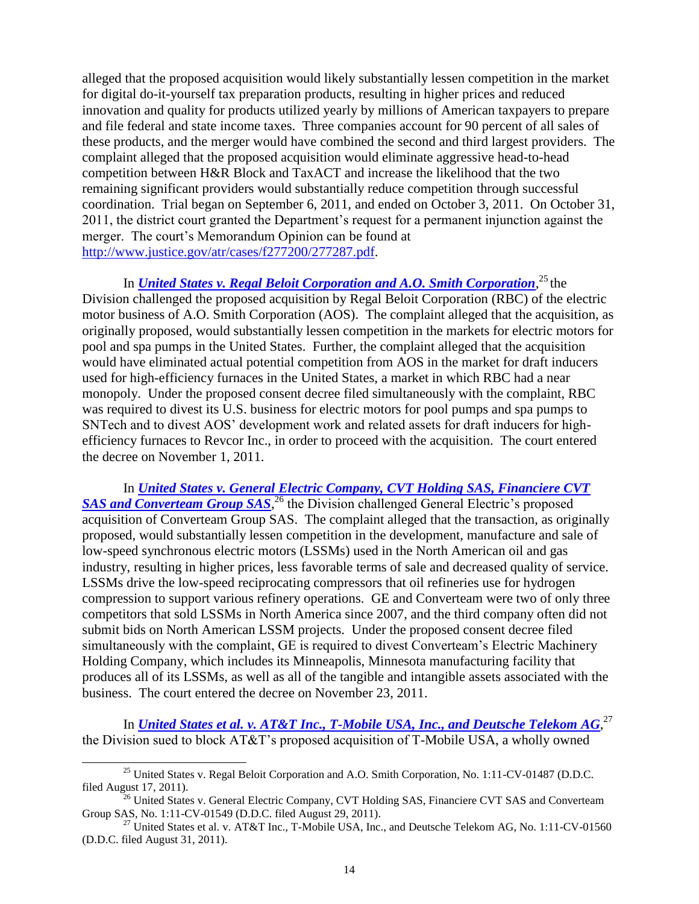alleged that the proposed acquisition would likely substantially lessen competition in the market for digital do-it-yourself tax preparation products, resulting in higher prices and reduced innovation and quality for products utilized yearly by millions of American taxpayers to prepare and file federal and state income taxes. Three companies account for 90 percent of all sales of these products, and the merger would have combined the second and third largest providers. The complaint alleged that the proposed acquisition would eliminate aggressive head-to-head competition between H&R Block and TaxACT and increase the likelihood that the two remaining significant providers would substantially reduce competition through successful coordination. Trial began on September 6, 2011, and ended on October 3, 2011. On October 31, 2011, the district court granted the Department's request for a permanent injunction against the merger. The court's Memorandum Opinion can be found at http://www.justice.gov/atr/cases/f277200/277287.pdf.

In ***United States v. Regal Beloit Corporation and A.O. Smith Corporation***,[25] the Division challenged the proposed acquisition by Regal Beloit Corporation (RBC) of the electric motor business of A.O. Smith Corporation (AOS). The complaint alleged that the acquisition, as originally proposed, would substantially lessen competition in the markets for electric motors for pool and spa pumps in the United States. Further, the complaint alleged that the acquisition would have eliminated actual potential competition from AOS in the market for draft inducers used for high-efficiency furnaces in the United States, a market in which RBC had a near monopoly. Under the proposed consent decree filed simultaneously with the complaint, RBC was required to divest its U.S. business for electric motors for pool pumps and spa pumps to SNTech and to divest AOS' development work and related assets for draft inducers for high-efficiency furnaces to Revcor Inc., in order to proceed with the acquisition. The court entered the decree on November 1, 2011.

In ***United States v. General Electric Company, CVT Holding SAS, Financiere CVT SAS and Converteam Group SAS***,[26] the Division challenged General Electric's proposed acquisition of Converteam Group SAS. The complaint alleged that the transaction, as originally proposed, would substantially lessen competition in the development, manufacture and sale of low-speed synchronous electric motors (LSSMs) used in the North American oil and gas industry, resulting in higher prices, less favorable terms of sale and decreased quality of service. LSSMs drive the low-speed reciprocating compressors that oil refineries use for hydrogen compression to support various refinery operations. GE and Converteam were two of only three competitors that sold LSSMs in North America since 2007, and the third company often did not submit bids on North American LSSM projects. Under the proposed consent decree filed simultaneously with the complaint, GE is required to divest Converteam's Electric Machinery Holding Company, which includes its Minneapolis, Minnesota manufacturing facility that produces all of its LSSMs, as well as all of the tangible and intangible assets associated with the business. The court entered the decree on November 23, 2011.

In ***United States et al. v. AT&T Inc., T-Mobile USA, Inc., and Deutsche Telekom AG***,[27] the Division sued to block AT&T's proposed acquisition of T-Mobile USA, a wholly owned

---

[25] United States v. Regal Beloit Corporation and A.O. Smith Corporation, No. 1:11-CV-01487 (D.D.C. filed August 17, 2011).

[26] United States v. General Electric Company, CVT Holding SAS, Financiere CVT SAS and Converteam Group SAS, No. 1:11-CV-01549 (D.D.C. filed August 29, 2011).

[27] United States et al. v. AT&T Inc., T-Mobile USA, Inc., and Deutsche Telekom AG, No. 1:11-CV-01560 (D.D.C. filed August 31, 2011).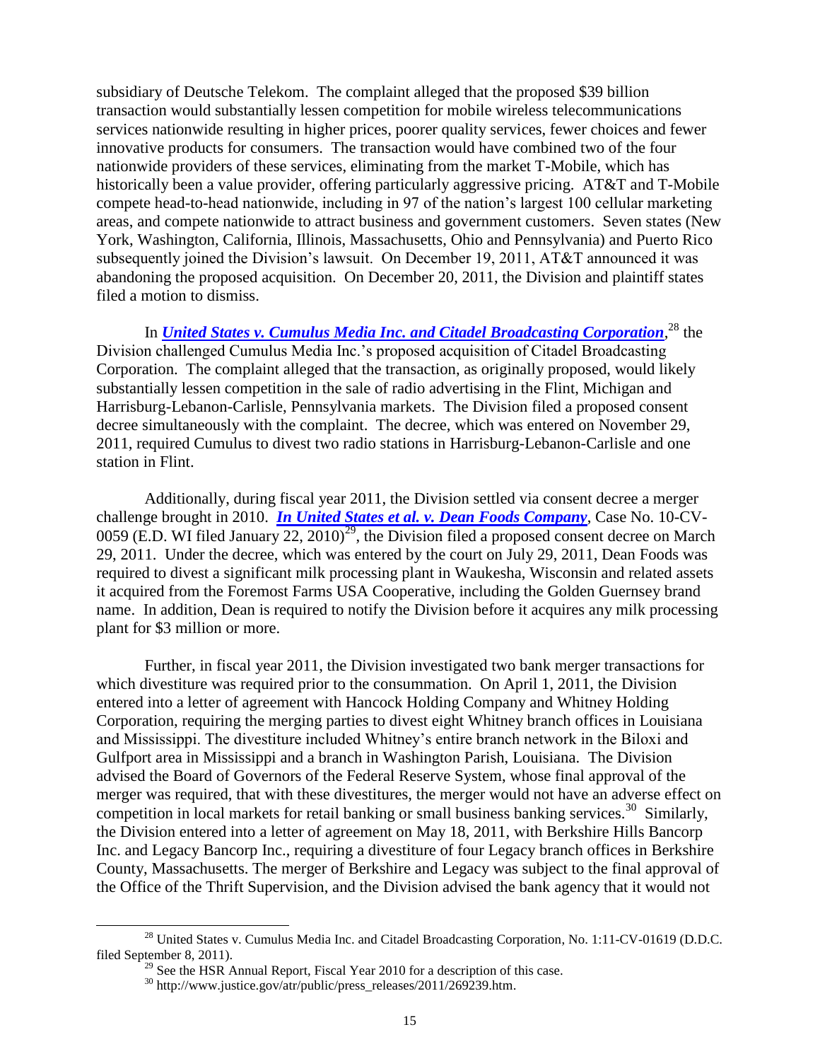subsidiary of Deutsche Telekom. The complaint alleged that the proposed \$39 billion transaction would substantially lessen competition for mobile wireless telecommunications services nationwide resulting in higher prices, poorer quality services, fewer choices and fewer innovative products for consumers. The transaction would have combined two of the four nationwide providers of these services, eliminating from the market T-Mobile, which has historically been a value provider, offering particularly aggressive pricing. AT&T and T-Mobile compete head-to-head nationwide, including in 97 of the nation's largest 100 cellular marketing areas, and compete nationwide to attract business and government customers. Seven states (New York, Washington, California, Illinois, Massachusetts, Ohio and Pennsylvania) and Puerto Rico subsequently joined the Division's lawsuit. On December 19, 2011, AT&T announced it was abandoning the proposed acquisition. On December 20, 2011, the Division and plaintiff states filed a motion to dismiss.

In ***United States v. Cumulus Media Inc. and Citadel Broadcasting Corporation***,[28] the Division challenged Cumulus Media Inc.'s proposed acquisition of Citadel Broadcasting Corporation. The complaint alleged that the transaction, as originally proposed, would likely substantially lessen competition in the sale of radio advertising in the Flint, Michigan and Harrisburg-Lebanon-Carlisle, Pennsylvania markets. The Division filed a proposed consent decree simultaneously with the complaint. The decree, which was entered on November 29, 2011, required Cumulus to divest two radio stations in Harrisburg-Lebanon-Carlisle and one station in Flint.

Additionally, during fiscal year 2011, the Division settled via consent decree a merger challenge brought in 2010. ***In United States et al. v. Dean Foods Company***, Case No. 10-CV-0059 (E.D. WI filed January 22, 2010)[29], the Division filed a proposed consent decree on March 29, 2011. Under the decree, which was entered by the court on July 29, 2011, Dean Foods was required to divest a significant milk processing plant in Waukesha, Wisconsin and related assets it acquired from the Foremost Farms USA Cooperative, including the Golden Guernsey brand name. In addition, Dean is required to notify the Division before it acquires any milk processing plant for \$3 million or more.

Further, in fiscal year 2011, the Division investigated two bank merger transactions for which divestiture was required prior to the consummation. On April 1, 2011, the Division entered into a letter of agreement with Hancock Holding Company and Whitney Holding Corporation, requiring the merging parties to divest eight Whitney branch offices in Louisiana and Mississippi. The divestiture included Whitney's entire branch network in the Biloxi and Gulfport area in Mississippi and a branch in Washington Parish, Louisiana. The Division advised the Board of Governors of the Federal Reserve System, whose final approval of the merger was required, that with these divestitures, the merger would not have an adverse effect on competition in local markets for retail banking or small business banking services.[30] Similarly, the Division entered into a letter of agreement on May 18, 2011, with Berkshire Hills Bancorp Inc. and Legacy Bancorp Inc., requiring a divestiture of four Legacy branch offices in Berkshire County, Massachusetts. The merger of Berkshire and Legacy was subject to the final approval of the Office of the Thrift Supervision, and the Division advised the bank agency that it would not

---

[28] United States v. Cumulus Media Inc. and Citadel Broadcasting Corporation, No. 1:11-CV-01619 (D.D.C. filed September 8, 2011).

[29] See the HSR Annual Report, Fiscal Year 2010 for a description of this case.

[30] http://www.justice.gov/atr/public/press_releases/2011/269239.htm.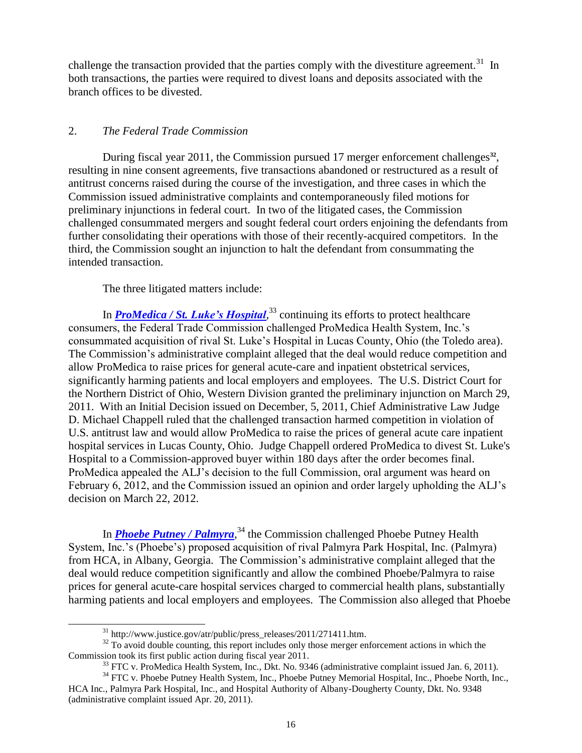challenge the transaction provided that the parties comply with the divestiture agreement.[31] In both transactions, the parties were required to divest loans and deposits associated with the branch offices to be divested.

## 2. *The Federal Trade Commission*

During fiscal year 2011, the Commission pursued 17 merger enforcement challenges[32], resulting in nine consent agreements, five transactions abandoned or restructured as a result of antitrust concerns raised during the course of the investigation, and three cases in which the Commission issued administrative complaints and contemporaneously filed motions for preliminary injunctions in federal court. In two of the litigated cases, the Commission challenged consummated mergers and sought federal court orders enjoining the defendants from further consolidating their operations with those of their recently-acquired competitors. In the third, the Commission sought an injunction to halt the defendant from consummating the intended transaction.

The three litigated matters include:

In ***ProMedica / St. Luke's Hospital***,[33] continuing its efforts to protect healthcare consumers, the Federal Trade Commission challenged ProMedica Health System, Inc.'s consummated acquisition of rival St. Luke's Hospital in Lucas County, Ohio (the Toledo area). The Commission's administrative complaint alleged that the deal would reduce competition and allow ProMedica to raise prices for general acute-care and inpatient obstetrical services, significantly harming patients and local employers and employees. The U.S. District Court for the Northern District of Ohio, Western Division granted the preliminary injunction on March 29, 2011. With an Initial Decision issued on December, 5, 2011, Chief Administrative Law Judge D. Michael Chappell ruled that the challenged transaction harmed competition in violation of U.S. antitrust law and would allow ProMedica to raise the prices of general acute care inpatient hospital services in Lucas County, Ohio. Judge Chappell ordered ProMedica to divest St. Luke's Hospital to a Commission-approved buyer within 180 days after the order becomes final. ProMedica appealed the ALJ's decision to the full Commission, oral argument was heard on February 6, 2012, and the Commission issued an opinion and order largely upholding the ALJ's decision on March 22, 2012.

In ***Phoebe Putney / Palmyra***,[34] the Commission challenged Phoebe Putney Health System, Inc.'s (Phoebe's) proposed acquisition of rival Palmyra Park Hospital, Inc. (Palmyra) from HCA, in Albany, Georgia. The Commission's administrative complaint alleged that the deal would reduce competition significantly and allow the combined Phoebe/Palmyra to raise prices for general acute-care hospital services charged to commercial health plans, substantially harming patients and local employers and employees. The Commission also alleged that Phoebe

---

[31] http://www.justice.gov/atr/public/press_releases/2011/271411.htm.

[32] To avoid double counting, this report includes only those merger enforcement actions in which the Commission took its first public action during fiscal year 2011.

[33] FTC v. ProMedica Health System, Inc., Dkt. No. 9346 (administrative complaint issued Jan. 6, 2011).

[34] FTC v. Phoebe Putney Health System, Inc., Phoebe Putney Memorial Hospital, Inc., Phoebe North, Inc., HCA Inc., Palmyra Park Hospital, Inc., and Hospital Authority of Albany-Dougherty County, Dkt. No. 9348 (administrative complaint issued Apr. 20, 2011).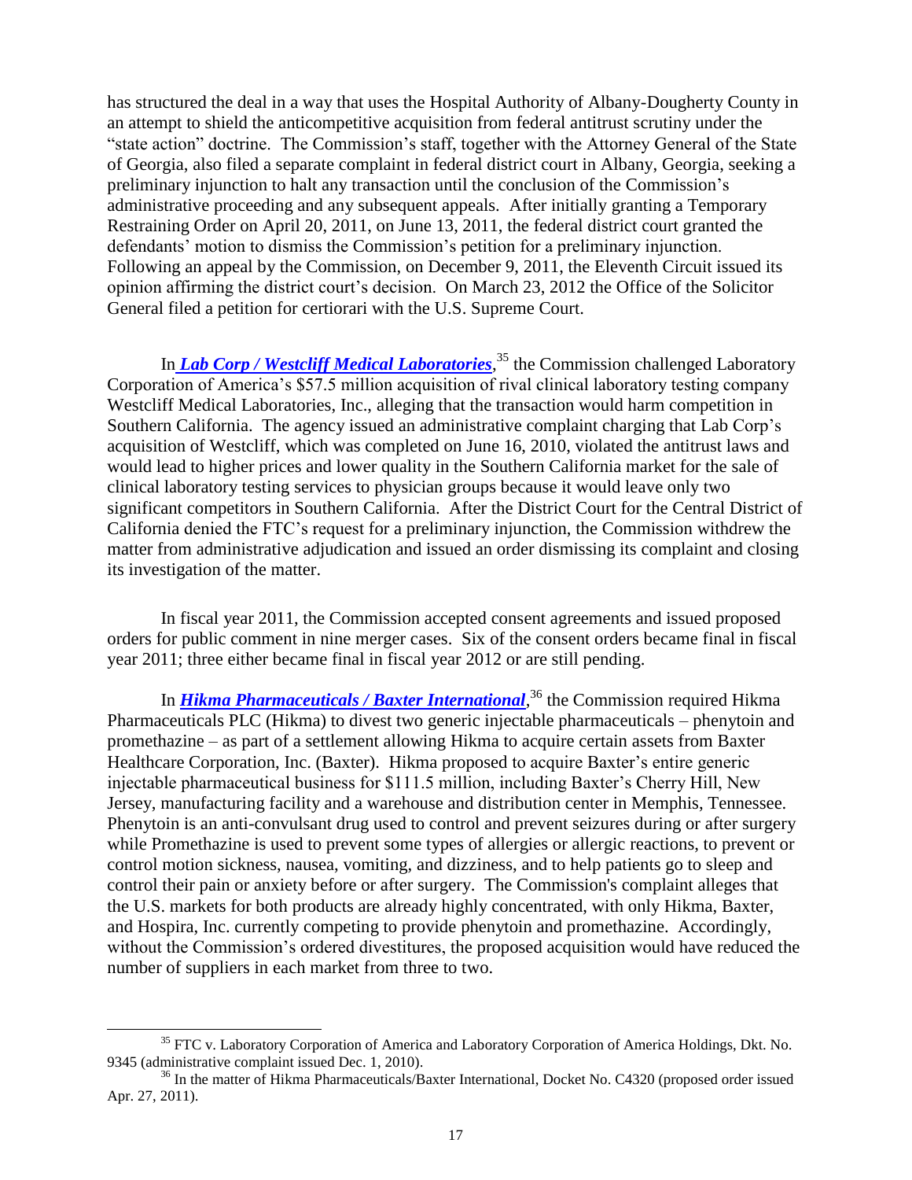has structured the deal in a way that uses the Hospital Authority of Albany-Dougherty County in an attempt to shield the anticompetitive acquisition from federal antitrust scrutiny under the "state action" doctrine. The Commission's staff, together with the Attorney General of the State of Georgia, also filed a separate complaint in federal district court in Albany, Georgia, seeking a preliminary injunction to halt any transaction until the conclusion of the Commission's administrative proceeding and any subsequent appeals. After initially granting a Temporary Restraining Order on April 20, 2011, on June 13, 2011, the federal district court granted the defendants' motion to dismiss the Commission's petition for a preliminary injunction. Following an appeal by the Commission, on December 9, 2011, the Eleventh Circuit issued its opinion affirming the district court's decision. On March 23, 2012 the Office of the Solicitor General filed a petition for certiorari with the U.S. Supreme Court.

In ***Lab Corp / Westcliff Medical Laboratories***,[35] the Commission challenged Laboratory Corporation of America's $57.5 million acquisition of rival clinical laboratory testing company Westcliff Medical Laboratories, Inc., alleging that the transaction would harm competition in Southern California. The agency issued an administrative complaint charging that Lab Corp's acquisition of Westcliff, which was completed on June 16, 2010, violated the antitrust laws and would lead to higher prices and lower quality in the Southern California market for the sale of clinical laboratory testing services to physician groups because it would leave only two significant competitors in Southern California. After the District Court for the Central District of California denied the FTC's request for a preliminary injunction, the Commission withdrew the matter from administrative adjudication and issued an order dismissing its complaint and closing its investigation of the matter.

In fiscal year 2011, the Commission accepted consent agreements and issued proposed orders for public comment in nine merger cases. Six of the consent orders became final in fiscal year 2011; three either became final in fiscal year 2012 or are still pending.

In ***Hikma Pharmaceuticals / Baxter International***,[36] the Commission required Hikma Pharmaceuticals PLC (Hikma) to divest two generic injectable pharmaceuticals – phenytoin and promethazine – as part of a settlement allowing Hikma to acquire certain assets from Baxter Healthcare Corporation, Inc. (Baxter). Hikma proposed to acquire Baxter's entire generic injectable pharmaceutical business for $111.5 million, including Baxter's Cherry Hill, New Jersey, manufacturing facility and a warehouse and distribution center in Memphis, Tennessee. Phenytoin is an anti-convulsant drug used to control and prevent seizures during or after surgery while Promethazine is used to prevent some types of allergies or allergic reactions, to prevent or control motion sickness, nausea, vomiting, and dizziness, and to help patients go to sleep and control their pain or anxiety before or after surgery. The Commission's complaint alleges that the U.S. markets for both products are already highly concentrated, with only Hikma, Baxter, and Hospira, Inc. currently competing to provide phenytoin and promethazine. Accordingly, without the Commission's ordered divestitures, the proposed acquisition would have reduced the number of suppliers in each market from three to two.

---

[35] FTC v. Laboratory Corporation of America and Laboratory Corporation of America Holdings, Dkt. No. 9345 (administrative complaint issued Dec. 1, 2010).

[36] In the matter of Hikma Pharmaceuticals/Baxter International, Docket No. C4320 (proposed order issued Apr. 27, 2011).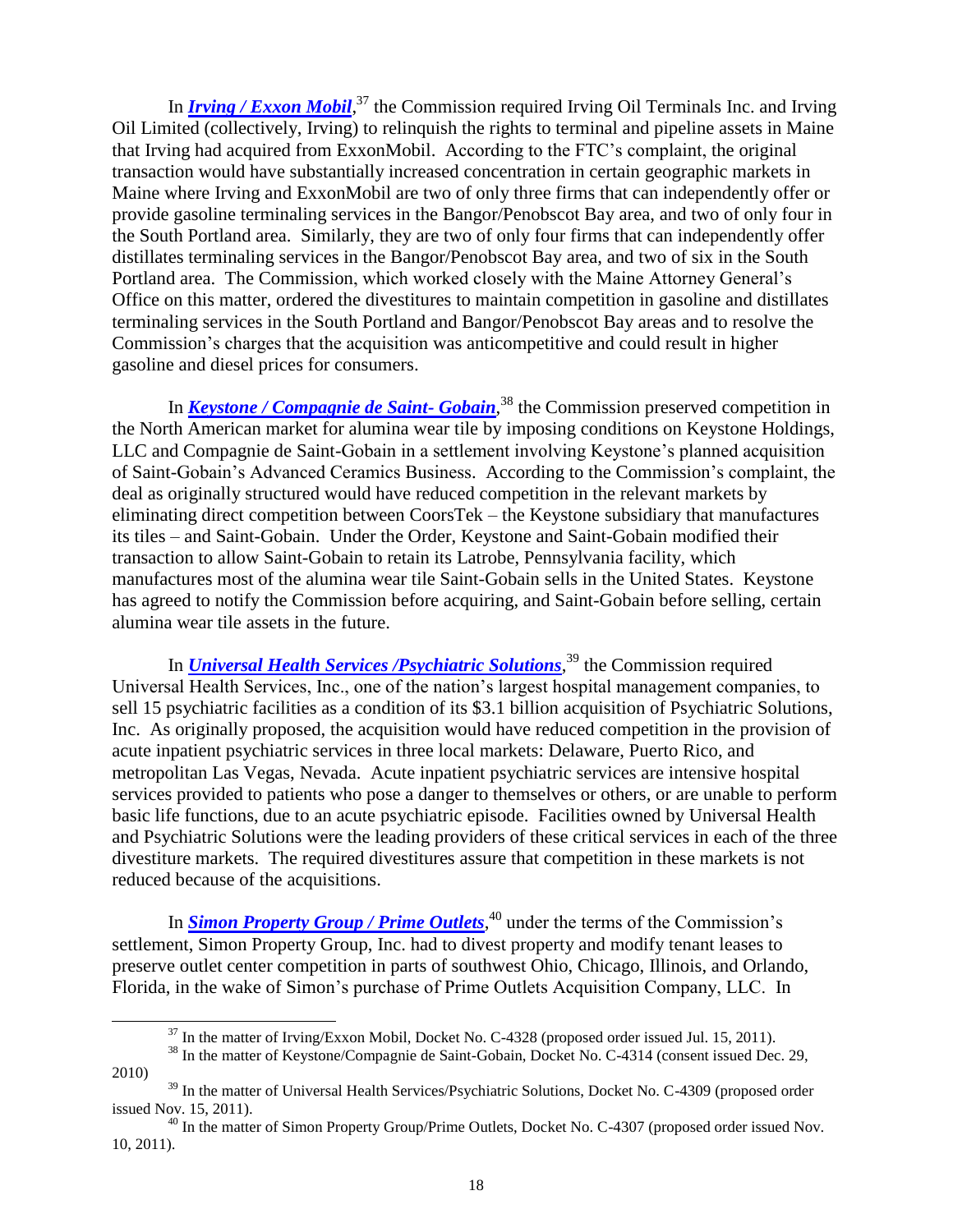In ***Irving / Exxon Mobil***,[37] the Commission required Irving Oil Terminals Inc. and Irving Oil Limited (collectively, Irving) to relinquish the rights to terminal and pipeline assets in Maine that Irving had acquired from ExxonMobil. According to the FTC's complaint, the original transaction would have substantially increased concentration in certain geographic markets in Maine where Irving and ExxonMobil are two of only three firms that can independently offer or provide gasoline terminaling services in the Bangor/Penobscot Bay area, and two of only four in the South Portland area. Similarly, they are two of only four firms that can independently offer distillates terminaling services in the Bangor/Penobscot Bay area, and two of six in the South Portland area. The Commission, which worked closely with the Maine Attorney General's Office on this matter, ordered the divestitures to maintain competition in gasoline and distillates terminaling services in the South Portland and Bangor/Penobscot Bay areas and to resolve the Commission's charges that the acquisition was anticompetitive and could result in higher gasoline and diesel prices for consumers.

In ***Keystone / Compagnie de Saint- Gobain***,[38] the Commission preserved competition in the North American market for alumina wear tile by imposing conditions on Keystone Holdings, LLC and Compagnie de Saint-Gobain in a settlement involving Keystone's planned acquisition of Saint-Gobain's Advanced Ceramics Business. According to the Commission's complaint, the deal as originally structured would have reduced competition in the relevant markets by eliminating direct competition between CoorsTek – the Keystone subsidiary that manufactures its tiles – and Saint-Gobain. Under the Order, Keystone and Saint-Gobain modified their transaction to allow Saint-Gobain to retain its Latrobe, Pennsylvania facility, which manufactures most of the alumina wear tile Saint-Gobain sells in the United States. Keystone has agreed to notify the Commission before acquiring, and Saint-Gobain before selling, certain alumina wear tile assets in the future.

In ***Universal Health Services /Psychiatric Solutions***,[39] the Commission required Universal Health Services, Inc., one of the nation's largest hospital management companies, to sell 15 psychiatric facilities as a condition of its $3.1 billion acquisition of Psychiatric Solutions, Inc. As originally proposed, the acquisition would have reduced competition in the provision of acute inpatient psychiatric services in three local markets: Delaware, Puerto Rico, and metropolitan Las Vegas, Nevada. Acute inpatient psychiatric services are intensive hospital services provided to patients who pose a danger to themselves or others, or are unable to perform basic life functions, due to an acute psychiatric episode. Facilities owned by Universal Health and Psychiatric Solutions were the leading providers of these critical services in each of the three divestiture markets. The required divestitures assure that competition in these markets is not reduced because of the acquisitions.

In ***Simon Property Group / Prime Outlets***,[40] under the terms of the Commission's settlement, Simon Property Group, Inc. had to divest property and modify tenant leases to preserve outlet center competition in parts of southwest Ohio, Chicago, Illinois, and Orlando, Florida, in the wake of Simon's purchase of Prime Outlets Acquisition Company, LLC. In

---

[37] In the matter of Irving/Exxon Mobil, Docket No. C-4328 (proposed order issued Jul. 15, 2011).

[38] In the matter of Keystone/Compagnie de Saint-Gobain, Docket No. C-4314 (consent issued Dec. 29, 2010)

[39] In the matter of Universal Health Services/Psychiatric Solutions, Docket No. C-4309 (proposed order issued Nov. 15, 2011).

[40] In the matter of Simon Property Group/Prime Outlets, Docket No. C-4307 (proposed order issued Nov. 10, 2011).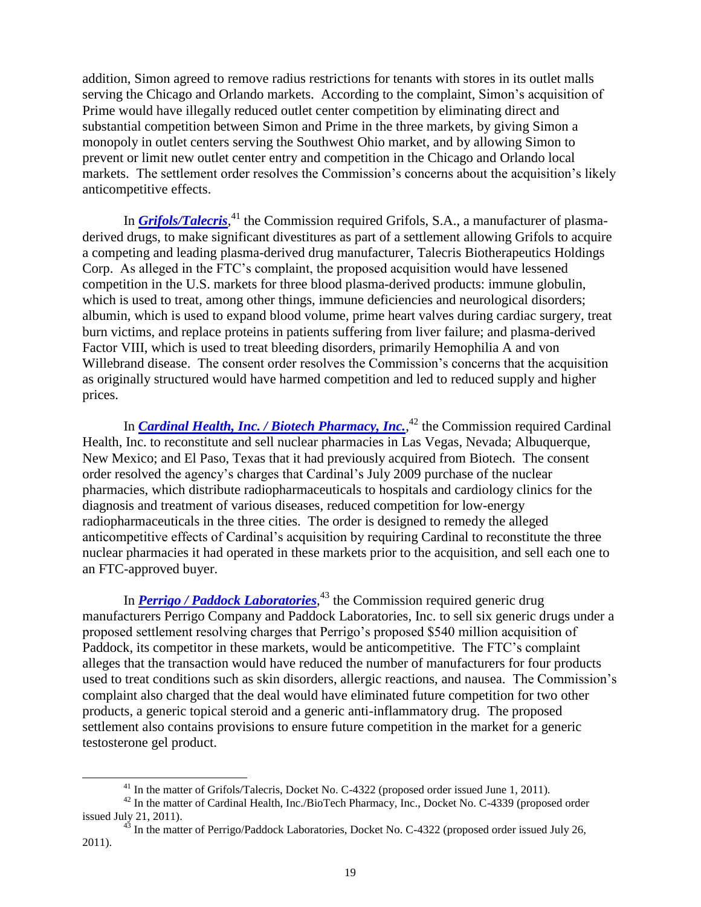addition, Simon agreed to remove radius restrictions for tenants with stores in its outlet malls serving the Chicago and Orlando markets. According to the complaint, Simon's acquisition of Prime would have illegally reduced outlet center competition by eliminating direct and substantial competition between Simon and Prime in the three markets, by giving Simon a monopoly in outlet centers serving the Southwest Ohio market, and by allowing Simon to prevent or limit new outlet center entry and competition in the Chicago and Orlando local markets. The settlement order resolves the Commission's concerns about the acquisition's likely anticompetitive effects.

In ***Grifols/Talecris***,[41] the Commission required Grifols, S.A., a manufacturer of plasma-derived drugs, to make significant divestitures as part of a settlement allowing Grifols to acquire a competing and leading plasma-derived drug manufacturer, Talecris Biotherapeutics Holdings Corp. As alleged in the FTC's complaint, the proposed acquisition would have lessened competition in the U.S. markets for three blood plasma-derived products: immune globulin, which is used to treat, among other things, immune deficiencies and neurological disorders; albumin, which is used to expand blood volume, prime heart valves during cardiac surgery, treat burn victims, and replace proteins in patients suffering from liver failure; and plasma-derived Factor VIII, which is used to treat bleeding disorders, primarily Hemophilia A and von Willebrand disease. The consent order resolves the Commission's concerns that the acquisition as originally structured would have harmed competition and led to reduced supply and higher prices.

In ***Cardinal Health, Inc. / Biotech Pharmacy, Inc.***,[42] the Commission required Cardinal Health, Inc. to reconstitute and sell nuclear pharmacies in Las Vegas, Nevada; Albuquerque, New Mexico; and El Paso, Texas that it had previously acquired from Biotech. The consent order resolved the agency's charges that Cardinal's July 2009 purchase of the nuclear pharmacies, which distribute radiopharmaceuticals to hospitals and cardiology clinics for the diagnosis and treatment of various diseases, reduced competition for low-energy radiopharmaceuticals in the three cities. The order is designed to remedy the alleged anticompetitive effects of Cardinal's acquisition by requiring Cardinal to reconstitute the three nuclear pharmacies it had operated in these markets prior to the acquisition, and sell each one to an FTC-approved buyer.

In ***Perrigo / Paddock Laboratories***,[43] the Commission required generic drug manufacturers Perrigo Company and Paddock Laboratories, Inc. to sell six generic drugs under a proposed settlement resolving charges that Perrigo's proposed $540 million acquisition of Paddock, its competitor in these markets, would be anticompetitive. The FTC's complaint alleges that the transaction would have reduced the number of manufacturers for four products used to treat conditions such as skin disorders, allergic reactions, and nausea. The Commission's complaint also charged that the deal would have eliminated future competition for two other products, a generic topical steroid and a generic anti-inflammatory drug. The proposed settlement also contains provisions to ensure future competition in the market for a generic testosterone gel product.

---

[41] In the matter of Grifols/Talecris, Docket No. C-4322 (proposed order issued June 1, 2011).

[42] In the matter of Cardinal Health, Inc./BioTech Pharmacy, Inc., Docket No. C-4339 (proposed order issued July 21, 2011).

[43] In the matter of Perrigo/Paddock Laboratories, Docket No. C-4322 (proposed order issued July 26, 2011).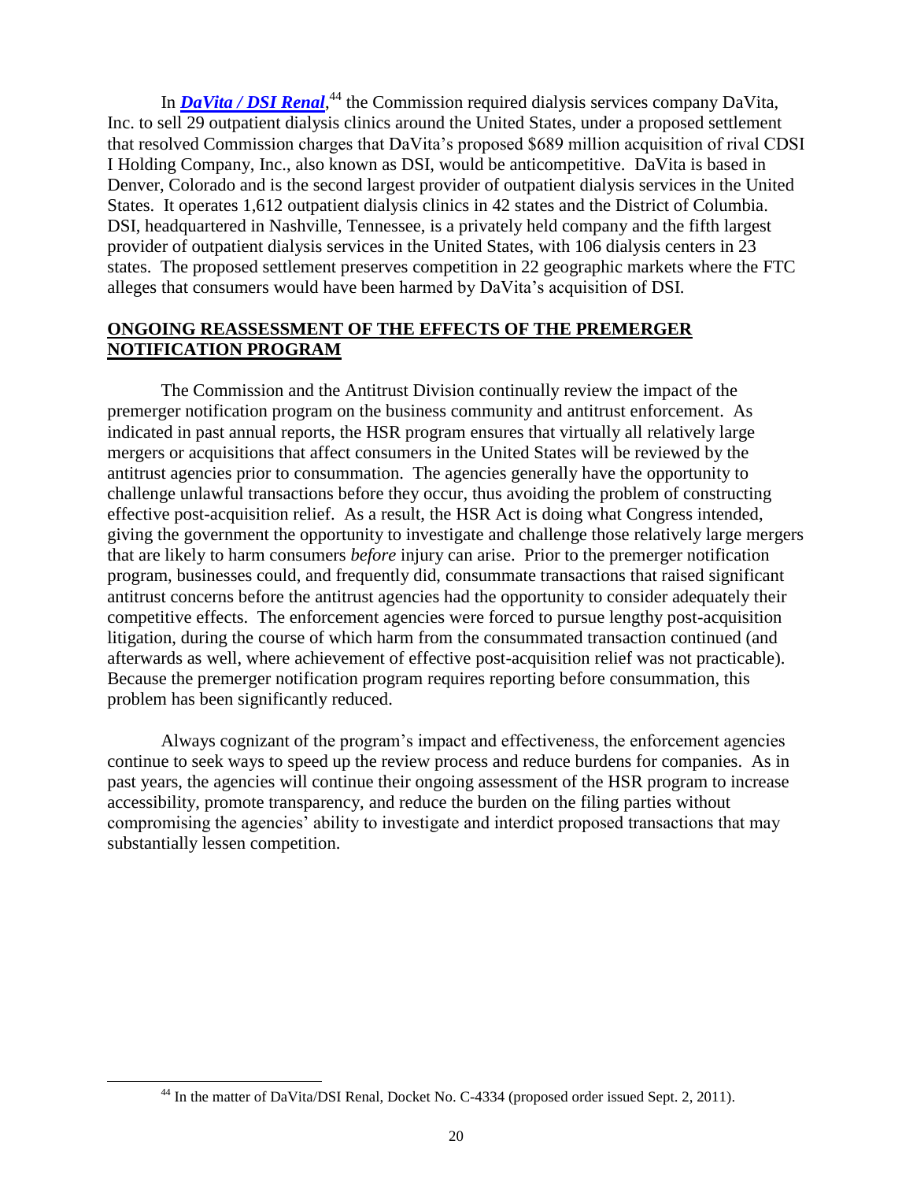In ***DaVita / DSI Renal***,[44] the Commission required dialysis services company DaVita, Inc. to sell 29 outpatient dialysis clinics around the United States, under a proposed settlement that resolved Commission charges that DaVita's proposed $689 million acquisition of rival CDSI I Holding Company, Inc., also known as DSI, would be anticompetitive. DaVita is based in Denver, Colorado and is the second largest provider of outpatient dialysis services in the United States. It operates 1,612 outpatient dialysis clinics in 42 states and the District of Columbia. DSI, headquartered in Nashville, Tennessee, is a privately held company and the fifth largest provider of outpatient dialysis services in the United States, with 106 dialysis centers in 23 states. The proposed settlement preserves competition in 22 geographic markets where the FTC alleges that consumers would have been harmed by DaVita's acquisition of DSI.

## ONGOING REASSESSMENT OF THE EFFECTS OF THE PREMERGER NOTIFICATION PROGRAM

The Commission and the Antitrust Division continually review the impact of the premerger notification program on the business community and antitrust enforcement. As indicated in past annual reports, the HSR program ensures that virtually all relatively large mergers or acquisitions that affect consumers in the United States will be reviewed by the antitrust agencies prior to consummation. The agencies generally have the opportunity to challenge unlawful transactions before they occur, thus avoiding the problem of constructing effective post-acquisition relief. As a result, the HSR Act is doing what Congress intended, giving the government the opportunity to investigate and challenge those relatively large mergers that are likely to harm consumers *before* injury can arise. Prior to the premerger notification program, businesses could, and frequently did, consummate transactions that raised significant antitrust concerns before the antitrust agencies had the opportunity to consider adequately their competitive effects. The enforcement agencies were forced to pursue lengthy post-acquisition litigation, during the course of which harm from the consummated transaction continued (and afterwards as well, where achievement of effective post-acquisition relief was not practicable). Because the premerger notification program requires reporting before consummation, this problem has been significantly reduced.

Always cognizant of the program's impact and effectiveness, the enforcement agencies continue to seek ways to speed up the review process and reduce burdens for companies. As in past years, the agencies will continue their ongoing assessment of the HSR program to increase accessibility, promote transparency, and reduce the burden on the filing parties without compromising the agencies' ability to investigate and interdict proposed transactions that may substantially lessen competition.

[44] In the matter of DaVita/DSI Renal, Docket No. C-4334 (proposed order issued Sept. 2, 2011).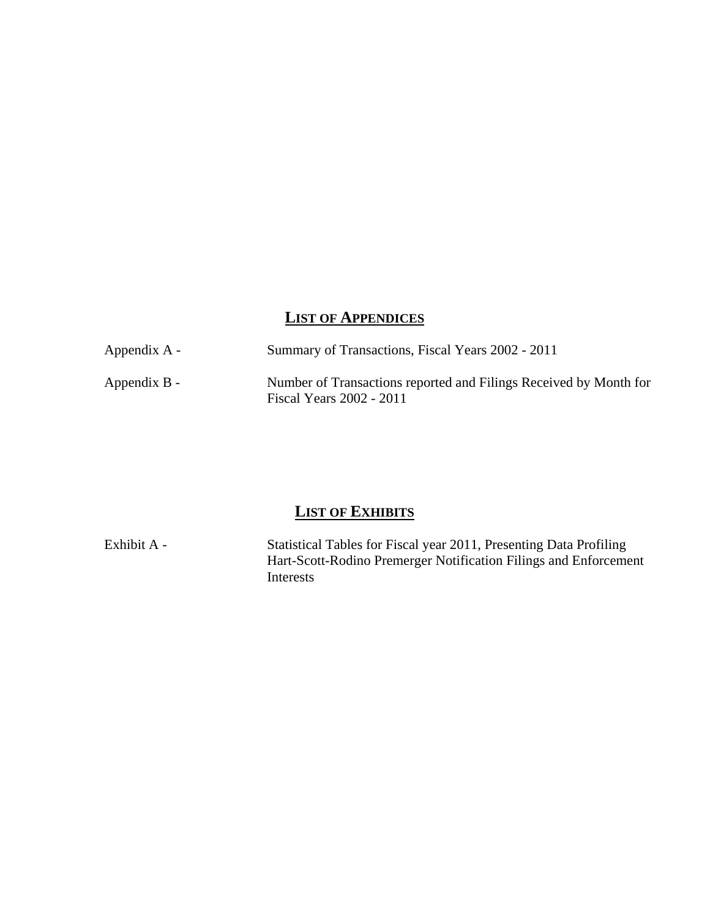## LIST OF APPENDICES

| | |
|---|---|
| Appendix A - | Summary of Transactions, Fiscal Years 2002 - 2011 |
| Appendix B - | Number of Transactions reported and Filings Received by Month for Fiscal Years 2002 - 2011 |

## LIST OF EXHIBITS

| | |
|---|---|
| Exhibit A - | Statistical Tables for Fiscal year 2011, Presenting Data Profiling Hart-Scott-Rodino Premerger Notification Filings and Enforcement Interests |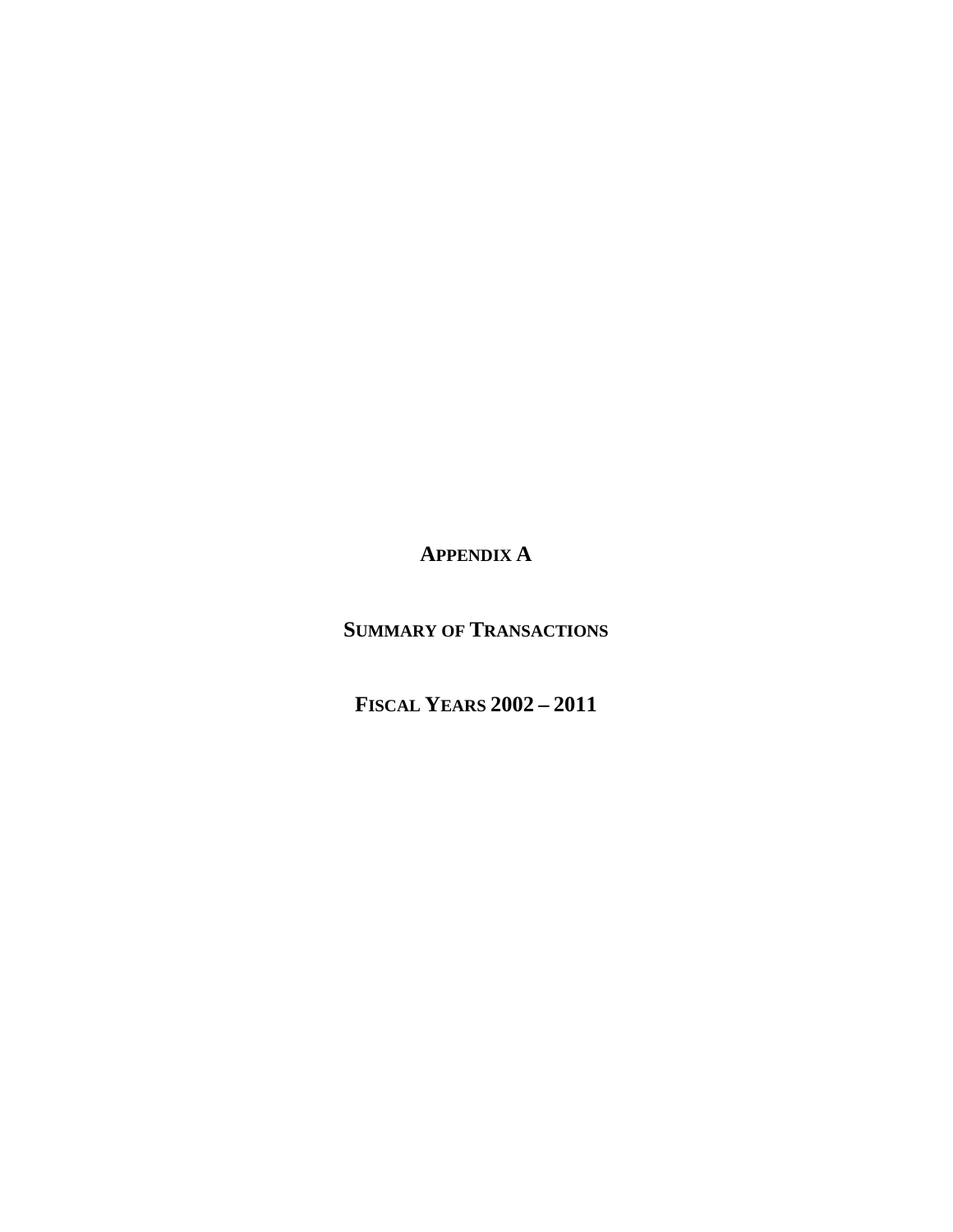# APPENDIX A

## SUMMARY OF TRANSACTIONS

## FISCAL YEARS 2002 – 2011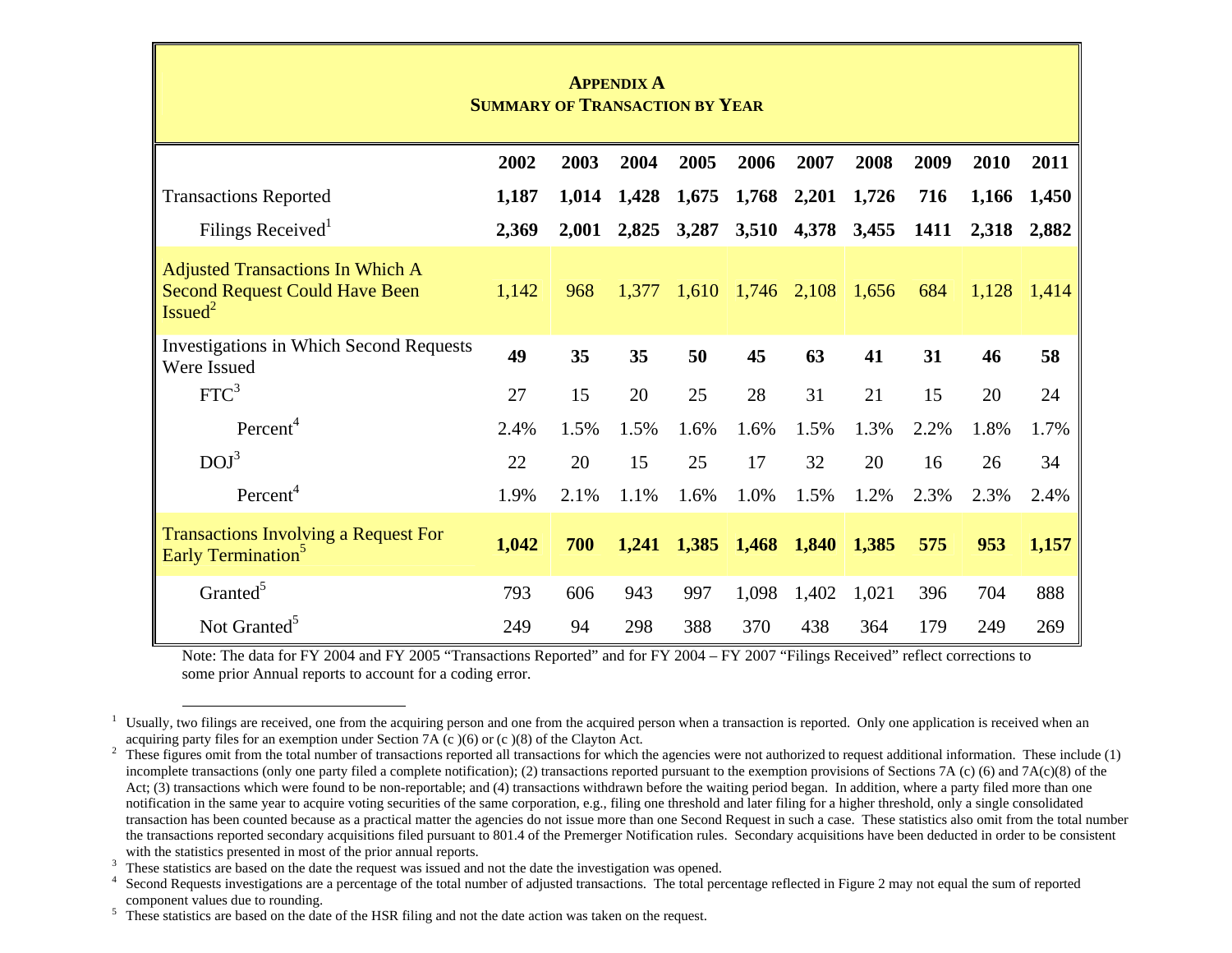## APPENDIX A
## SUMMARY OF TRANSACTION BY YEAR

| | 2002 | 2003 | 2004 | 2005 | 2006 | 2007 | 2008 | 2009 | 2010 | 2011 |
|---|---|---|---|---|---|---|---|---|---|---|
| Transactions Reported | **1,187** | **1,014** | **1,428** | **1,675** | **1,768** | **2,201** | **1,726** | **716** | **1,166** | **1,450** |
| Filings Received[1] | **2,369** | **2,001** | **2,825** | **3,287** | **3,510** | **4,378** | **3,455** | **1411** | **2,318** | **2,882** |
| Adjusted Transactions In Which A Second Request Could Have Been Issued[2] | 1,142 | 968 | 1,377 | 1,610 | 1,746 | 2,108 | 1,656 | 684 | 1,128 | 1,414 |
| Investigations in Which Second Requests Were Issued | **49** | **35** | **35** | **50** | **45** | **63** | **41** | **31** | **46** | **58** |
| FTC[3] | 27 | 15 | 20 | 25 | 28 | 31 | 21 | 15 | 20 | 24 |
| Percent[4] | 2.4% | 1.5% | 1.5% | 1.6% | 1.6% | 1.5% | 1.3% | 2.2% | 1.8% | 1.7% |
| DOJ[3] | 22 | 20 | 15 | 25 | 17 | 32 | 20 | 16 | 26 | 34 |
| Percent[4] | 1.9% | 2.1% | 1.1% | 1.6% | 1.0% | 1.5% | 1.2% | 2.3% | 2.3% | 2.4% |
| Transactions Involving a Request For Early Termination[5] | **1,042** | **700** | **1,241** | **1,385** | **1,468** | **1,840** | **1,385** | **575** | **953** | **1,157** |
| Granted[5] | 793 | 606 | 943 | 997 | 1,098 | 1,402 | 1,021 | 396 | 704 | 888 |
| Not Granted[5] | 249 | 94 | 298 | 388 | 370 | 438 | 364 | 179 | 249 | 269 |

Note: The data for FY 2004 and FY 2005 "Transactions Reported" and for FY 2004 – FY 2007 "Filings Received" reflect corrections to some prior Annual reports to account for a coding error.

---

[1] Usually, two filings are received, one from the acquiring person and one from the acquired person when a transaction is reported. Only one application is received when an acquiring party files for an exemption under Section 7A (c )(6) or (c )(8) of the Clayton Act.

[2] These figures omit from the total number of transactions reported all transactions for which the agencies were not authorized to request additional information. These include (1) incomplete transactions (only one party filed a complete notification); (2) transactions reported pursuant to the exemption provisions of Sections 7A (c) (6) and 7A(c)(8) of the Act; (3) transactions which were found to be non-reportable; and (4) transactions withdrawn before the waiting period began. In addition, where a party filed more than one notification in the same year to acquire voting securities of the same corporation, e.g., filing one threshold and later filing for a higher threshold, only a single consolidated transaction has been counted because as a practical matter the agencies do not issue more than one Second Request in such a case. These statistics also omit from the total number the transactions reported secondary acquisitions filed pursuant to 801.4 of the Premerger Notification rules. Secondary acquisitions have been deducted in order to be consistent with the statistics presented in most of the prior annual reports.

[3] These statistics are based on the date the request was issued and not the date the investigation was opened.

[4] Second Requests investigations are a percentage of the total number of adjusted transactions. The total percentage reflected in Figure 2 may not equal the sum of reported component values due to rounding.

[5] These statistics are based on the date of the HSR filing and not the date action was taken on the request.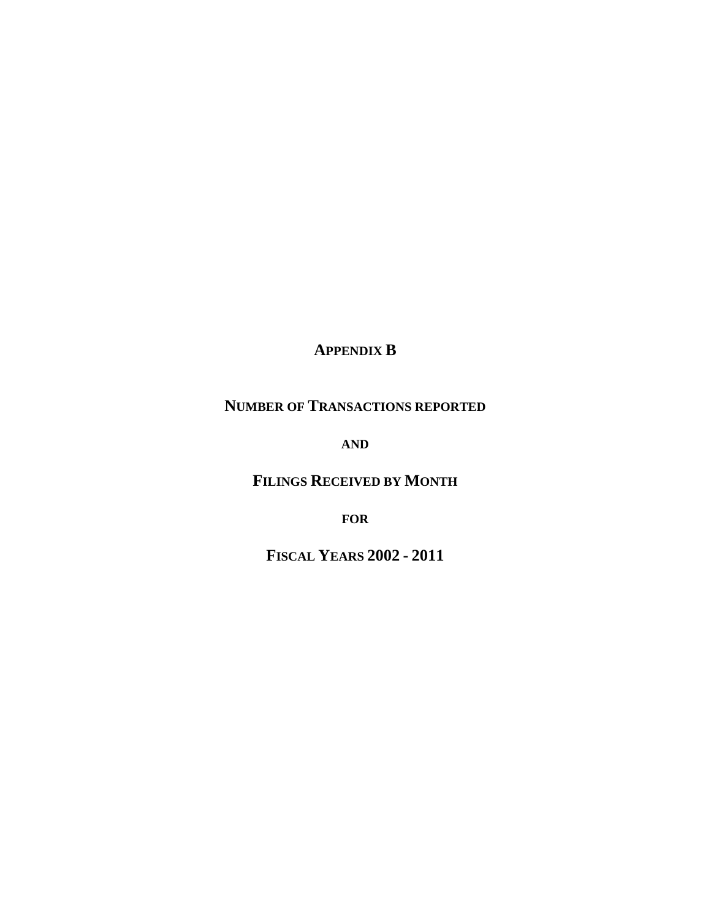# APPENDIX B

## NUMBER OF TRANSACTIONS REPORTED

**AND**

## FILINGS RECEIVED BY MONTH

**FOR**

## FISCAL YEARS 2002 - 2011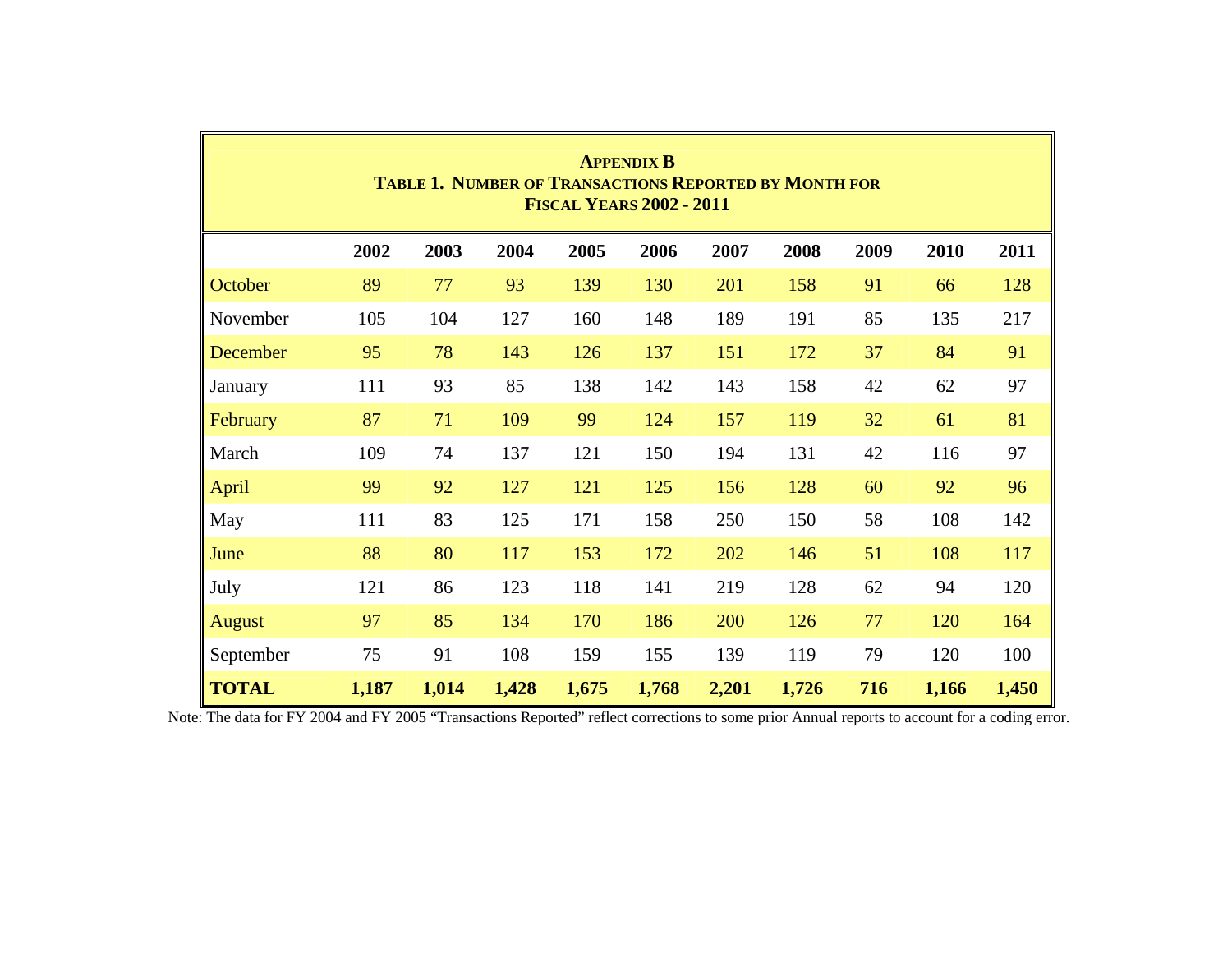## APPENDIX B

### TABLE 1. NUMBER OF TRANSACTIONS REPORTED BY MONTH FOR FISCAL YEARS 2002 - 2011

| | 2002 | 2003 | 2004 | 2005 | 2006 | 2007 | 2008 | 2009 | 2010 | 2011 |
|---|---|---|---|---|---|---|---|---|---|---|
| October | 89 | 77 | 93 | 139 | 130 | 201 | 158 | 91 | 66 | 128 |
| November | 105 | 104 | 127 | 160 | 148 | 189 | 191 | 85 | 135 | 217 |
| December | 95 | 78 | 143 | 126 | 137 | 151 | 172 | 37 | 84 | 91 |
| January | 111 | 93 | 85 | 138 | 142 | 143 | 158 | 42 | 62 | 97 |
| February | 87 | 71 | 109 | 99 | 124 | 157 | 119 | 32 | 61 | 81 |
| March | 109 | 74 | 137 | 121 | 150 | 194 | 131 | 42 | 116 | 97 |
| April | 99 | 92 | 127 | 121 | 125 | 156 | 128 | 60 | 92 | 96 |
| May | 111 | 83 | 125 | 171 | 158 | 250 | 150 | 58 | 108 | 142 |
| June | 88 | 80 | 117 | 153 | 172 | 202 | 146 | 51 | 108 | 117 |
| July | 121 | 86 | 123 | 118 | 141 | 219 | 128 | 62 | 94 | 120 |
| August | 97 | 85 | 134 | 170 | 186 | 200 | 126 | 77 | 120 | 164 |
| September | 75 | 91 | 108 | 159 | 155 | 139 | 119 | 79 | 120 | 100 |
| **TOTAL** | **1,187** | **1,014** | **1,428** | **1,675** | **1,768** | **2,201** | **1,726** | **716** | **1,166** | **1,450** |

Note: The data for FY 2004 and FY 2005 "Transactions Reported" reflect corrections to some prior Annual reports to account for a coding error.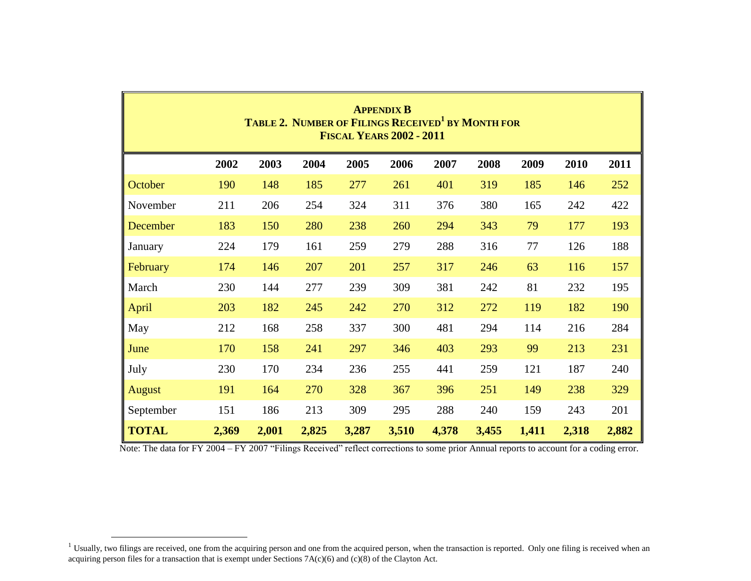**APPENDIX B**
**TABLE 2. NUMBER OF FILINGS RECEIVED[1] BY MONTH FOR FISCAL YEARS 2002 - 2011**

| | 2002 | 2003 | 2004 | 2005 | 2006 | 2007 | 2008 | 2009 | 2010 | 2011 |
|---|---|---|---|---|---|---|---|---|---|---|
| October | 190 | 148 | 185 | 277 | 261 | 401 | 319 | 185 | 146 | 252 |
| November | 211 | 206 | 254 | 324 | 311 | 376 | 380 | 165 | 242 | 422 |
| December | 183 | 150 | 280 | 238 | 260 | 294 | 343 | 79 | 177 | 193 |
| January | 224 | 179 | 161 | 259 | 279 | 288 | 316 | 77 | 126 | 188 |
| February | 174 | 146 | 207 | 201 | 257 | 317 | 246 | 63 | 116 | 157 |
| March | 230 | 144 | 277 | 239 | 309 | 381 | 242 | 81 | 232 | 195 |
| April | 203 | 182 | 245 | 242 | 270 | 312 | 272 | 119 | 182 | 190 |
| May | 212 | 168 | 258 | 337 | 300 | 481 | 294 | 114 | 216 | 284 |
| June | 170 | 158 | 241 | 297 | 346 | 403 | 293 | 99 | 213 | 231 |
| July | 230 | 170 | 234 | 236 | 255 | 441 | 259 | 121 | 187 | 240 |
| August | 191 | 164 | 270 | 328 | 367 | 396 | 251 | 149 | 238 | 329 |
| September | 151 | 186 | 213 | 309 | 295 | 288 | 240 | 159 | 243 | 201 |
| **TOTAL** | **2,369** | **2,001** | **2,825** | **3,287** | **3,510** | **4,378** | **3,455** | **1,411** | **2,318** | **2,882** |

Note: The data for FY 2004 – FY 2007 "Filings Received" reflect corrections to some prior Annual reports to account for a coding error.

[1] Usually, two filings are received, one from the acquiring person and one from the acquired person, when the transaction is reported. Only one filing is received when an acquiring person files for a transaction that is exempt under Sections 7A(c)(6) and (c)(8) of the Clayton Act.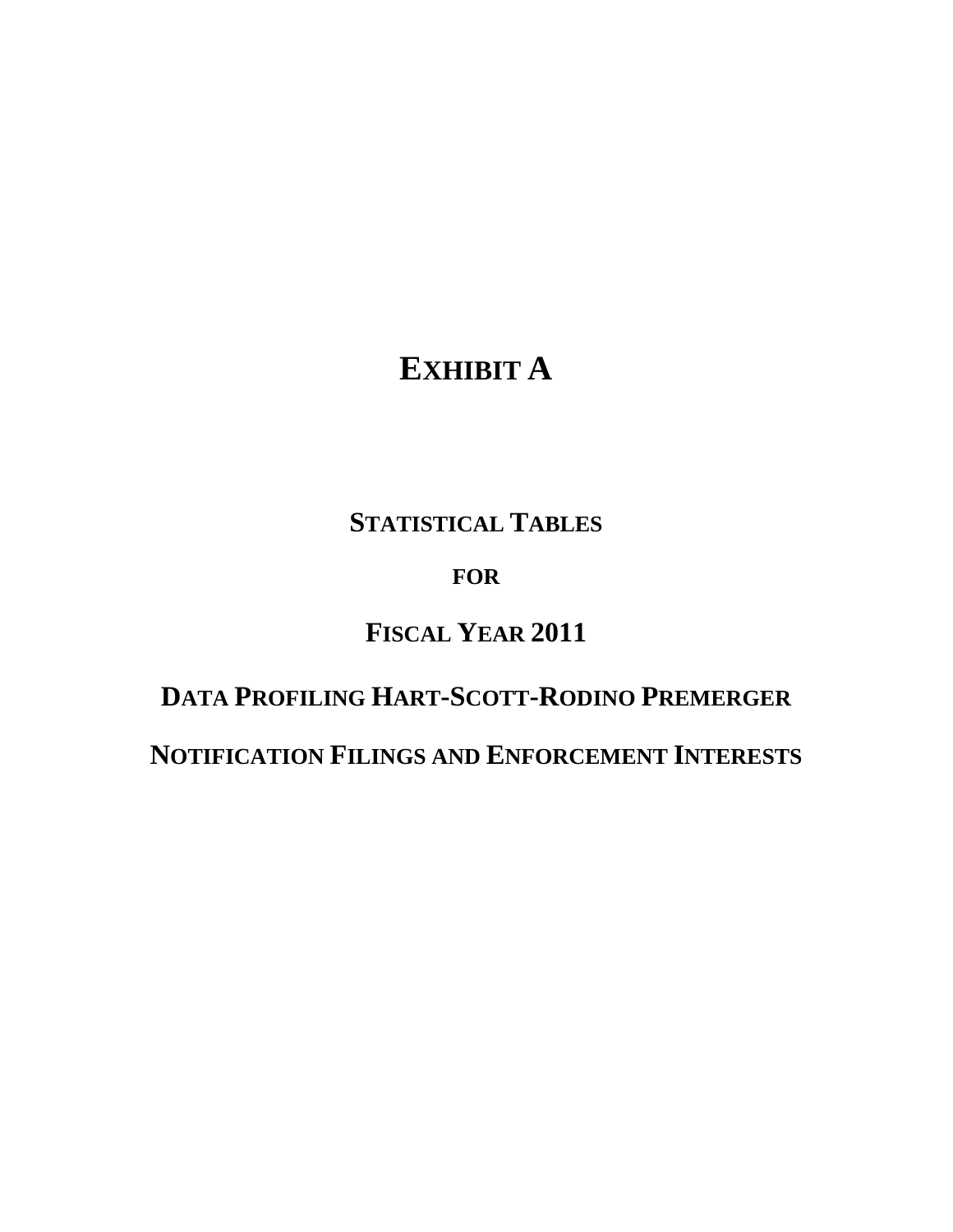# EXHIBIT A

## STATISTICAL TABLES

## FOR

## FISCAL YEAR 2011

## DATA PROFILING HART-SCOTT-RODINO PREMERGER

## NOTIFICATION FILINGS AND ENFORCEMENT INTERESTS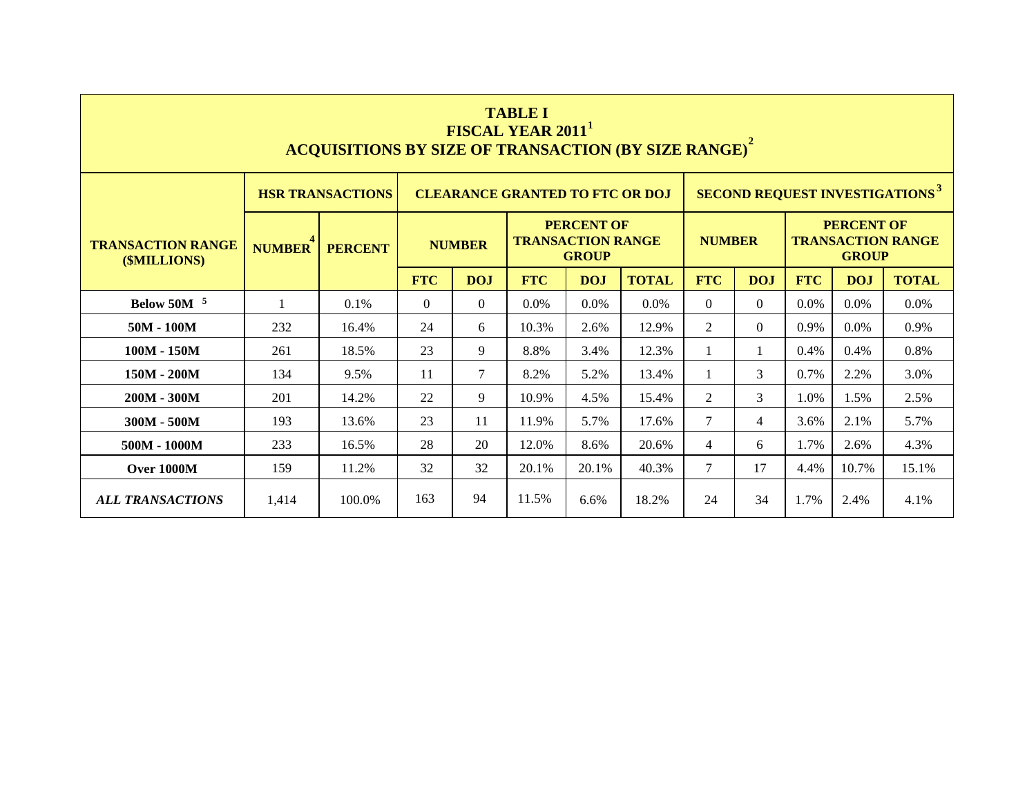# TABLE I
## FISCAL YEAR 2011[1]
## ACQUISITIONS BY SIZE OF TRANSACTION (BY SIZE RANGE)[2]

| TRANSACTION RANGE ($MILLIONS) | HSR TRANSACTIONS | | CLEARANCE GRANTED TO FTC OR DOJ | | | | | SECOND REQUEST INVESTIGATIONS[3] | | | | |
|---|---|---|---|---|---|---|---|---|---|---|---|---|
| | NUMBER[4] | PERCENT | NUMBER | | PERCENT OF TRANSACTION RANGE GROUP | | | NUMBER | | PERCENT OF TRANSACTION RANGE GROUP | | |
| | | | FTC | DOJ | FTC | DOJ | TOTAL | FTC | DOJ | FTC | DOJ | TOTAL |
| **Below 50M** [5] | 1 | 0.1% | 0 | 0 | 0.0% | 0.0% | 0.0% | 0 | 0 | 0.0% | 0.0% | 0.0% |
| **50M - 100M** | 232 | 16.4% | 24 | 6 | 10.3% | 2.6% | 12.9% | 2 | 0 | 0.9% | 0.0% | 0.9% |
| **100M - 150M** | 261 | 18.5% | 23 | 9 | 8.8% | 3.4% | 12.3% | 1 | 1 | 0.4% | 0.4% | 0.8% |
| **150M - 200M** | 134 | 9.5% | 11 | 7 | 8.2% | 5.2% | 13.4% | 1 | 3 | 0.7% | 2.2% | 3.0% |
| **200M - 300M** | 201 | 14.2% | 22 | 9 | 10.9% | 4.5% | 15.4% | 2 | 3 | 1.0% | 1.5% | 2.5% |
| **300M - 500M** | 193 | 13.6% | 23 | 11 | 11.9% | 5.7% | 17.6% | 7 | 4 | 3.6% | 2.1% | 5.7% |
| **500M - 1000M** | 233 | 16.5% | 28 | 20 | 12.0% | 8.6% | 20.6% | 4 | 6 | 1.7% | 2.6% | 4.3% |
| **Over 1000M** | 159 | 11.2% | 32 | 32 | 20.1% | 20.1% | 40.3% | 7 | 17 | 4.4% | 10.7% | 15.1% |
| ***ALL TRANSACTIONS*** | 1,414 | 100.0% | 163 | 94 | 11.5% | 6.6% | 18.2% | 24 | 34 | 1.7% | 2.4% | 4.1% |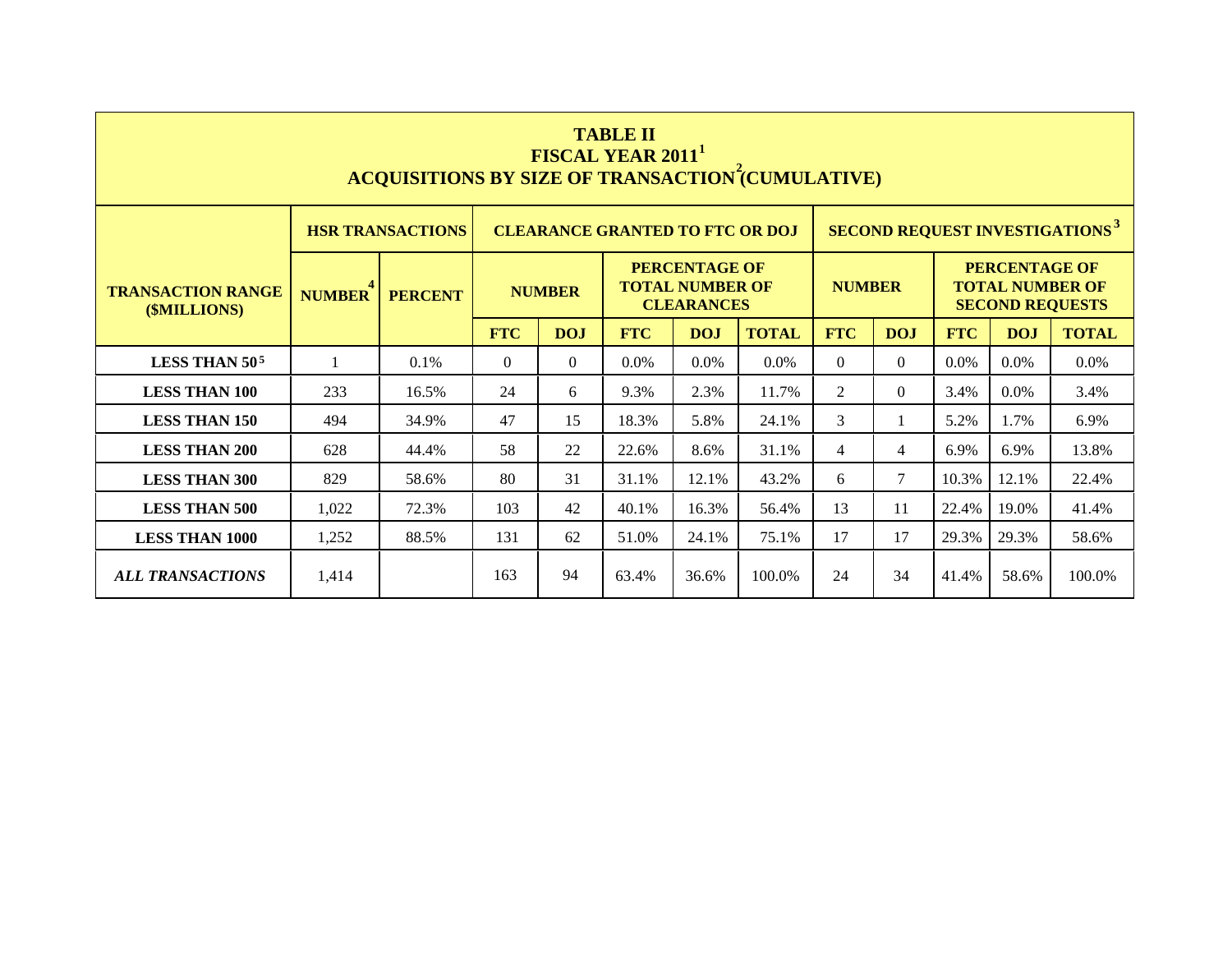# TABLE II
## FISCAL YEAR 2011[1]
## ACQUISITIONS BY SIZE OF TRANSACTION[2] (CUMULATIVE)

| TRANSACTION RANGE ($MILLIONS) | HSR TRANSACTIONS | | CLEARANCE GRANTED TO FTC OR DOJ | | | | | SECOND REQUEST INVESTIGATIONS[3] | | | | |
|---|---|---|---|---|---|---|---|---|---|---|---|---|
| | NUMBER[4] | PERCENT | NUMBER | | PERCENTAGE OF TOTAL NUMBER OF CLEARANCES | | | NUMBER | | PERCENTAGE OF TOTAL NUMBER OF SECOND REQUESTS | | |
| | | | FTC | DOJ | FTC | DOJ | TOTAL | FTC | DOJ | FTC | DOJ | TOTAL |
| LESS THAN 50[5] | 1 | 0.1% | 0 | 0 | 0.0% | 0.0% | 0.0% | 0 | 0 | 0.0% | 0.0% | 0.0% |
| LESS THAN 100 | 233 | 16.5% | 24 | 6 | 9.3% | 2.3% | 11.7% | 2 | 0 | 3.4% | 0.0% | 3.4% |
| LESS THAN 150 | 494 | 34.9% | 47 | 15 | 18.3% | 5.8% | 24.1% | 3 | 1 | 5.2% | 1.7% | 6.9% |
| LESS THAN 200 | 628 | 44.4% | 58 | 22 | 22.6% | 8.6% | 31.1% | 4 | 4 | 6.9% | 6.9% | 13.8% |
| LESS THAN 300 | 829 | 58.6% | 80 | 31 | 31.1% | 12.1% | 43.2% | 6 | 7 | 10.3% | 12.1% | 22.4% |
| LESS THAN 500 | 1,022 | 72.3% | 103 | 42 | 40.1% | 16.3% | 56.4% | 13 | 11 | 22.4% | 19.0% | 41.4% |
| LESS THAN 1000 | 1,252 | 88.5% | 131 | 62 | 51.0% | 24.1% | 75.1% | 17 | 17 | 29.3% | 29.3% | 58.6% |
| *ALL TRANSACTIONS* | 1,414 | | 163 | 94 | 63.4% | 36.6% | 100.0% | 24 | 34 | 41.4% | 58.6% | 100.0% |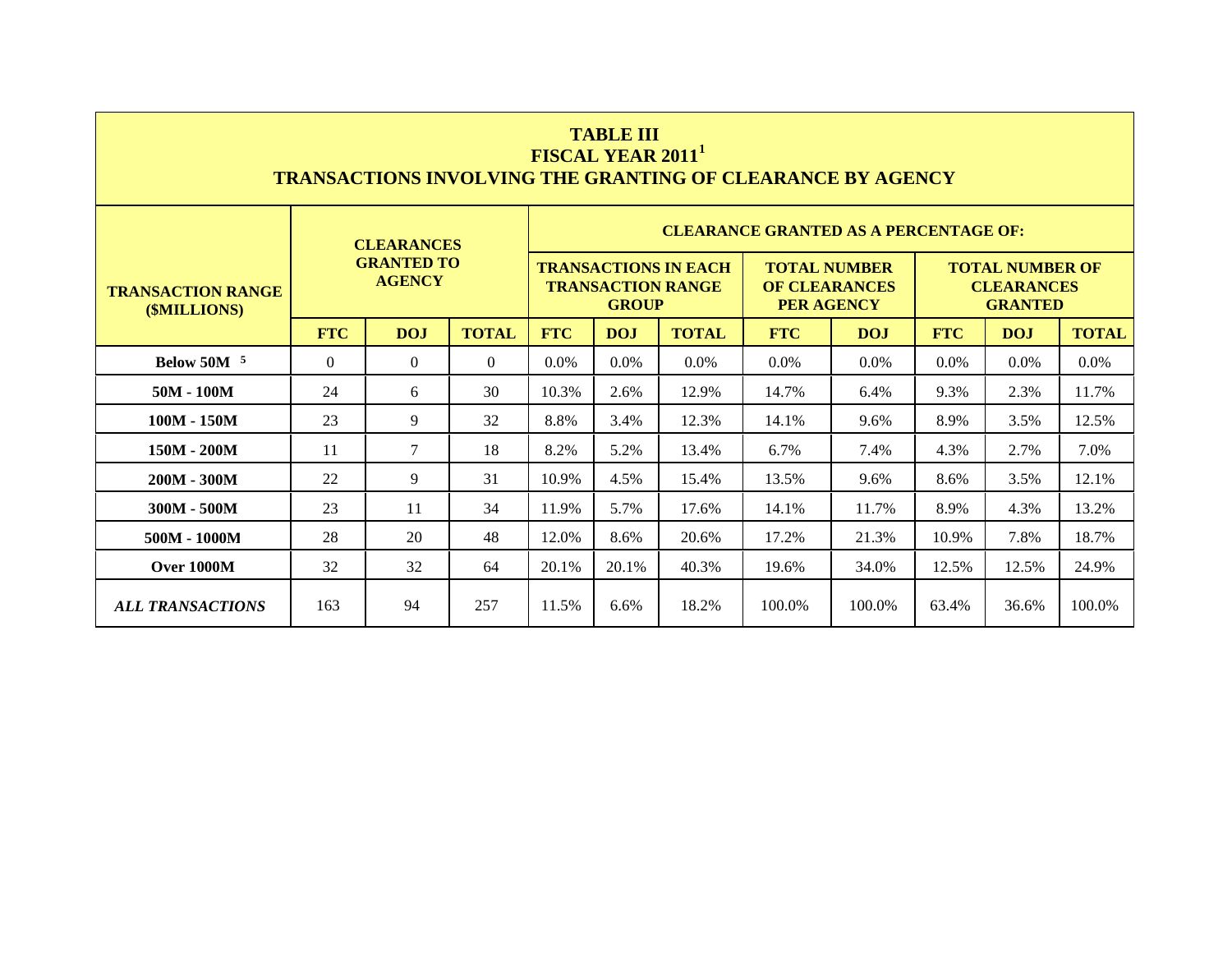# TABLE III
## FISCAL YEAR 2011[1]
## TRANSACTIONS INVOLVING THE GRANTING OF CLEARANCE BY AGENCY

| TRANSACTION RANGE ($MILLIONS) | CLEARANCES GRANTED TO AGENCY | | | CLEARANCE GRANTED AS A PERCENTAGE OF: | | | | | | | |
|---|---|---|---|---|---|---|---|---|---|---|---|
| | | | | TRANSACTIONS IN EACH TRANSACTION RANGE GROUP | | | TOTAL NUMBER OF CLEARANCES PER AGENCY | | TOTAL NUMBER OF CLEARANCES GRANTED | | |
| | FTC | DOJ | TOTAL | FTC | DOJ | TOTAL | FTC | DOJ | FTC | DOJ | TOTAL |
| Below 50M [5] | 0 | 0 | 0 | 0.0% | 0.0% | 0.0% | 0.0% | 0.0% | 0.0% | 0.0% | 0.0% |
| 50M - 100M | 24 | 6 | 30 | 10.3% | 2.6% | 12.9% | 14.7% | 6.4% | 9.3% | 2.3% | 11.7% |
| 100M - 150M | 23 | 9 | 32 | 8.8% | 3.4% | 12.3% | 14.1% | 9.6% | 8.9% | 3.5% | 12.5% |
| 150M - 200M | 11 | 7 | 18 | 8.2% | 5.2% | 13.4% | 6.7% | 7.4% | 4.3% | 2.7% | 7.0% |
| 200M - 300M | 22 | 9 | 31 | 10.9% | 4.5% | 15.4% | 13.5% | 9.6% | 8.6% | 3.5% | 12.1% |
| 300M - 500M | 23 | 11 | 34 | 11.9% | 5.7% | 17.6% | 14.1% | 11.7% | 8.9% | 4.3% | 13.2% |
| 500M - 1000M | 28 | 20 | 48 | 12.0% | 8.6% | 20.6% | 17.2% | 21.3% | 10.9% | 7.8% | 18.7% |
| Over 1000M | 32 | 32 | 64 | 20.1% | 20.1% | 40.3% | 19.6% | 34.0% | 12.5% | 12.5% | 24.9% |
| *ALL TRANSACTIONS* | 163 | 94 | 257 | 11.5% | 6.6% | 18.2% | 100.0% | 100.0% | 63.4% | 36.6% | 100.0% |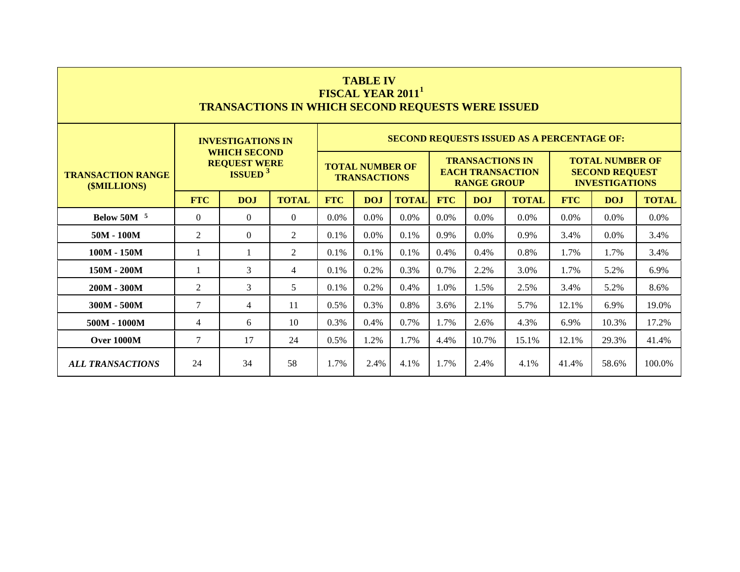## TABLE IV
## FISCAL YEAR 2011[1]
## TRANSACTIONS IN WHICH SECOND REQUESTS WERE ISSUED

| TRANSACTION RANGE ($MILLIONS) | INVESTIGATIONS IN WHICH SECOND REQUEST WERE ISSUED [3] | | | SECOND REQUESTS ISSUED AS A PERCENTAGE OF: | | | | | | | | |
|---|---|---|---|---|---|---|---|---|---|---|---|---|
| | | | | TOTAL NUMBER OF TRANSACTIONS | | | TRANSACTIONS IN EACH TRANSACTION RANGE GROUP | | | TOTAL NUMBER OF SECOND REQUEST INVESTIGATIONS | | |
| | FTC | DOJ | TOTAL | FTC | DOJ | TOTAL | FTC | DOJ | TOTAL | FTC | DOJ | TOTAL |
| **Below 50M** [5] | 0 | 0 | 0 | 0.0% | 0.0% | 0.0% | 0.0% | 0.0% | 0.0% | 0.0% | 0.0% | 0.0% |
| **50M - 100M** | 2 | 0 | 2 | 0.1% | 0.0% | 0.1% | 0.9% | 0.0% | 0.9% | 3.4% | 0.0% | 3.4% |
| **100M - 150M** | 1 | 1 | 2 | 0.1% | 0.1% | 0.1% | 0.4% | 0.4% | 0.8% | 1.7% | 1.7% | 3.4% |
| **150M - 200M** | 1 | 3 | 4 | 0.1% | 0.2% | 0.3% | 0.7% | 2.2% | 3.0% | 1.7% | 5.2% | 6.9% |
| **200M - 300M** | 2 | 3 | 5 | 0.1% | 0.2% | 0.4% | 1.0% | 1.5% | 2.5% | 3.4% | 5.2% | 8.6% |
| **300M - 500M** | 7 | 4 | 11 | 0.5% | 0.3% | 0.8% | 3.6% | 2.1% | 5.7% | 12.1% | 6.9% | 19.0% |
| **500M - 1000M** | 4 | 6 | 10 | 0.3% | 0.4% | 0.7% | 1.7% | 2.6% | 4.3% | 6.9% | 10.3% | 17.2% |
| **Over 1000M** | 7 | 17 | 24 | 0.5% | 1.2% | 1.7% | 4.4% | 10.7% | 15.1% | 12.1% | 29.3% | 41.4% |
| ***ALL TRANSACTIONS*** | 24 | 34 | 58 | 1.7% | 2.4% | 4.1% | 1.7% | 2.4% | 4.1% | 41.4% | 58.6% | 100.0% |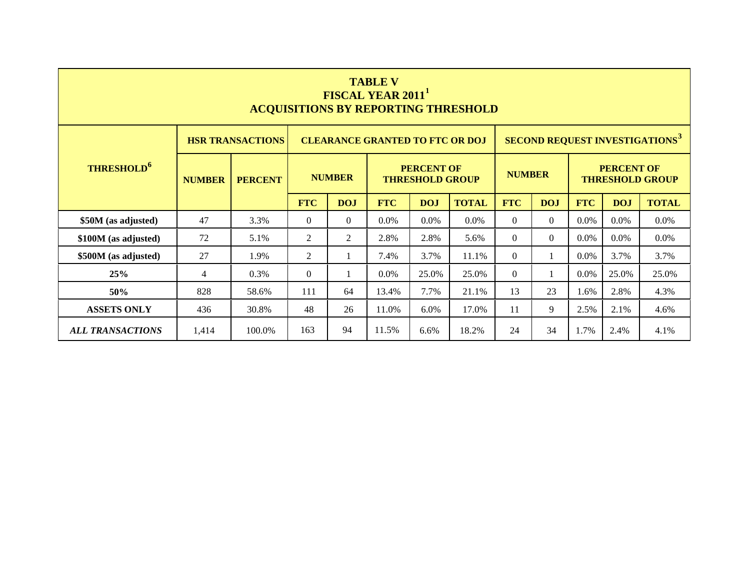# TABLE V
## FISCAL YEAR 2011[1]
## ACQUISITIONS BY REPORTING THRESHOLD

| THRESHOLD[6] | HSR TRANSACTIONS | | CLEARANCE GRANTED TO FTC OR DOJ | | | | | SECOND REQUEST INVESTIGATIONS[3] | | | | |
|---|---|---|---|---|---|---|---|---|---|---|---|---|
| | NUMBER | PERCENT | NUMBER | | PERCENT OF THRESHOLD GROUP | | | NUMBER | | PERCENT OF THRESHOLD GROUP | | |
| | | | FTC | DOJ | FTC | DOJ | TOTAL | FTC | DOJ | FTC | DOJ | TOTAL |
| **\$50M (as adjusted)** | 47 | 3.3% | 0 | 0 | 0.0% | 0.0% | 0.0% | 0 | 0 | 0.0% | 0.0% | 0.0% |
| **\$100M (as adjusted)** | 72 | 5.1% | 2 | 2 | 2.8% | 2.8% | 5.6% | 0 | 0 | 0.0% | 0.0% | 0.0% |
| **\$500M (as adjusted)** | 27 | 1.9% | 2 | 1 | 7.4% | 3.7% | 11.1% | 0 | 1 | 0.0% | 3.7% | 3.7% |
| **25%** | 4 | 0.3% | 0 | 1 | 0.0% | 25.0% | 25.0% | 0 | 1 | 0.0% | 25.0% | 25.0% |
| **50%** | 828 | 58.6% | 111 | 64 | 13.4% | 7.7% | 21.1% | 13 | 23 | 1.6% | 2.8% | 4.3% |
| **ASSETS ONLY** | 436 | 30.8% | 48 | 26 | 11.0% | 6.0% | 17.0% | 11 | 9 | 2.5% | 2.1% | 4.6% |
| ***ALL TRANSACTIONS*** | 1,414 | 100.0% | 163 | 94 | 11.5% | 6.6% | 18.2% | 24 | 34 | 1.7% | 2.4% | 4.1% |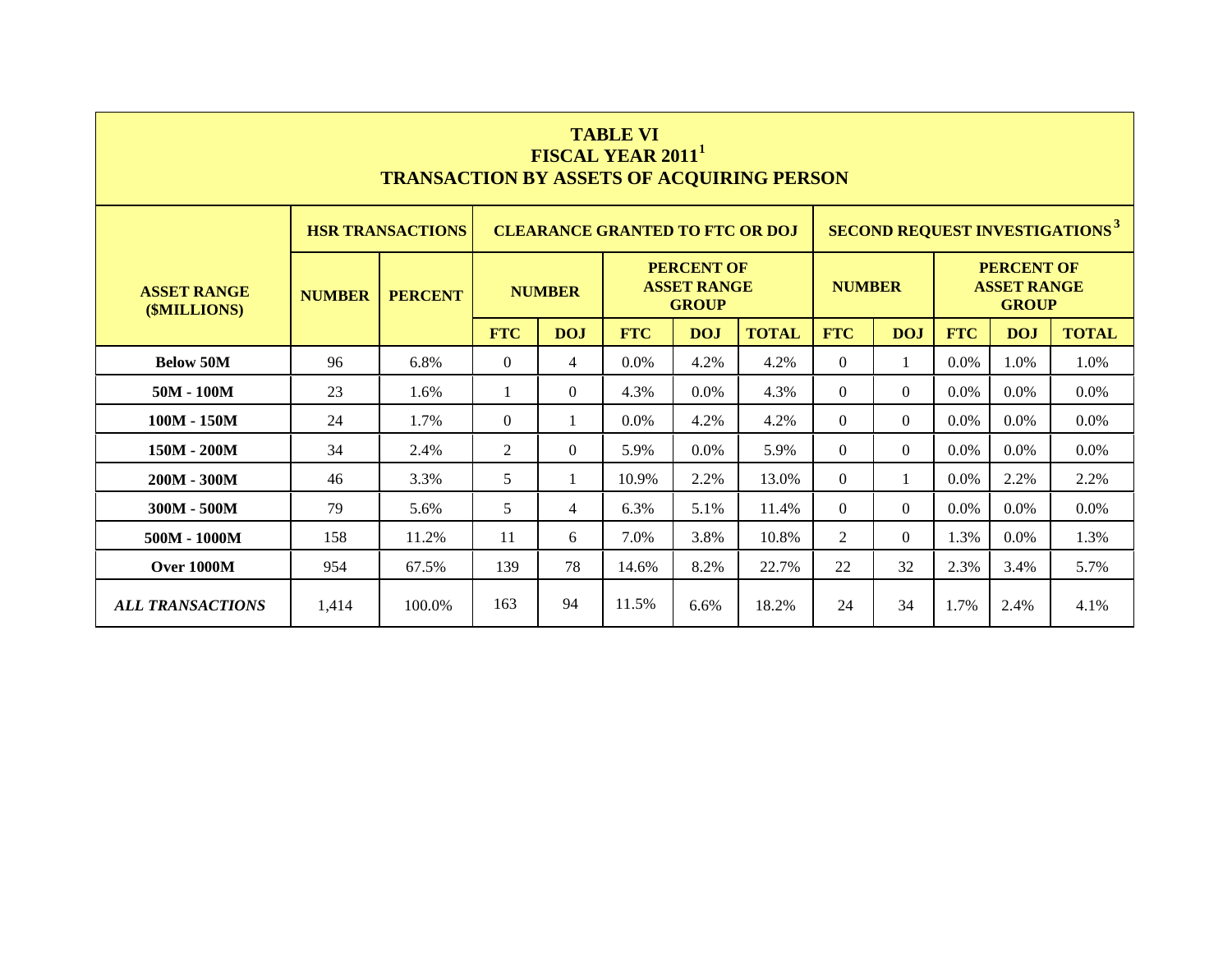## TABLE VI
## FISCAL YEAR 2011[1]
## TRANSACTION BY ASSETS OF ACQUIRING PERSON

| ASSET RANGE ($MILLIONS) | HSR TRANSACTIONS | | CLEARANCE GRANTED TO FTC OR DOJ | | | | | SECOND REQUEST INVESTIGATIONS[3] | | | | |
|---|---|---|---|---|---|---|---|---|---|---|---|---|
| | NUMBER | PERCENT | NUMBER | | PERCENT OF ASSET RANGE GROUP | | | NUMBER | | PERCENT OF ASSET RANGE GROUP | | |
| | | | FTC | DOJ | FTC | DOJ | TOTAL | FTC | DOJ | FTC | DOJ | TOTAL |
| **Below 50M** | 96 | 6.8% | 0 | 4 | 0.0% | 4.2% | 4.2% | 0 | 1 | 0.0% | 1.0% | 1.0% |
| **50M - 100M** | 23 | 1.6% | 1 | 0 | 4.3% | 0.0% | 4.3% | 0 | 0 | 0.0% | 0.0% | 0.0% |
| **100M - 150M** | 24 | 1.7% | 0 | 1 | 0.0% | 4.2% | 4.2% | 0 | 0 | 0.0% | 0.0% | 0.0% |
| **150M - 200M** | 34 | 2.4% | 2 | 0 | 5.9% | 0.0% | 5.9% | 0 | 0 | 0.0% | 0.0% | 0.0% |
| **200M - 300M** | 46 | 3.3% | 5 | 1 | 10.9% | 2.2% | 13.0% | 0 | 1 | 0.0% | 2.2% | 2.2% |
| **300M - 500M** | 79 | 5.6% | 5 | 4 | 6.3% | 5.1% | 11.4% | 0 | 0 | 0.0% | 0.0% | 0.0% |
| **500M - 1000M** | 158 | 11.2% | 11 | 6 | 7.0% | 3.8% | 10.8% | 2 | 0 | 1.3% | 0.0% | 1.3% |
| **Over 1000M** | 954 | 67.5% | 139 | 78 | 14.6% | 8.2% | 22.7% | 22 | 32 | 2.3% | 3.4% | 5.7% |
| ***ALL TRANSACTIONS*** | 1,414 | 100.0% | 163 | 94 | 11.5% | 6.6% | 18.2% | 24 | 34 | 1.7% | 2.4% | 4.1% |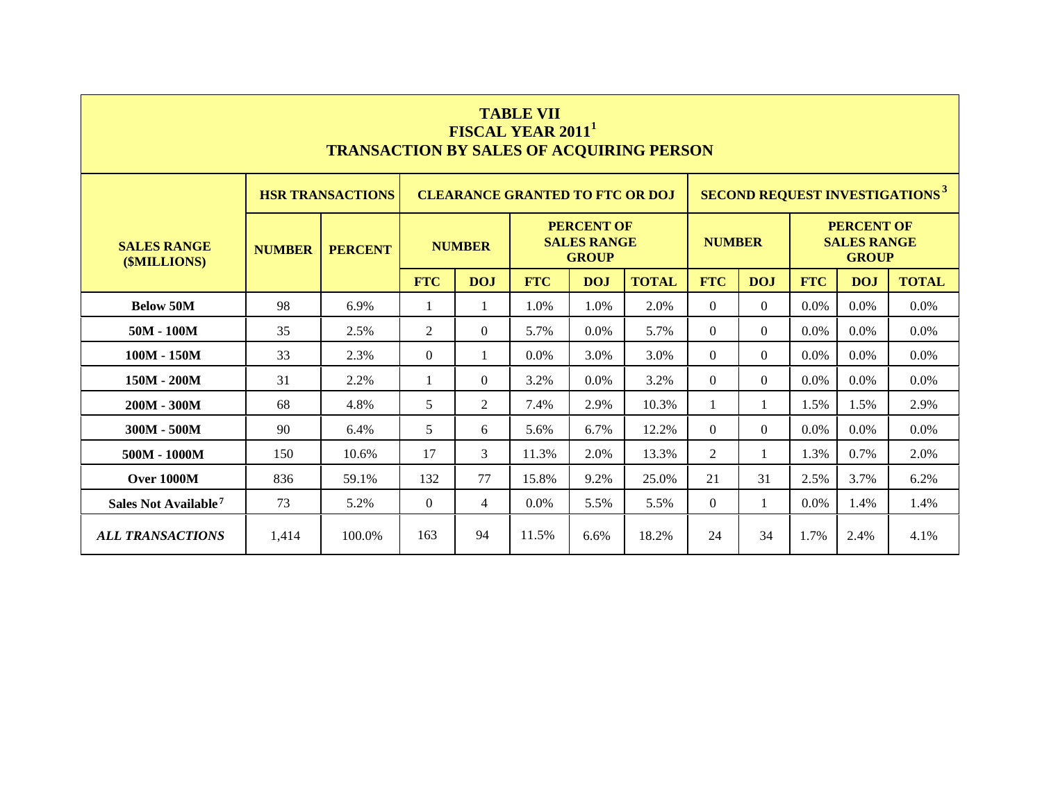# TABLE VII
## FISCAL YEAR 2011[1]
## TRANSACTION BY SALES OF ACQUIRING PERSON

| SALES RANGE ($MILLIONS) | HSR TRANSACTIONS | | CLEARANCE GRANTED TO FTC OR DOJ | | | | | SECOND REQUEST INVESTIGATIONS[3] | | | | |
|---|---|---|---|---|---|---|---|---|---|---|---|---|
| | NUMBER | PERCENT | NUMBER | | PERCENT OF SALES RANGE GROUP | | | NUMBER | | PERCENT OF SALES RANGE GROUP | | |
| | | | FTC | DOJ | FTC | DOJ | TOTAL | FTC | DOJ | FTC | DOJ | TOTAL |
| **Below 50M** | 98 | 6.9% | 1 | 1 | 1.0% | 1.0% | 2.0% | 0 | 0 | 0.0% | 0.0% | 0.0% |
| **50M - 100M** | 35 | 2.5% | 2 | 0 | 5.7% | 0.0% | 5.7% | 0 | 0 | 0.0% | 0.0% | 0.0% |
| **100M - 150M** | 33 | 2.3% | 0 | 1 | 0.0% | 3.0% | 3.0% | 0 | 0 | 0.0% | 0.0% | 0.0% |
| **150M - 200M** | 31 | 2.2% | 1 | 0 | 3.2% | 0.0% | 3.2% | 0 | 0 | 0.0% | 0.0% | 0.0% |
| **200M - 300M** | 68 | 4.8% | 5 | 2 | 7.4% | 2.9% | 10.3% | 1 | 1 | 1.5% | 1.5% | 2.9% |
| **300M - 500M** | 90 | 6.4% | 5 | 6 | 5.6% | 6.7% | 12.2% | 0 | 0 | 0.0% | 0.0% | 0.0% |
| **500M - 1000M** | 150 | 10.6% | 17 | 3 | 11.3% | 2.0% | 13.3% | 2 | 1 | 1.3% | 0.7% | 2.0% |
| **Over 1000M** | 836 | 59.1% | 132 | 77 | 15.8% | 9.2% | 25.0% | 21 | 31 | 2.5% | 3.7% | 6.2% |
| **Sales Not Available[7]** | 73 | 5.2% | 0 | 4 | 0.0% | 5.5% | 5.5% | 0 | 1 | 0.0% | 1.4% | 1.4% |
| ***ALL TRANSACTIONS*** | 1,414 | 100.0% | 163 | 94 | 11.5% | 6.6% | 18.2% | 24 | 34 | 1.7% | 2.4% | 4.1% |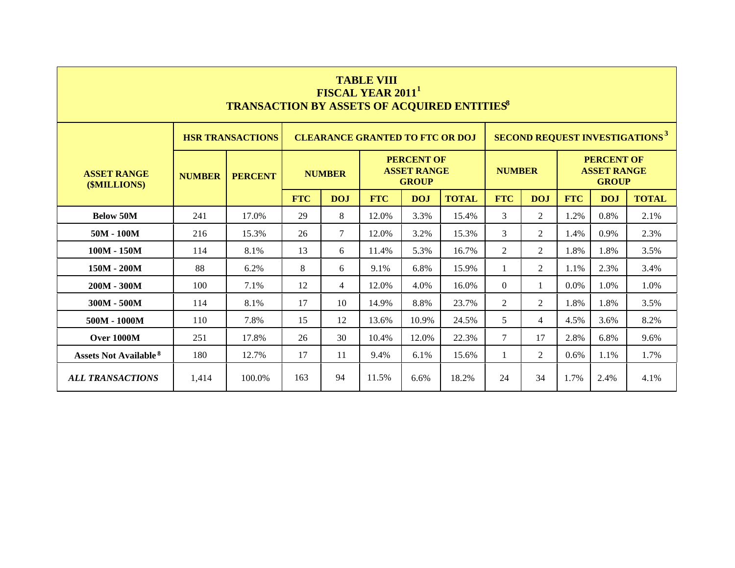# TABLE VIII
## FISCAL YEAR 2011[1]
## TRANSACTION BY ASSETS OF ACQUIRED ENTITIES[8]

| ASSET RANGE ($MILLIONS) | HSR TRANSACTIONS | | CLEARANCE GRANTED TO FTC OR DOJ | | | | | SECOND REQUEST INVESTIGATIONS[3] | | | | |
|---|---|---|---|---|---|---|---|---|---|---|---|---|
| | NUMBER | PERCENT | NUMBER | | PERCENT OF ASSET RANGE GROUP | | | NUMBER | | PERCENT OF ASSET RANGE GROUP | | |
| | | | FTC | DOJ | FTC | DOJ | TOTAL | FTC | DOJ | FTC | DOJ | TOTAL |
| **Below 50M** | 241 | 17.0% | 29 | 8 | 12.0% | 3.3% | 15.4% | 3 | 2 | 1.2% | 0.8% | 2.1% |
| **50M - 100M** | 216 | 15.3% | 26 | 7 | 12.0% | 3.2% | 15.3% | 3 | 2 | 1.4% | 0.9% | 2.3% |
| **100M - 150M** | 114 | 8.1% | 13 | 6 | 11.4% | 5.3% | 16.7% | 2 | 2 | 1.8% | 1.8% | 3.5% |
| **150M - 200M** | 88 | 6.2% | 8 | 6 | 9.1% | 6.8% | 15.9% | 1 | 2 | 1.1% | 2.3% | 3.4% |
| **200M - 300M** | 100 | 7.1% | 12 | 4 | 12.0% | 4.0% | 16.0% | 0 | 1 | 0.0% | 1.0% | 1.0% |
| **300M - 500M** | 114 | 8.1% | 17 | 10 | 14.9% | 8.8% | 23.7% | 2 | 2 | 1.8% | 1.8% | 3.5% |
| **500M - 1000M** | 110 | 7.8% | 15 | 12 | 13.6% | 10.9% | 24.5% | 5 | 4 | 4.5% | 3.6% | 8.2% |
| **Over 1000M** | 251 | 17.8% | 26 | 30 | 10.4% | 12.0% | 22.3% | 7 | 17 | 2.8% | 6.8% | 9.6% |
| **Assets Not Available[8]** | 180 | 12.7% | 17 | 11 | 9.4% | 6.1% | 15.6% | 1 | 2 | 0.6% | 1.1% | 1.7% |
| ***ALL TRANSACTIONS*** | 1,414 | 100.0% | 163 | 94 | 11.5% | 6.6% | 18.2% | 24 | 34 | 1.7% | 2.4% | 4.1% |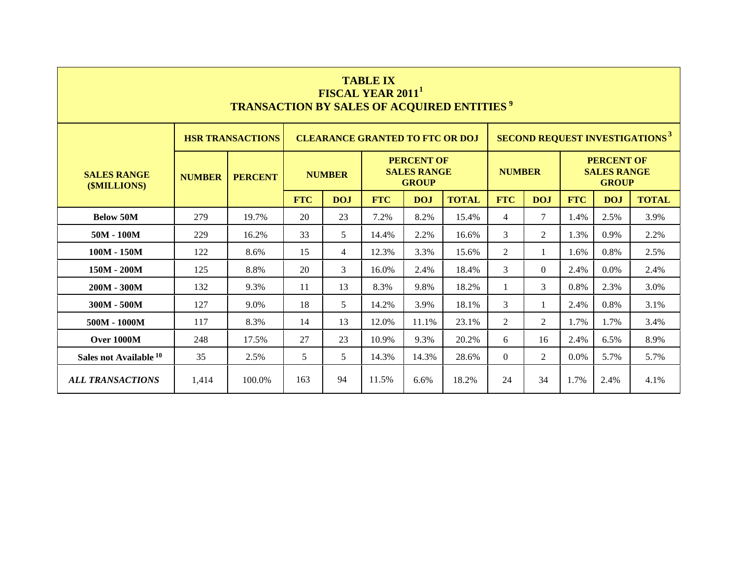# TABLE IX
## FISCAL YEAR 2011[1]
## TRANSACTION BY SALES OF ACQUIRED ENTITIES[9]

| SALES RANGE ($MILLIONS) | HSR TRANSACTIONS | | CLEARANCE GRANTED TO FTC OR DOJ | | | | | SECOND REQUEST INVESTIGATIONS[3] | | | | |
|---|---|---|---|---|---|---|---|---|---|---|---|---|
| | NUMBER | PERCENT | NUMBER | | PERCENT OF SALES RANGE GROUP | | | NUMBER | | PERCENT OF SALES RANGE GROUP | | |
| | | | FTC | DOJ | FTC | DOJ | TOTAL | FTC | DOJ | FTC | DOJ | TOTAL |
| **Below 50M** | 279 | 19.7% | 20 | 23 | 7.2% | 8.2% | 15.4% | 4 | 7 | 1.4% | 2.5% | 3.9% |
| **50M - 100M** | 229 | 16.2% | 33 | 5 | 14.4% | 2.2% | 16.6% | 3 | 2 | 1.3% | 0.9% | 2.2% |
| **100M - 150M** | 122 | 8.6% | 15 | 4 | 12.3% | 3.3% | 15.6% | 2 | 1 | 1.6% | 0.8% | 2.5% |
| **150M - 200M** | 125 | 8.8% | 20 | 3 | 16.0% | 2.4% | 18.4% | 3 | 0 | 2.4% | 0.0% | 2.4% |
| **200M - 300M** | 132 | 9.3% | 11 | 13 | 8.3% | 9.8% | 18.2% | 1 | 3 | 0.8% | 2.3% | 3.0% |
| **300M - 500M** | 127 | 9.0% | 18 | 5 | 14.2% | 3.9% | 18.1% | 3 | 1 | 2.4% | 0.8% | 3.1% |
| **500M - 1000M** | 117 | 8.3% | 14 | 13 | 12.0% | 11.1% | 23.1% | 2 | 2 | 1.7% | 1.7% | 3.4% |
| **Over 1000M** | 248 | 17.5% | 27 | 23 | 10.9% | 9.3% | 20.2% | 6 | 16 | 2.4% | 6.5% | 8.9% |
| **Sales not Available[10]** | 35 | 2.5% | 5 | 5 | 14.3% | 14.3% | 28.6% | 0 | 2 | 0.0% | 5.7% | 5.7% |
| ***ALL TRANSACTIONS*** | 1,414 | 100.0% | 163 | 94 | 11.5% | 6.6% | 18.2% | 24 | 34 | 1.7% | 2.4% | 4.1% |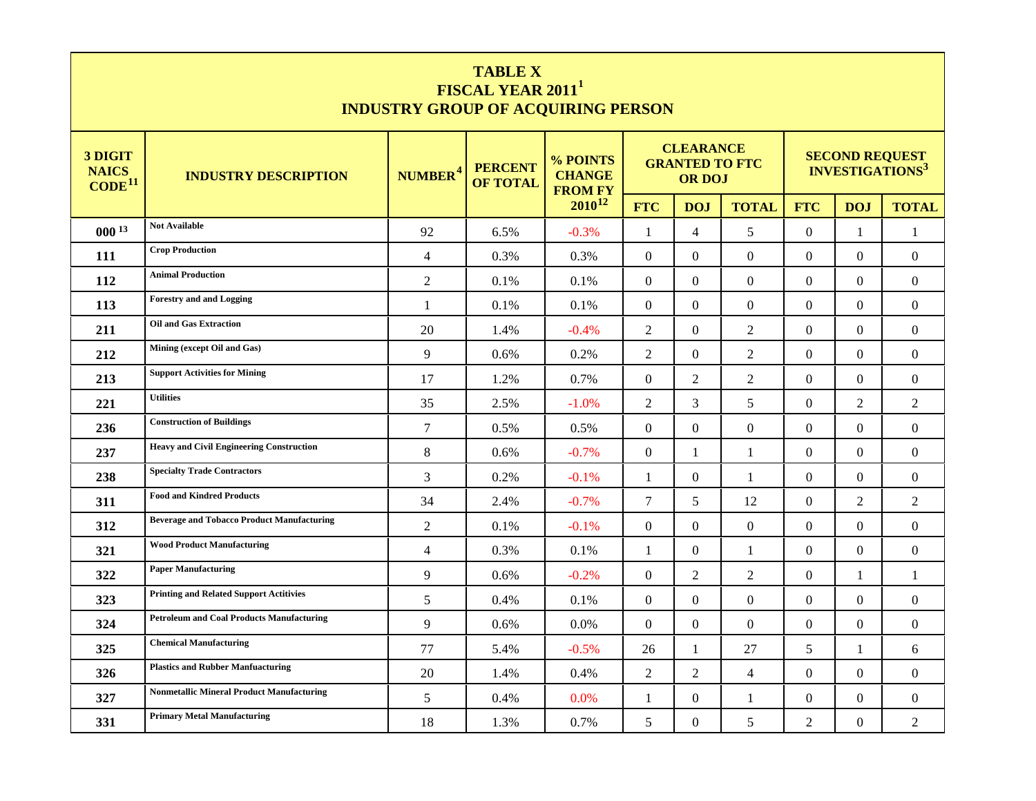# TABLE X
## FISCAL YEAR 2011[1]
## INDUSTRY GROUP OF ACQUIRING PERSON

| 3 DIGIT NAICS CODE[11] | INDUSTRY DESCRIPTION | NUMBER[4] | PERCENT OF TOTAL | % POINTS CHANGE FROM FY 2010[12] | CLEARANCE GRANTED TO FTC OR DOJ | | | SECOND REQUEST INVESTIGATIONS[3] | | |
|---|---|---|---|---|---|---|---|---|---|---|
| | | | | | FTC | DOJ | TOTAL | FTC | DOJ | TOTAL |
| 000 [13] | Not Available | 92 | 6.5% | -0.3% | 1 | 4 | 5 | 0 | 1 | 1 |
| 111 | Crop Production | 4 | 0.3% | 0.3% | 0 | 0 | 0 | 0 | 0 | 0 |
| 112 | Animal Production | 2 | 0.1% | 0.1% | 0 | 0 | 0 | 0 | 0 | 0 |
| 113 | Forestry and and Logging | 1 | 0.1% | 0.1% | 0 | 0 | 0 | 0 | 0 | 0 |
| 211 | Oil and Gas Extraction | 20 | 1.4% | -0.4% | 2 | 0 | 2 | 0 | 0 | 0 |
| 212 | Mining (except Oil and Gas) | 9 | 0.6% | 0.2% | 2 | 0 | 2 | 0 | 0 | 0 |
| 213 | Support Activities for Mining | 17 | 1.2% | 0.7% | 0 | 2 | 2 | 0 | 0 | 0 |
| 221 | Utilities | 35 | 2.5% | -1.0% | 2 | 3 | 5 | 0 | 2 | 2 |
| 236 | Construction of Buildings | 7 | 0.5% | 0.5% | 0 | 0 | 0 | 0 | 0 | 0 |
| 237 | Heavy and Civil Engineering Construction | 8 | 0.6% | -0.7% | 0 | 1 | 1 | 0 | 0 | 0 |
| 238 | Specialty Trade Contractors | 3 | 0.2% | -0.1% | 1 | 0 | 1 | 0 | 0 | 0 |
| 311 | Food and Kindred Products | 34 | 2.4% | -0.7% | 7 | 5 | 12 | 0 | 2 | 2 |
| 312 | Beverage and Tobacco Product Manufacturing | 2 | 0.1% | -0.1% | 0 | 0 | 0 | 0 | 0 | 0 |
| 321 | Wood Product Manufacturing | 4 | 0.3% | 0.1% | 1 | 0 | 1 | 0 | 0 | 0 |
| 322 | Paper Manufacturing | 9 | 0.6% | -0.2% | 0 | 2 | 2 | 0 | 1 | 1 |
| 323 | Printing and Related Support Actitivies | 5 | 0.4% | 0.1% | 0 | 0 | 0 | 0 | 0 | 0 |
| 324 | Petroleum and Coal Products Manufacturing | 9 | 0.6% | 0.0% | 0 | 0 | 0 | 0 | 0 | 0 |
| 325 | Chemical Manufacturing | 77 | 5.4% | -0.5% | 26 | 1 | 27 | 5 | 1 | 6 |
| 326 | Plastics and Rubber Manfuacturing | 20 | 1.4% | 0.4% | 2 | 2 | 4 | 0 | 0 | 0 |
| 327 | Nonmetallic Mineral Product Manufacturing | 5 | 0.4% | 0.0% | 1 | 0 | 1 | 0 | 0 | 0 |
| 331 | Primary Metal Manufacturing | 18 | 1.3% | 0.7% | 5 | 0 | 5 | 2 | 0 | 2 |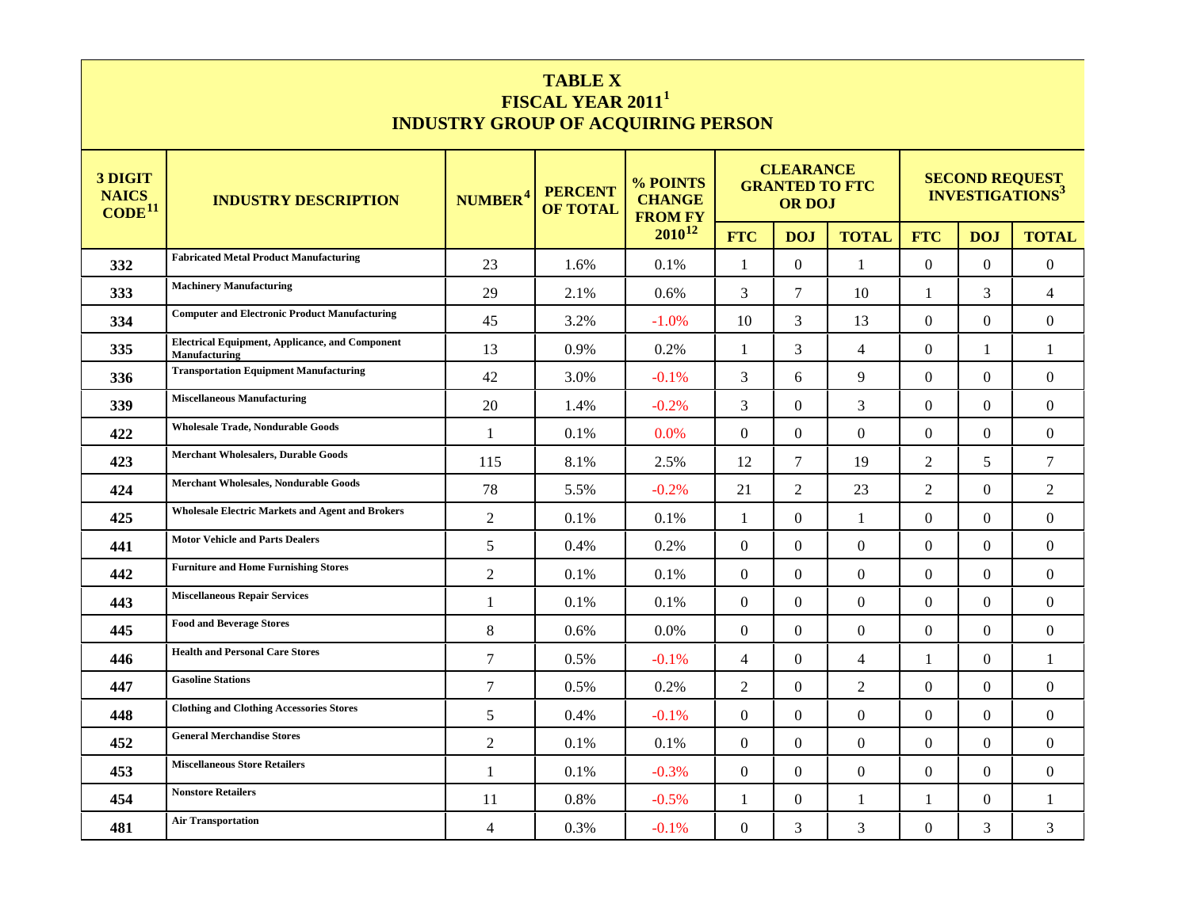**TABLE X**
**FISCAL YEAR 2011[1]**
**INDUSTRY GROUP OF ACQUIRING PERSON**

| 3 DIGIT NAICS CODE[11] | INDUSTRY DESCRIPTION | NUMBER[4] | PERCENT OF TOTAL | % POINTS CHANGE FROM FY 2010[12] | CLEARANCE GRANTED TO FTC OR DOJ | | | SECOND REQUEST INVESTIGATIONS[3] | | |
|---|---|---|---|---|---|---|---|---|---|---|
| | | | | | FTC | DOJ | TOTAL | FTC | DOJ | TOTAL |
| 332 | Fabricated Metal Product Manufacturing | 23 | 1.6% | 0.1% | 1 | 0 | 1 | 0 | 0 | 0 |
| 333 | Machinery Manufacturing | 29 | 2.1% | 0.6% | 3 | 7 | 10 | 1 | 3 | 4 |
| 334 | Computer and Electronic Product Manufacturing | 45 | 3.2% | -1.0% | 10 | 3 | 13 | 0 | 0 | 0 |
| 335 | Electrical Equipment, Applicance, and Component Manufacturing | 13 | 0.9% | 0.2% | 1 | 3 | 4 | 0 | 1 | 1 |
| 336 | Transportation Equipment Manufacturing | 42 | 3.0% | -0.1% | 3 | 6 | 9 | 0 | 0 | 0 |
| 339 | Miscellaneous Manufacturing | 20 | 1.4% | -0.2% | 3 | 0 | 3 | 0 | 0 | 0 |
| 422 | Wholesale Trade, Nondurable Goods | 1 | 0.1% | 0.0% | 0 | 0 | 0 | 0 | 0 | 0 |
| 423 | Merchant Wholesalers, Durable Goods | 115 | 8.1% | 2.5% | 12 | 7 | 19 | 2 | 5 | 7 |
| 424 | Merchant Wholesales, Nondurable Goods | 78 | 5.5% | -0.2% | 21 | 2 | 23 | 2 | 0 | 2 |
| 425 | Wholesale Electric Markets and Agent and Brokers | 2 | 0.1% | 0.1% | 1 | 0 | 1 | 0 | 0 | 0 |
| 441 | Motor Vehicle and Parts Dealers | 5 | 0.4% | 0.2% | 0 | 0 | 0 | 0 | 0 | 0 |
| 442 | Furniture and Home Furnishing Stores | 2 | 0.1% | 0.1% | 0 | 0 | 0 | 0 | 0 | 0 |
| 443 | Miscellaneous Repair Services | 1 | 0.1% | 0.1% | 0 | 0 | 0 | 0 | 0 | 0 |
| 445 | Food and Beverage Stores | 8 | 0.6% | 0.0% | 0 | 0 | 0 | 0 | 0 | 0 |
| 446 | Health and Personal Care Stores | 7 | 0.5% | -0.1% | 4 | 0 | 4 | 1 | 0 | 1 |
| 447 | Gasoline Stations | 7 | 0.5% | 0.2% | 2 | 0 | 2 | 0 | 0 | 0 |
| 448 | Clothing and Clothing Accessories Stores | 5 | 0.4% | -0.1% | 0 | 0 | 0 | 0 | 0 | 0 |
| 452 | General Merchandise Stores | 2 | 0.1% | 0.1% | 0 | 0 | 0 | 0 | 0 | 0 |
| 453 | Miscellaneous Store Retailers | 1 | 0.1% | -0.3% | 0 | 0 | 0 | 0 | 0 | 0 |
| 454 | Nonstore Retailers | 11 | 0.8% | -0.5% | 1 | 0 | 1 | 1 | 0 | 1 |
| 481 | Air Transportation | 4 | 0.3% | -0.1% | 0 | 3 | 3 | 0 | 3 | 3 |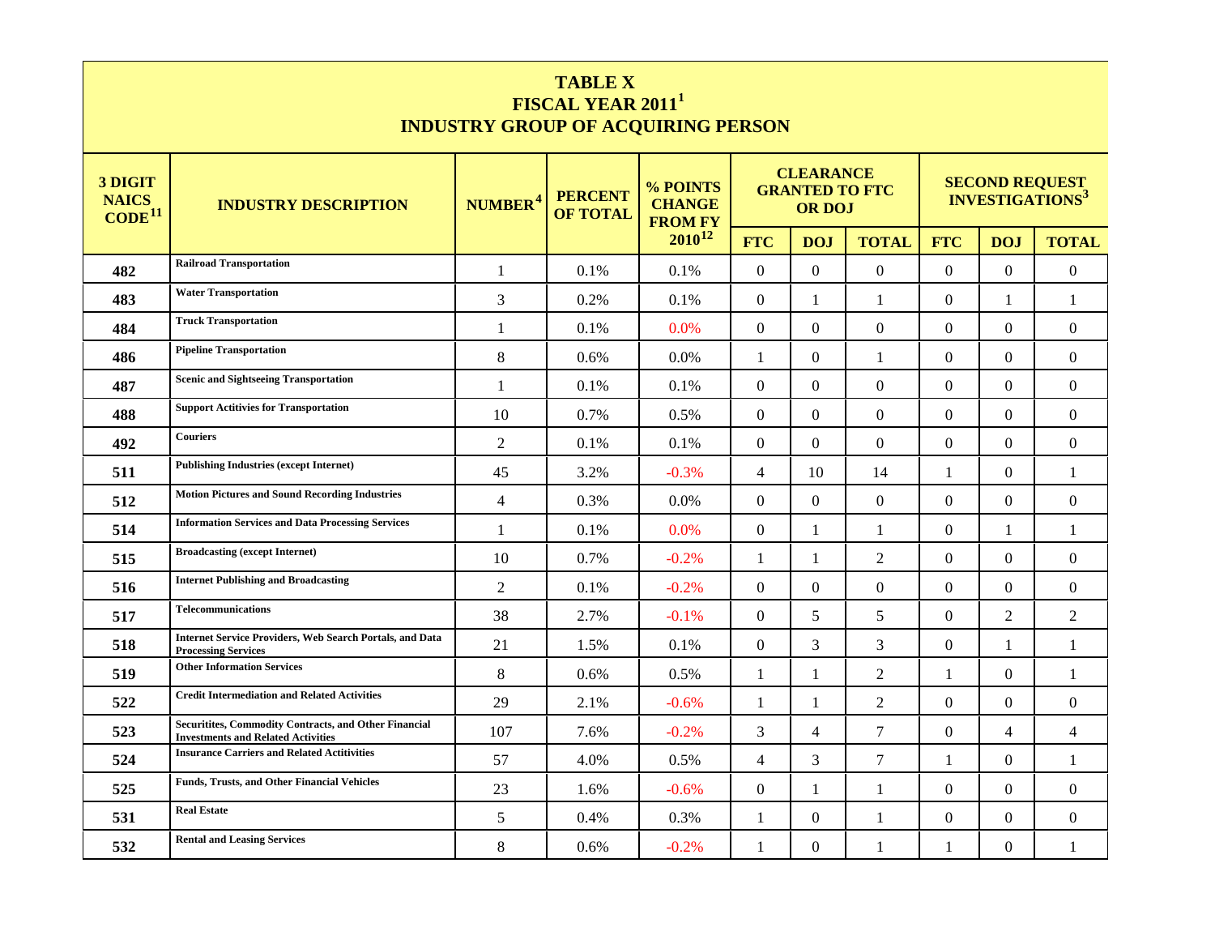# TABLE X
## FISCAL YEAR 2011[1]
## INDUSTRY GROUP OF ACQUIRING PERSON

| 3 DIGIT NAICS CODE[11] | INDUSTRY DESCRIPTION | NUMBER[4] | PERCENT OF TOTAL | % POINTS CHANGE FROM FY 2010[12] | CLEARANCE GRANTED TO FTC OR DOJ | | | SECOND REQUEST INVESTIGATIONS[3] | | |
|---|---|---|---|---|---|---|---|---|---|---|
| | | | | | FTC | DOJ | TOTAL | FTC | DOJ | TOTAL |
| 482 | Railroad Transportation | 1 | 0.1% | 0.1% | 0 | 0 | 0 | 0 | 0 | 0 |
| 483 | Water Transportation | 3 | 0.2% | 0.1% | 0 | 1 | 1 | 0 | 1 | 1 |
| 484 | Truck Transportation | 1 | 0.1% | 0.0% | 0 | 0 | 0 | 0 | 0 | 0 |
| 486 | Pipeline Transportation | 8 | 0.6% | 0.0% | 1 | 0 | 1 | 0 | 0 | 0 |
| 487 | Scenic and Sightseeing Transportation | 1 | 0.1% | 0.1% | 0 | 0 | 0 | 0 | 0 | 0 |
| 488 | Support Actitivies for Transportation | 10 | 0.7% | 0.5% | 0 | 0 | 0 | 0 | 0 | 0 |
| 492 | Couriers | 2 | 0.1% | 0.1% | 0 | 0 | 0 | 0 | 0 | 0 |
| 511 | Publishing Industries (except Internet) | 45 | 3.2% | -0.3% | 4 | 10 | 14 | 1 | 0 | 1 |
| 512 | Motion Pictures and Sound Recording Industries | 4 | 0.3% | 0.0% | 0 | 0 | 0 | 0 | 0 | 0 |
| 514 | Information Services and Data Processing Services | 1 | 0.1% | 0.0% | 0 | 1 | 1 | 0 | 1 | 1 |
| 515 | Broadcasting (except Internet) | 10 | 0.7% | -0.2% | 1 | 1 | 2 | 0 | 0 | 0 |
| 516 | Internet Publishing and Broadcasting | 2 | 0.1% | -0.2% | 0 | 0 | 0 | 0 | 0 | 0 |
| 517 | Telecommunications | 38 | 2.7% | -0.1% | 0 | 5 | 5 | 0 | 2 | 2 |
| 518 | Internet Service Providers, Web Search Portals, and Data Processing Services | 21 | 1.5% | 0.1% | 0 | 3 | 3 | 0 | 1 | 1 |
| 519 | Other Information Services | 8 | 0.6% | 0.5% | 1 | 1 | 2 | 1 | 0 | 1 |
| 522 | Credit Intermediation and Related Activities | 29 | 2.1% | -0.6% | 1 | 1 | 2 | 0 | 0 | 0 |
| 523 | Securitites, Commodity Contracts, and Other Financial Investments and Related Activities | 107 | 7.6% | -0.2% | 3 | 4 | 7 | 0 | 4 | 4 |
| 524 | Insurance Carriers and Related Actitivities | 57 | 4.0% | 0.5% | 4 | 3 | 7 | 1 | 0 | 1 |
| 525 | Funds, Trusts, and Other Financial Vehicles | 23 | 1.6% | -0.6% | 0 | 1 | 1 | 0 | 0 | 0 |
| 531 | Real Estate | 5 | 0.4% | 0.3% | 1 | 0 | 1 | 0 | 0 | 0 |
| 532 | Rental and Leasing Services | 8 | 0.6% | -0.2% | 1 | 0 | 1 | 1 | 0 | 1 |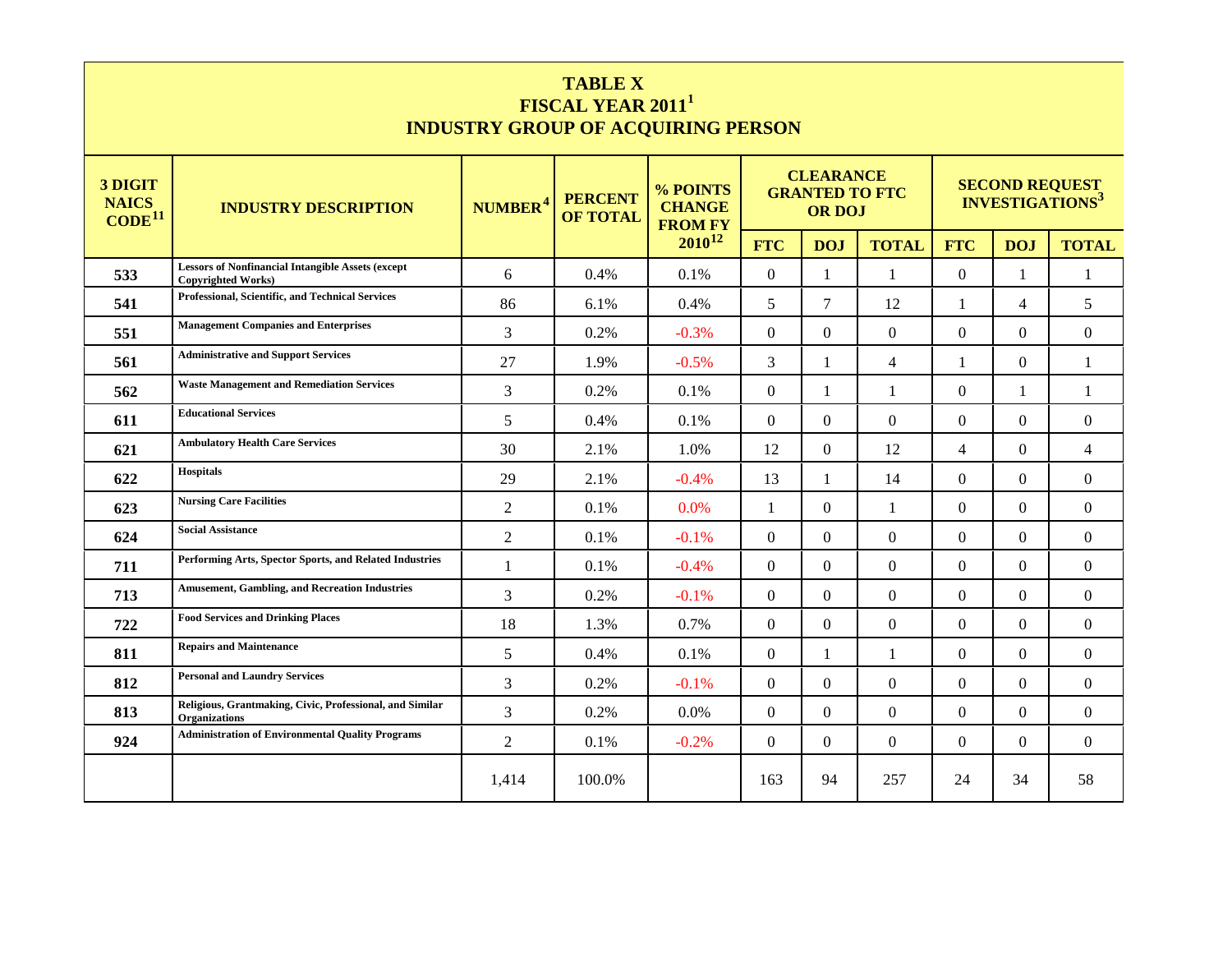# TABLE X
## FISCAL YEAR 2011[1]
## INDUSTRY GROUP OF ACQUIRING PERSON

| 3 DIGIT NAICS CODE[11] | INDUSTRY DESCRIPTION | NUMBER[4] | PERCENT OF TOTAL | % POINTS CHANGE FROM FY 2010[12] | CLEARANCE GRANTED TO FTC OR DOJ | | | SECOND REQUEST INVESTIGATIONS[3] | | |
|---|---|---|---|---|---|---|---|---|---|---|
| | | | | | FTC | DOJ | TOTAL | FTC | DOJ | TOTAL |
| 533 | Lessors of Nonfinancial Intangible Assets (except Copyrighted Works) | 6 | 0.4% | 0.1% | 0 | 1 | 1 | 0 | 1 | 1 |
| 541 | Professional, Scientific, and Technical Services | 86 | 6.1% | 0.4% | 5 | 7 | 12 | 1 | 4 | 5 |
| 551 | Management Companies and Enterprises | 3 | 0.2% | -0.3% | 0 | 0 | 0 | 0 | 0 | 0 |
| 561 | Administrative and Support Services | 27 | 1.9% | -0.5% | 3 | 1 | 4 | 1 | 0 | 1 |
| 562 | Waste Management and Remediation Services | 3 | 0.2% | 0.1% | 0 | 1 | 1 | 0 | 1 | 1 |
| 611 | Educational Services | 5 | 0.4% | 0.1% | 0 | 0 | 0 | 0 | 0 | 0 |
| 621 | Ambulatory Health Care Services | 30 | 2.1% | 1.0% | 12 | 0 | 12 | 4 | 0 | 4 |
| 622 | Hospitals | 29 | 2.1% | -0.4% | 13 | 1 | 14 | 0 | 0 | 0 |
| 623 | Nursing Care Facilities | 2 | 0.1% | 0.0% | 1 | 0 | 1 | 0 | 0 | 0 |
| 624 | Social Assistance | 2 | 0.1% | -0.1% | 0 | 0 | 0 | 0 | 0 | 0 |
| 711 | Performing Arts, Spector Sports, and Related Industries | 1 | 0.1% | -0.4% | 0 | 0 | 0 | 0 | 0 | 0 |
| 713 | Amusement, Gambling, and Recreation Industries | 3 | 0.2% | -0.1% | 0 | 0 | 0 | 0 | 0 | 0 |
| 722 | Food Services and Drinking Places | 18 | 1.3% | 0.7% | 0 | 0 | 0 | 0 | 0 | 0 |
| 811 | Repairs and Maintenance | 5 | 0.4% | 0.1% | 0 | 1 | 1 | 0 | 0 | 0 |
| 812 | Personal and Laundry Services | 3 | 0.2% | -0.1% | 0 | 0 | 0 | 0 | 0 | 0 |
| 813 | Religious, Grantmaking, Civic, Professional, and Similar Organizations | 3 | 0.2% | 0.0% | 0 | 0 | 0 | 0 | 0 | 0 |
| 924 | Administration of Environmental Quality Programs | 2 | 0.1% | -0.2% | 0 | 0 | 0 | 0 | 0 | 0 |
| | | 1,414 | 100.0% | | 163 | 94 | 257 | 24 | 34 | 58 |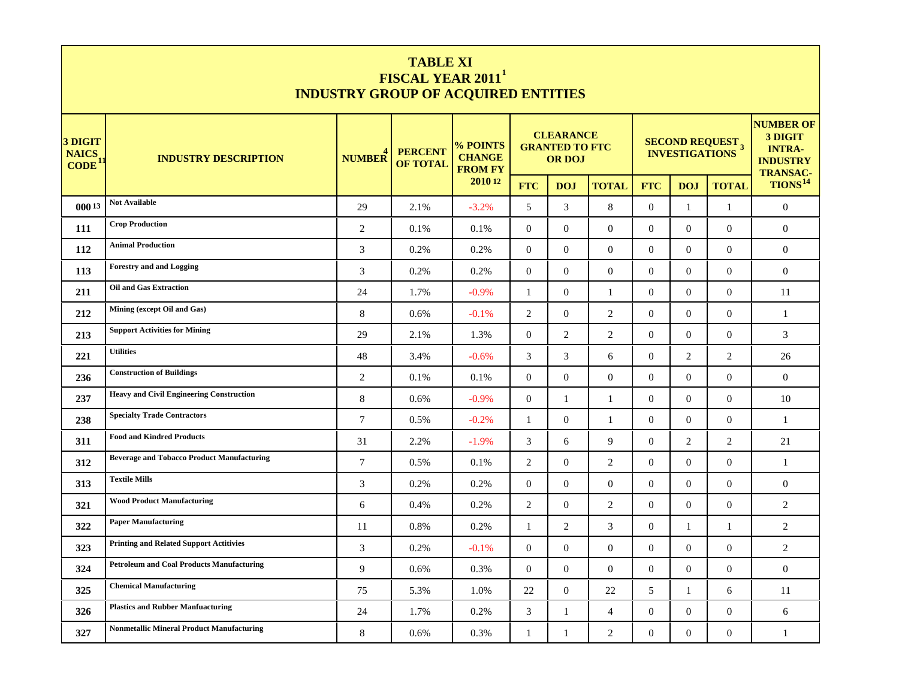# TABLE XI
## FISCAL YEAR 2011[1]
## INDUSTRY GROUP OF ACQUIRED ENTITIES

| 3 DIGIT NAICS CODE[11] | INDUSTRY DESCRIPTION | NUMBER[4] | PERCENT OF TOTAL | % POINTS CHANGE FROM FY 2010[12] | CLEARANCE GRANTED TO FTC OR DOJ | | | SECOND REQUEST INVESTIGATIONS[3] | | | NUMBER OF 3 DIGIT INTRA-INDUSTRY TRANSACTIONS[14] |
|---|---|---|---|---|---|---|---|---|---|---|---|
| | | | | | FTC | DOJ | TOTAL | FTC | DOJ | TOTAL | |
| 000[13] | Not Available | 29 | 2.1% | -3.2% | 5 | 3 | 8 | 0 | 1 | 1 | 0 |
| 111 | Crop Production | 2 | 0.1% | 0.1% | 0 | 0 | 0 | 0 | 0 | 0 | 0 |
| 112 | Animal Production | 3 | 0.2% | 0.2% | 0 | 0 | 0 | 0 | 0 | 0 | 0 |
| 113 | Forestry and and Logging | 3 | 0.2% | 0.2% | 0 | 0 | 0 | 0 | 0 | 0 | 0 |
| 211 | Oil and Gas Extraction | 24 | 1.7% | -0.9% | 1 | 0 | 1 | 0 | 0 | 0 | 11 |
| 212 | Mining (except Oil and Gas) | 8 | 0.6% | -0.1% | 2 | 0 | 2 | 0 | 0 | 0 | 1 |
| 213 | Support Activities for Mining | 29 | 2.1% | 1.3% | 0 | 2 | 2 | 0 | 0 | 0 | 3 |
| 221 | Utilities | 48 | 3.4% | -0.6% | 3 | 3 | 6 | 0 | 2 | 2 | 26 |
| 236 | Construction of Buildings | 2 | 0.1% | 0.1% | 0 | 0 | 0 | 0 | 0 | 0 | 0 |
| 237 | Heavy and Civil Engineering Construction | 8 | 0.6% | -0.9% | 0 | 1 | 1 | 0 | 0 | 0 | 10 |
| 238 | Specialty Trade Contractors | 7 | 0.5% | -0.2% | 1 | 0 | 1 | 0 | 0 | 0 | 1 |
| 311 | Food and Kindred Products | 31 | 2.2% | -1.9% | 3 | 6 | 9 | 0 | 2 | 2 | 21 |
| 312 | Beverage and Tobacco Product Manufacturing | 7 | 0.5% | 0.1% | 2 | 0 | 2 | 0 | 0 | 0 | 1 |
| 313 | Textile Mills | 3 | 0.2% | 0.2% | 0 | 0 | 0 | 0 | 0 | 0 | 0 |
| 321 | Wood Product Manufacturing | 6 | 0.4% | 0.2% | 2 | 0 | 2 | 0 | 0 | 0 | 2 |
| 322 | Paper Manufacturing | 11 | 0.8% | 0.2% | 1 | 2 | 3 | 0 | 1 | 1 | 2 |
| 323 | Printing and Related Support Actitivies | 3 | 0.2% | -0.1% | 0 | 0 | 0 | 0 | 0 | 0 | 2 |
| 324 | Petroleum and Coal Products Manufacturing | 9 | 0.6% | 0.3% | 0 | 0 | 0 | 0 | 0 | 0 | 0 |
| 325 | Chemical Manufacturing | 75 | 5.3% | 1.0% | 22 | 0 | 22 | 5 | 1 | 6 | 11 |
| 326 | Plastics and Rubber Manfuacturing | 24 | 1.7% | 0.2% | 3 | 1 | 4 | 0 | 0 | 0 | 6 |
| 327 | Nonmetallic Mineral Product Manufacturing | 8 | 0.6% | 0.3% | 1 | 1 | 2 | 0 | 0 | 0 | 1 |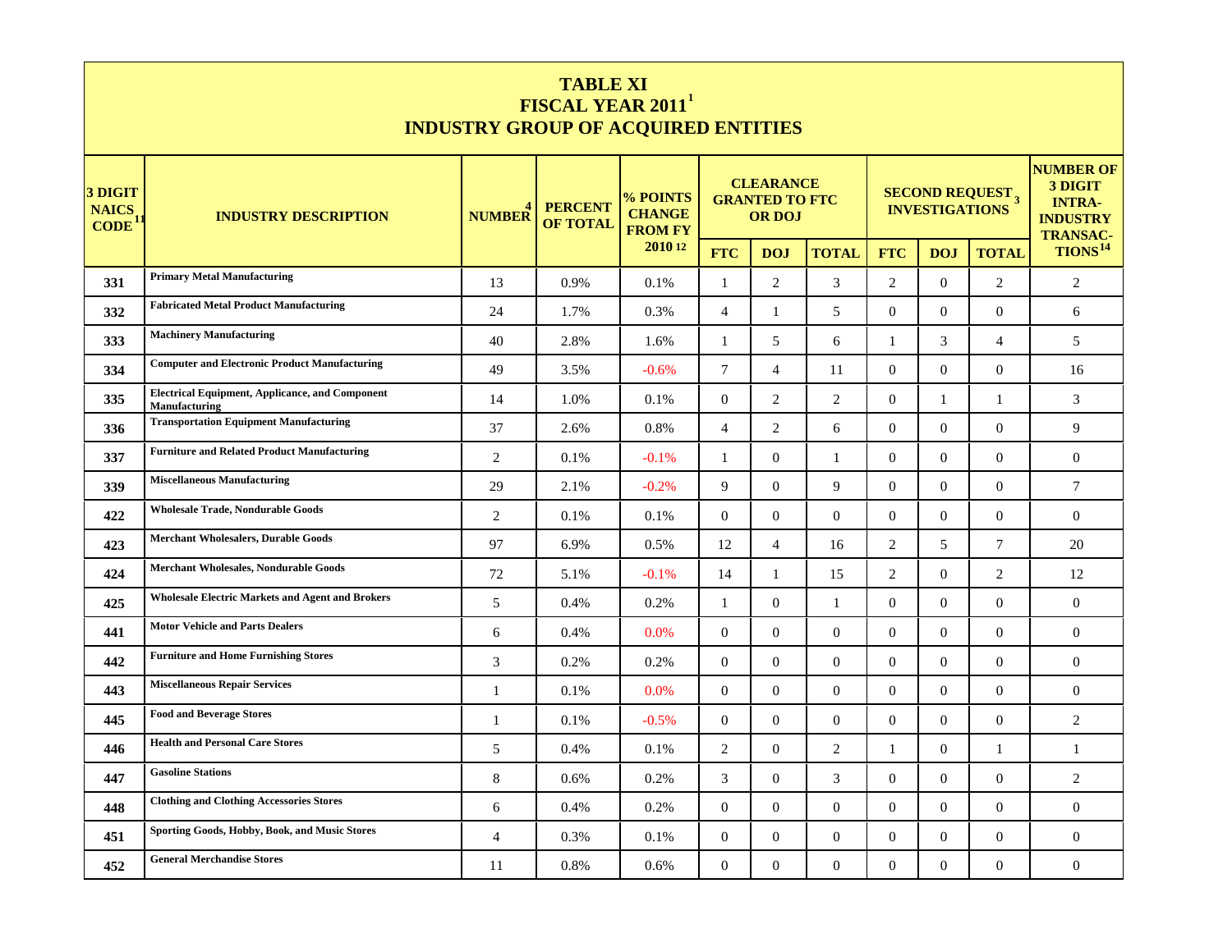# TABLE XI
## FISCAL YEAR 2011[1]
## INDUSTRY GROUP OF ACQUIRED ENTITIES

| 3 DIGIT NAICS CODE[11] | INDUSTRY DESCRIPTION | NUMBER[4] | PERCENT OF TOTAL | % POINTS CHANGE FROM FY 2010[12] | CLEARANCE GRANTED TO FTC OR DOJ | | | SECOND REQUEST INVESTIGATIONS[3] | | | NUMBER OF 3 DIGIT INTRA-INDUSTRY TRANSACTIONS[14] |
|---|---|---|---|---|---|---|---|---|---|---|---|
| | | | | | FTC | DOJ | TOTAL | FTC | DOJ | TOTAL | |
| 331 | Primary Metal Manufacturing | 13 | 0.9% | 0.1% | 1 | 2 | 3 | 2 | 0 | 2 | 2 |
| 332 | Fabricated Metal Product Manufacturing | 24 | 1.7% | 0.3% | 4 | 1 | 5 | 0 | 0 | 0 | 6 |
| 333 | Machinery Manufacturing | 40 | 2.8% | 1.6% | 1 | 5 | 6 | 1 | 3 | 4 | 5 |
| 334 | Computer and Electronic Product Manufacturing | 49 | 3.5% | -0.6% | 7 | 4 | 11 | 0 | 0 | 0 | 16 |
| 335 | Electrical Equipment, Applicance, and Component Manufacturing | 14 | 1.0% | 0.1% | 0 | 2 | 2 | 0 | 1 | 1 | 3 |
| 336 | Transportation Equipment Manufacturing | 37 | 2.6% | 0.8% | 4 | 2 | 6 | 0 | 0 | 0 | 9 |
| 337 | Furniture and Related Product Manufacturing | 2 | 0.1% | -0.1% | 1 | 0 | 1 | 0 | 0 | 0 | 0 |
| 339 | Miscellaneous Manufacturing | 29 | 2.1% | -0.2% | 9 | 0 | 9 | 0 | 0 | 0 | 7 |
| 422 | Wholesale Trade, Nondurable Goods | 2 | 0.1% | 0.1% | 0 | 0 | 0 | 0 | 0 | 0 | 0 |
| 423 | Merchant Wholesalers, Durable Goods | 97 | 6.9% | 0.5% | 12 | 4 | 16 | 2 | 5 | 7 | 20 |
| 424 | Merchant Wholesales, Nondurable Goods | 72 | 5.1% | -0.1% | 14 | 1 | 15 | 2 | 0 | 2 | 12 |
| 425 | Wholesale Electric Markets and Agent and Brokers | 5 | 0.4% | 0.2% | 1 | 0 | 1 | 0 | 0 | 0 | 0 |
| 441 | Motor Vehicle and Parts Dealers | 6 | 0.4% | 0.0% | 0 | 0 | 0 | 0 | 0 | 0 | 0 |
| 442 | Furniture and Home Furnishing Stores | 3 | 0.2% | 0.2% | 0 | 0 | 0 | 0 | 0 | 0 | 0 |
| 443 | Miscellaneous Repair Services | 1 | 0.1% | 0.0% | 0 | 0 | 0 | 0 | 0 | 0 | 0 |
| 445 | Food and Beverage Stores | 1 | 0.1% | -0.5% | 0 | 0 | 0 | 0 | 0 | 0 | 2 |
| 446 | Health and Personal Care Stores | 5 | 0.4% | 0.1% | 2 | 0 | 2 | 1 | 0 | 1 | 1 |
| 447 | Gasoline Stations | 8 | 0.6% | 0.2% | 3 | 0 | 3 | 0 | 0 | 0 | 2 |
| 448 | Clothing and Clothing Accessories Stores | 6 | 0.4% | 0.2% | 0 | 0 | 0 | 0 | 0 | 0 | 0 |
| 451 | Sporting Goods, Hobby, Book, and Music Stores | 4 | 0.3% | 0.1% | 0 | 0 | 0 | 0 | 0 | 0 | 0 |
| 452 | General Merchandise Stores | 11 | 0.8% | 0.6% | 0 | 0 | 0 | 0 | 0 | 0 | 0 |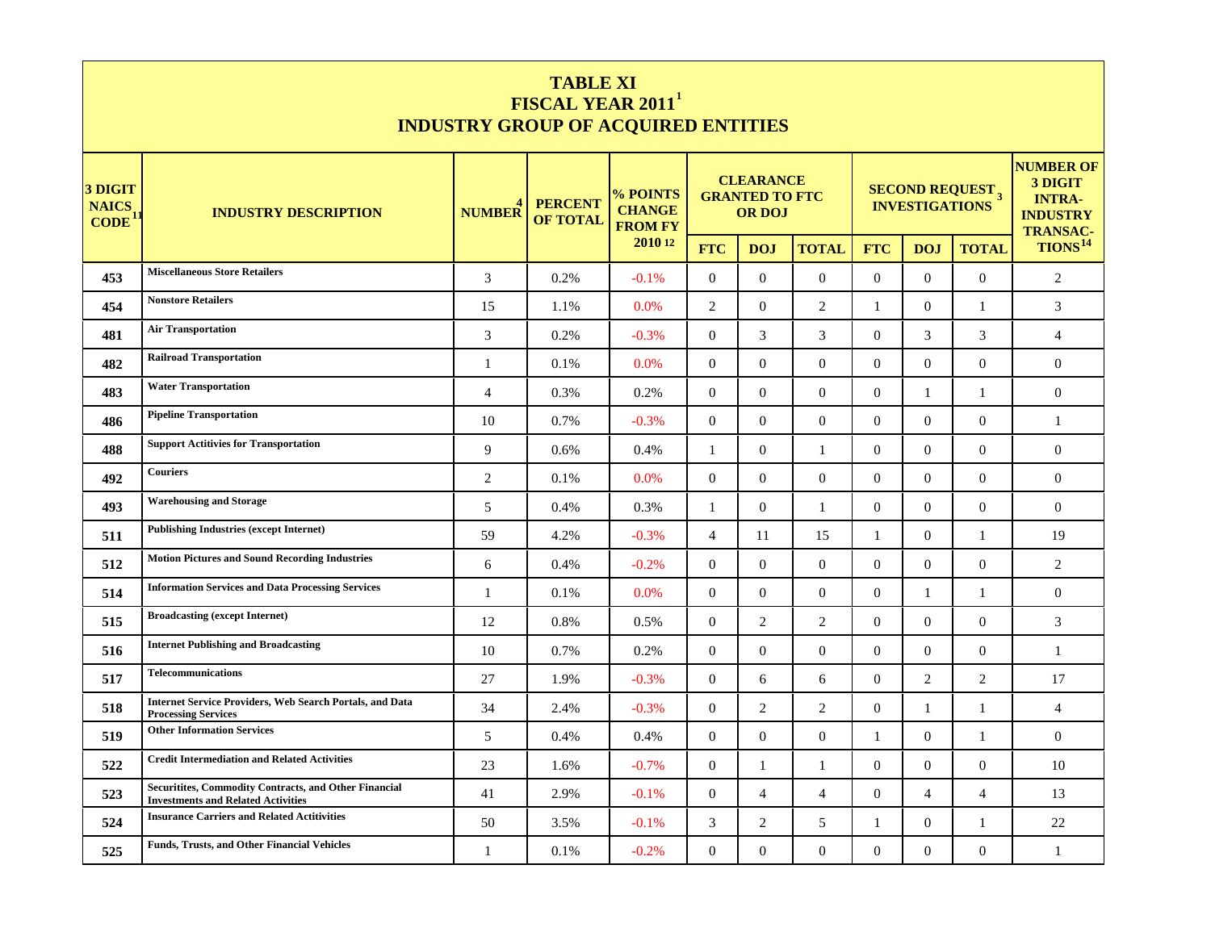# TABLE XI
## FISCAL YEAR 2011[1]
## INDUSTRY GROUP OF ACQUIRED ENTITIES

| 3 DIGIT NAICS CODE[11] | INDUSTRY DESCRIPTION | NUMBER[4] | PERCENT OF TOTAL | % POINTS CHANGE FROM FY 2010[12] | CLEARANCE GRANTED TO FTC OR DOJ | | | SECOND REQUEST INVESTIGATIONS[3] | | | NUMBER OF 3 DIGIT INTRA-INDUSTRY TRANSACTIONS[14] |
|---|---|---|---|---|---|---|---|---|---|---|---|
| | | | | | FTC | DOJ | TOTAL | FTC | DOJ | TOTAL | |
| 453 | Miscellaneous Store Retailers | 3 | 0.2% | -0.1% | 0 | 0 | 0 | 0 | 0 | 0 | 2 |
| 454 | Nonstore Retailers | 15 | 1.1% | 0.0% | 2 | 0 | 2 | 1 | 0 | 1 | 3 |
| 481 | Air Transportation | 3 | 0.2% | -0.3% | 0 | 3 | 3 | 0 | 3 | 3 | 4 |
| 482 | Railroad Transportation | 1 | 0.1% | 0.0% | 0 | 0 | 0 | 0 | 0 | 0 | 0 |
| 483 | Water Transportation | 4 | 0.3% | 0.2% | 0 | 0 | 0 | 0 | 1 | 1 | 0 |
| 486 | Pipeline Transportation | 10 | 0.7% | -0.3% | 0 | 0 | 0 | 0 | 0 | 0 | 1 |
| 488 | Support Actitivies for Transportation | 9 | 0.6% | 0.4% | 1 | 0 | 1 | 0 | 0 | 0 | 0 |
| 492 | Couriers | 2 | 0.1% | 0.0% | 0 | 0 | 0 | 0 | 0 | 0 | 0 |
| 493 | Warehousing and Storage | 5 | 0.4% | 0.3% | 1 | 0 | 1 | 0 | 0 | 0 | 0 |
| 511 | Publishing Industries (except Internet) | 59 | 4.2% | -0.3% | 4 | 11 | 15 | 1 | 0 | 1 | 19 |
| 512 | Motion Pictures and Sound Recording Industries | 6 | 0.4% | -0.2% | 0 | 0 | 0 | 0 | 0 | 0 | 2 |
| 514 | Information Services and Data Processing Services | 1 | 0.1% | 0.0% | 0 | 0 | 0 | 0 | 1 | 1 | 0 |
| 515 | Broadcasting (except Internet) | 12 | 0.8% | 0.5% | 0 | 2 | 2 | 0 | 0 | 0 | 3 |
| 516 | Internet Publishing and Broadcasting | 10 | 0.7% | 0.2% | 0 | 0 | 0 | 0 | 0 | 0 | 1 |
| 517 | Telecommunications | 27 | 1.9% | -0.3% | 0 | 6 | 6 | 0 | 2 | 2 | 17 |
| 518 | Internet Service Providers, Web Search Portals, and Data Processing Services | 34 | 2.4% | -0.3% | 0 | 2 | 2 | 0 | 1 | 1 | 4 |
| 519 | Other Information Services | 5 | 0.4% | 0.4% | 0 | 0 | 0 | 1 | 0 | 1 | 0 |
| 522 | Credit Intermediation and Related Activities | 23 | 1.6% | -0.7% | 0 | 1 | 1 | 0 | 0 | 0 | 10 |
| 523 | Securitites, Commodity Contracts, and Other Financial Investments and Related Activities | 41 | 2.9% | -0.1% | 0 | 4 | 4 | 0 | 4 | 4 | 13 |
| 524 | Insurance Carriers and Related Actitivities | 50 | 3.5% | -0.1% | 3 | 2 | 5 | 1 | 0 | 1 | 22 |
| 525 | Funds, Trusts, and Other Financial Vehicles | 1 | 0.1% | -0.2% | 0 | 0 | 0 | 0 | 0 | 0 | 1 |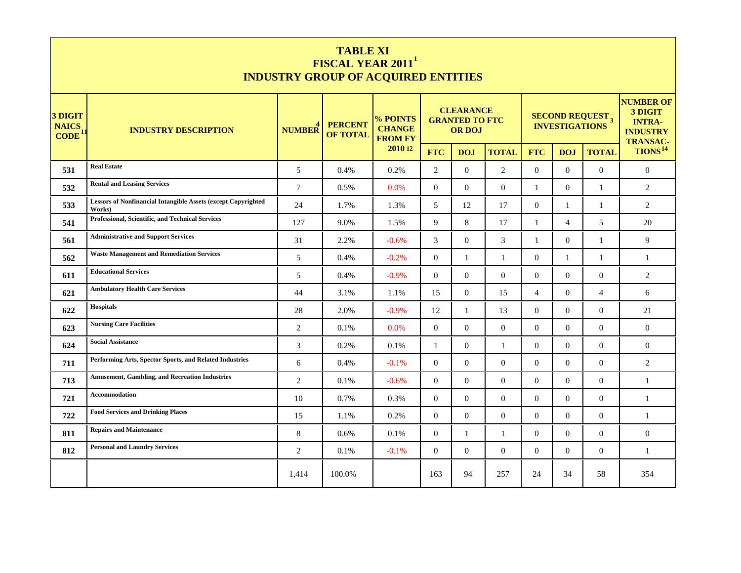# TABLE XI
## FISCAL YEAR 2011[1]
## INDUSTRY GROUP OF ACQUIRED ENTITIES

| 3 DIGIT NAICS CODE[11] | INDUSTRY DESCRIPTION | NUMBER[4] | PERCENT OF TOTAL | % POINTS CHANGE FROM FY 2010[12] | CLEARANCE GRANTED TO FTC OR DOJ | | | SECOND REQUEST[3] INVESTIGATIONS | | | NUMBER OF 3 DIGIT INTRA-INDUSTRY TRANSACTIONS[14] |
|---|---|---|---|---|---|---|---|---|---|---|---|
| | | | | | FTC | DOJ | TOTAL | FTC | DOJ | TOTAL | |
| 531 | Real Estate | 5 | 0.4% | 0.2% | 2 | 0 | 2 | 0 | 0 | 0 | 0 |
| 532 | Rental and Leasing Services | 7 | 0.5% | 0.0% | 0 | 0 | 0 | 1 | 0 | 1 | 2 |
| 533 | Lessors of Nonfinancial Intangible Assets (except Copyrighted Works) | 24 | 1.7% | 1.3% | 5 | 12 | 17 | 0 | 1 | 1 | 2 |
| 541 | Professional, Scientific, and Technical Services | 127 | 9.0% | 1.5% | 9 | 8 | 17 | 1 | 4 | 5 | 20 |
| 561 | Administrative and Support Services | 31 | 2.2% | -0.6% | 3 | 0 | 3 | 1 | 0 | 1 | 9 |
| 562 | Waste Management and Remediation Services | 5 | 0.4% | -0.2% | 0 | 1 | 1 | 0 | 1 | 1 | 1 |
| 611 | Educational Services | 5 | 0.4% | -0.9% | 0 | 0 | 0 | 0 | 0 | 0 | 2 |
| 621 | Ambulatory Health Care Services | 44 | 3.1% | 1.1% | 15 | 0 | 15 | 4 | 0 | 4 | 6 |
| 622 | Hospitals | 28 | 2.0% | -0.9% | 12 | 1 | 13 | 0 | 0 | 0 | 21 |
| 623 | Nursing Care Facilities | 2 | 0.1% | 0.0% | 0 | 0 | 0 | 0 | 0 | 0 | 0 |
| 624 | Social Assistance | 3 | 0.2% | 0.1% | 1 | 0 | 1 | 0 | 0 | 0 | 0 |
| 711 | Performing Arts, Spector Sports, and Related Industries | 6 | 0.4% | -0.1% | 0 | 0 | 0 | 0 | 0 | 0 | 2 |
| 713 | Amusement, Gambling, and Recreation Industries | 2 | 0.1% | -0.6% | 0 | 0 | 0 | 0 | 0 | 0 | 1 |
| 721 | Accommodation | 10 | 0.7% | 0.3% | 0 | 0 | 0 | 0 | 0 | 0 | 1 |
| 722 | Food Services and Drinking Places | 15 | 1.1% | 0.2% | 0 | 0 | 0 | 0 | 0 | 0 | 1 |
| 811 | Repairs and Maintenance | 8 | 0.6% | 0.1% | 0 | 1 | 1 | 0 | 0 | 0 | 0 |
| 812 | Personal and Laundry Services | 2 | 0.1% | -0.1% | 0 | 0 | 0 | 0 | 0 | 0 | 1 |
| | | 1,414 | 100.0% | | 163 | 94 | 257 | 24 | 34 | 58 | 354 |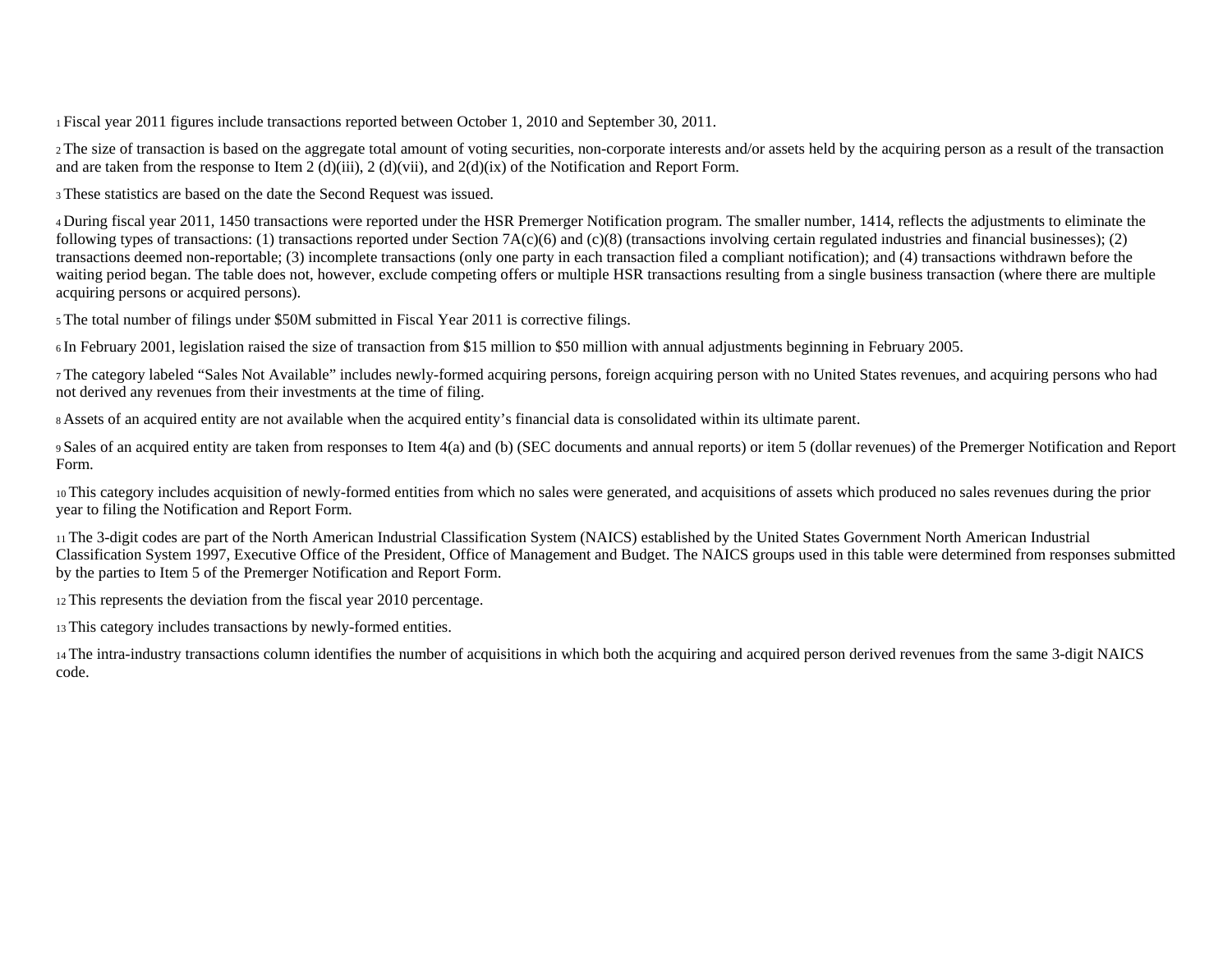[1] Fiscal year 2011 figures include transactions reported between October 1, 2010 and September 30, 2011.

[2] The size of transaction is based on the aggregate total amount of voting securities, non-corporate interests and/or assets held by the acquiring person as a result of the transaction and are taken from the response to Item 2 (d)(iii), 2 (d)(vii), and 2(d)(ix) of the Notification and Report Form.

[3] These statistics are based on the date the Second Request was issued.

[4] During fiscal year 2011, 1450 transactions were reported under the HSR Premerger Notification program. The smaller number, 1414, reflects the adjustments to eliminate the following types of transactions: (1) transactions reported under Section 7A(c)(6) and (c)(8) (transactions involving certain regulated industries and financial businesses); (2) transactions deemed non-reportable; (3) incomplete transactions (only one party in each transaction filed a compliant notification); and (4) transactions withdrawn before the waiting period began. The table does not, however, exclude competing offers or multiple HSR transactions resulting from a single business transaction (where there are multiple acquiring persons or acquired persons).

[5] The total number of filings under $50M submitted in Fiscal Year 2011 is corrective filings.

[6] In February 2001, legislation raised the size of transaction from $15 million to $50 million with annual adjustments beginning in February 2005.

[7] The category labeled "Sales Not Available" includes newly-formed acquiring persons, foreign acquiring person with no United States revenues, and acquiring persons who had not derived any revenues from their investments at the time of filing.

[8] Assets of an acquired entity are not available when the acquired entity's financial data is consolidated within its ultimate parent.

[9] Sales of an acquired entity are taken from responses to Item 4(a) and (b) (SEC documents and annual reports) or item 5 (dollar revenues) of the Premerger Notification and Report Form.

[10] This category includes acquisition of newly-formed entities from which no sales were generated, and acquisitions of assets which produced no sales revenues during the prior year to filing the Notification and Report Form.

[11] The 3-digit codes are part of the North American Industrial Classification System (NAICS) established by the United States Government North American Industrial Classification System 1997, Executive Office of the President, Office of Management and Budget. The NAICS groups used in this table were determined from responses submitted by the parties to Item 5 of the Premerger Notification and Report Form.

[12] This represents the deviation from the fiscal year 2010 percentage.

[13] This category includes transactions by newly-formed entities.

[14] The intra-industry transactions column identifies the number of acquisitions in which both the acquiring and acquired person derived revenues from the same 3-digit NAICS code.